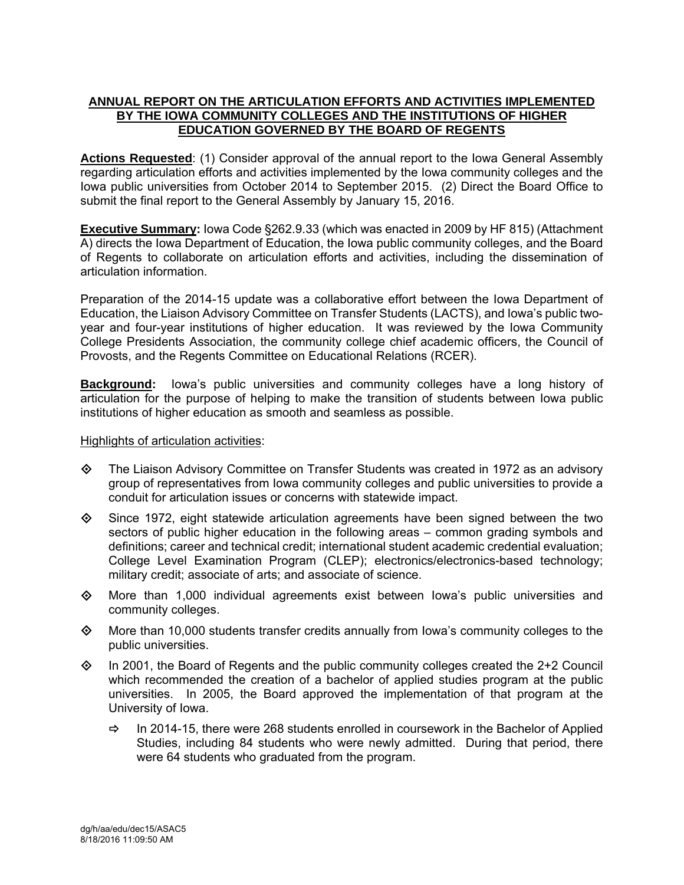## ANNUAL REPORT ON THE ARTICULATION EFFORTS AND ACTIVITIES IMPLEMENTED BY THE IOWA COMMUNITY COLLEGES AND THE INSTITUTIONS OF HIGHER EDUCATION GOVERNED BY THE BOARD OF REGENTS

**Actions Requested**: (1) Consider approval of the annual report to the Iowa General Assembly regarding articulation efforts and activities implemented by the Iowa community colleges and the Iowa public universities from October 2014 to September 2015. (2) Direct the Board Office to submit the final report to the General Assembly by January 15, 2016.

**Executive Summary:** Iowa Code §262.9.33 (which was enacted in 2009 by HF 815) (Attachment A) directs the Iowa Department of Education, the Iowa public community colleges, and the Board of Regents to collaborate on articulation efforts and activities, including the dissemination of articulation information.

Preparation of the 2014-15 update was a collaborative effort between the Iowa Department of Education, the Liaison Advisory Committee on Transfer Students (LACTS), and Iowa's public two-year and four-year institutions of higher education. It was reviewed by the Iowa Community College Presidents Association, the community college chief academic officers, the Council of Provosts, and the Regents Committee on Educational Relations (RCER).

**Background:** Iowa's public universities and community colleges have a long history of articulation for the purpose of helping to make the transition of students between Iowa public institutions of higher education as smooth and seamless as possible.

Highlights of articulation activities:

- The Liaison Advisory Committee on Transfer Students was created in 1972 as an advisory group of representatives from Iowa community colleges and public universities to provide a conduit for articulation issues or concerns with statewide impact.
- Since 1972, eight statewide articulation agreements have been signed between the two sectors of public higher education in the following areas – common grading symbols and definitions; career and technical credit; international student academic credential evaluation; College Level Examination Program (CLEP); electronics/electronics-based technology; military credit; associate of arts; and associate of science.
- More than 1,000 individual agreements exist between Iowa's public universities and community colleges.
- More than 10,000 students transfer credits annually from Iowa's community colleges to the public universities.
- In 2001, the Board of Regents and the public community colleges created the 2+2 Council which recommended the creation of a bachelor of applied studies program at the public universities. In 2005, the Board approved the implementation of that program at the University of Iowa.
  - In 2014-15, there were 268 students enrolled in coursework in the Bachelor of Applied Studies, including 84 students who were newly admitted. During that period, there were 64 students who graduated from the program.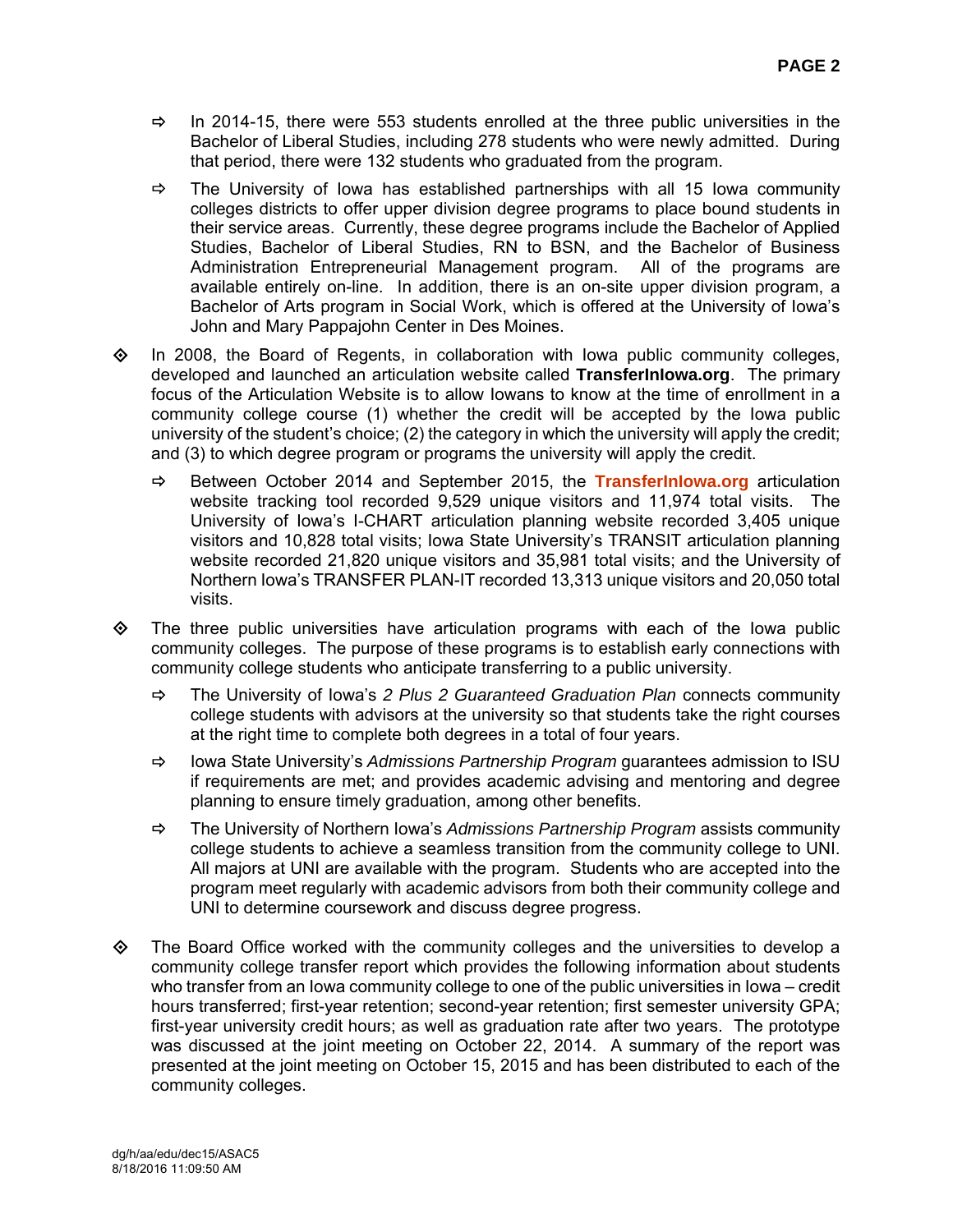- In 2014-15, there were 553 students enrolled at the three public universities in the Bachelor of Liberal Studies, including 278 students who were newly admitted. During that period, there were 132 students who graduated from the program.
- The University of Iowa has established partnerships with all 15 Iowa community colleges districts to offer upper division degree programs to place bound students in their service areas. Currently, these degree programs include the Bachelor of Applied Studies, Bachelor of Liberal Studies, RN to BSN, and the Bachelor of Business Administration Entrepreneurial Management program. All of the programs are available entirely on-line. In addition, there is an on-site upper division program, a Bachelor of Arts program in Social Work, which is offered at the University of Iowa's John and Mary Pappajohn Center in Des Moines.

- In 2008, the Board of Regents, in collaboration with Iowa public community colleges, developed and launched an articulation website called **TransferInIowa.org**. The primary focus of the Articulation Website is to allow Iowans to know at the time of enrollment in a community college course (1) whether the credit will be accepted by the Iowa public university of the student's choice; (2) the category in which the university will apply the credit; and (3) to which degree program or programs the university will apply the credit.
  - Between October 2014 and September 2015, the **TransferInIowa.org** articulation website tracking tool recorded 9,529 unique visitors and 11,974 total visits. The University of Iowa's I-CHART articulation planning website recorded 3,405 unique visitors and 10,828 total visits; Iowa State University's TRANSIT articulation planning website recorded 21,820 unique visitors and 35,981 total visits; and the University of Northern Iowa's TRANSFER PLAN-IT recorded 13,313 unique visitors and 20,050 total visits.

- The three public universities have articulation programs with each of the Iowa public community colleges. The purpose of these programs is to establish early connections with community college students who anticipate transferring to a public university.
  - The University of Iowa's *2 Plus 2 Guaranteed Graduation Plan* connects community college students with advisors at the university so that students take the right courses at the right time to complete both degrees in a total of four years.
  - Iowa State University's *Admissions Partnership Program* guarantees admission to ISU if requirements are met; and provides academic advising and mentoring and degree planning to ensure timely graduation, among other benefits.
  - The University of Northern Iowa's *Admissions Partnership Program* assists community college students to achieve a seamless transition from the community college to UNI. All majors at UNI are available with the program. Students who are accepted into the program meet regularly with academic advisors from both their community college and UNI to determine coursework and discuss degree progress.

- The Board Office worked with the community colleges and the universities to develop a community college transfer report which provides the following information about students who transfer from an Iowa community college to one of the public universities in Iowa – credit hours transferred; first-year retention; second-year retention; first semester university GPA; first-year university credit hours; as well as graduation rate after two years. The prototype was discussed at the joint meeting on October 22, 2014. A summary of the report was presented at the joint meeting on October 15, 2015 and has been distributed to each of the community colleges.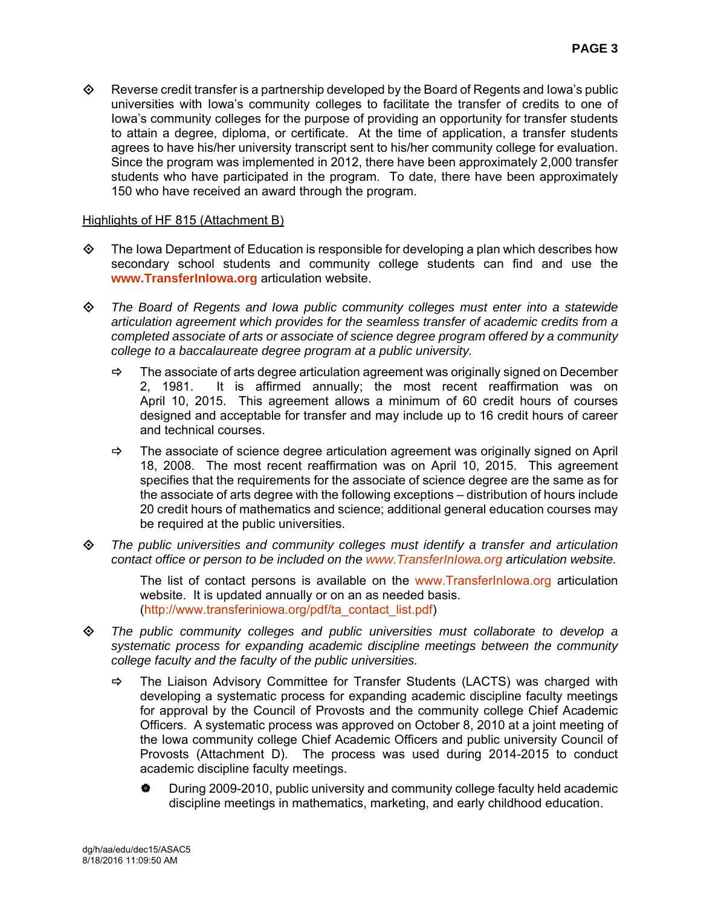- Reverse credit transfer is a partnership developed by the Board of Regents and Iowa's public universities with Iowa's community colleges to facilitate the transfer of credits to one of Iowa's community colleges for the purpose of providing an opportunity for transfer students to attain a degree, diploma, or certificate. At the time of application, a transfer students agrees to have his/her university transcript sent to his/her community college for evaluation. Since the program was implemented in 2012, there have been approximately 2,000 transfer students who have participated in the program. To date, there have been approximately 150 who have received an award through the program.

<u>Highlights of HF 815 (Attachment B)</u>

- The Iowa Department of Education is responsible for developing a plan which describes how secondary school students and community college students can find and use the **www.TransferInIowa.org** articulation website.

- *The Board of Regents and Iowa public community colleges must enter into a statewide articulation agreement which provides for the seamless transfer of academic credits from a completed associate of arts or associate of science degree program offered by a community college to a baccalaureate degree program at a public university.*

  - The associate of arts degree articulation agreement was originally signed on December 2, 1981. It is affirmed annually; the most recent reaffirmation was on April 10, 2015. This agreement allows a minimum of 60 credit hours of courses designed and acceptable for transfer and may include up to 16 credit hours of career and technical courses.

  - The associate of science degree articulation agreement was originally signed on April 18, 2008. The most recent reaffirmation was on April 10, 2015. This agreement specifies that the requirements for the associate of science degree are the same as for the associate of arts degree with the following exceptions – distribution of hours include 20 credit hours of mathematics and science; additional general education courses may be required at the public universities.

- *The public universities and community colleges must identify a transfer and articulation contact office or person to be included on the www.TransferInIowa.org articulation website.*

  The list of contact persons is available on the www.TransferInIowa.org articulation website. It is updated annually or on an as needed basis. (http://www.transferiniowa.org/pdf/ta_contact_list.pdf)

- *The public community colleges and public universities must collaborate to develop a systematic process for expanding academic discipline meetings between the community college faculty and the faculty of the public universities.*

  - The Liaison Advisory Committee for Transfer Students (LACTS) was charged with developing a systematic process for expanding academic discipline faculty meetings for approval by the Council of Provosts and the community college Chief Academic Officers. A systematic process was approved on October 8, 2010 at a joint meeting of the Iowa community college Chief Academic Officers and public university Council of Provosts (Attachment D). The process was used during 2014-2015 to conduct academic discipline faculty meetings.

    - During 2009-2010, public university and community college faculty held academic discipline meetings in mathematics, marketing, and early childhood education.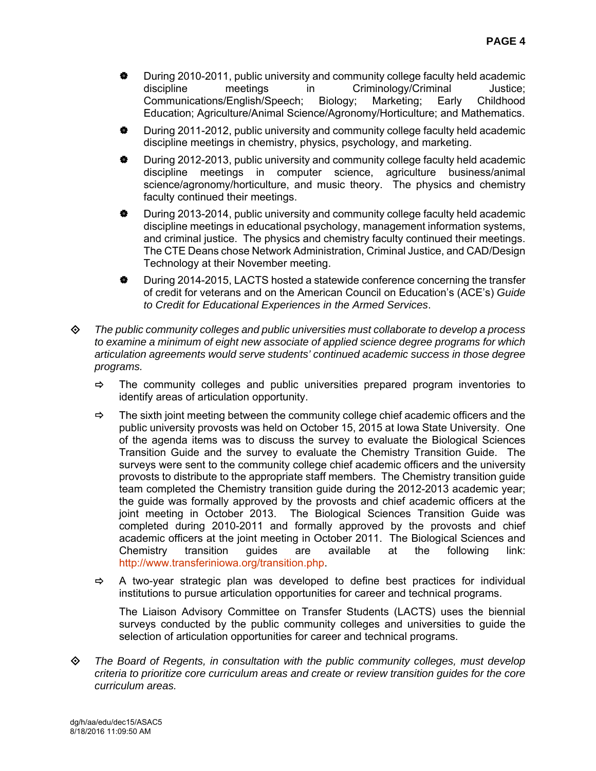- During 2010-2011, public university and community college faculty held academic discipline meetings in Criminology/Criminal Justice; Communications/English/Speech; Biology; Marketing; Early Childhood Education; Agriculture/Animal Science/Agronomy/Horticulture; and Mathematics.
- During 2011-2012, public university and community college faculty held academic discipline meetings in chemistry, physics, psychology, and marketing.
- During 2012-2013, public university and community college faculty held academic discipline meetings in computer science, agriculture business/animal science/agronomy/horticulture, and music theory. The physics and chemistry faculty continued their meetings.
- During 2013-2014, public university and community college faculty held academic discipline meetings in educational psychology, management information systems, and criminal justice. The physics and chemistry faculty continued their meetings. The CTE Deans chose Network Administration, Criminal Justice, and CAD/Design Technology at their November meeting.
- During 2014-2015, LACTS hosted a statewide conference concerning the transfer of credit for veterans and on the American Council on Education's (ACE's) *Guide to Credit for Educational Experiences in the Armed Services*.

- *The public community colleges and public universities must collaborate to develop a process to examine a minimum of eight new associate of applied science degree programs for which articulation agreements would serve students' continued academic success in those degree programs.*

  - The community colleges and public universities prepared program inventories to identify areas of articulation opportunity.
  - The sixth joint meeting between the community college chief academic officers and the public university provosts was held on October 15, 2015 at Iowa State University. One of the agenda items was to discuss the survey to evaluate the Biological Sciences Transition Guide and the survey to evaluate the Chemistry Transition Guide. The surveys were sent to the community college chief academic officers and the university provosts to distribute to the appropriate staff members. The Chemistry transition guide team completed the Chemistry transition guide during the 2012-2013 academic year; the guide was formally approved by the provosts and chief academic officers at the joint meeting in October 2013. The Biological Sciences Transition Guide was completed during 2010-2011 and formally approved by the provosts and chief academic officers at the joint meeting in October 2011. The Biological Sciences and Chemistry transition guides are available at the following link: http://www.transferiniowa.org/transition.php.
  - A two-year strategic plan was developed to define best practices for individual institutions to pursue articulation opportunities for career and technical programs.

    The Liaison Advisory Committee on Transfer Students (LACTS) uses the biennial surveys conducted by the public community colleges and universities to guide the selection of articulation opportunities for career and technical programs.

- *The Board of Regents, in consultation with the public community colleges, must develop criteria to prioritize core curriculum areas and create or review transition guides for the core curriculum areas.*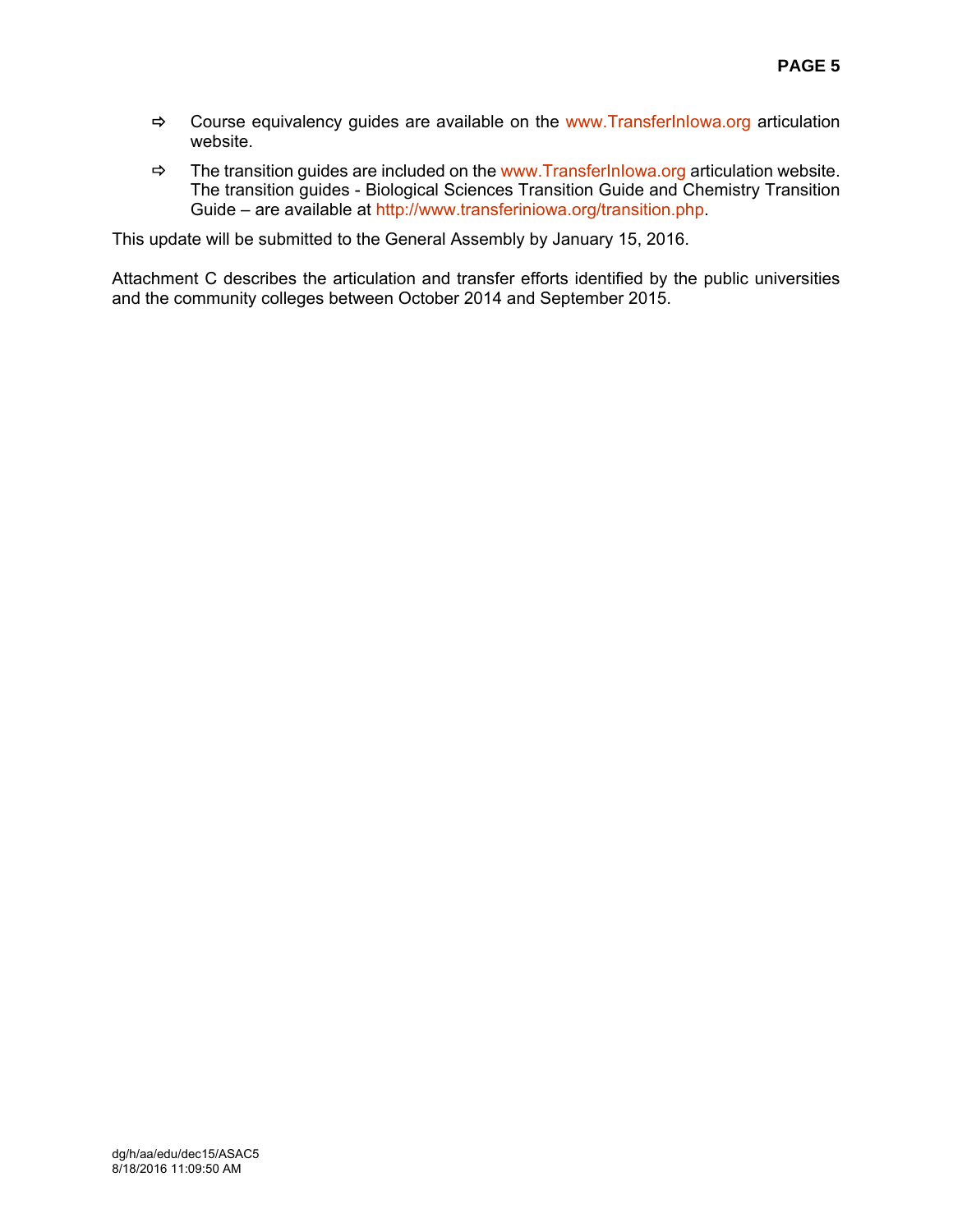- Course equivalency guides are available on the www.TransferInIowa.org articulation website.
- The transition guides are included on the www.TransferInIowa.org articulation website. The transition guides - Biological Sciences Transition Guide and Chemistry Transition Guide – are available at http://www.transferiniowa.org/transition.php.

This update will be submitted to the General Assembly by January 15, 2016.

Attachment C describes the articulation and transfer efforts identified by the public universities and the community colleges between October 2014 and September 2015.

dg/h/aa/edu/dec15/ASAC5
8/18/2016 11:09:50 AM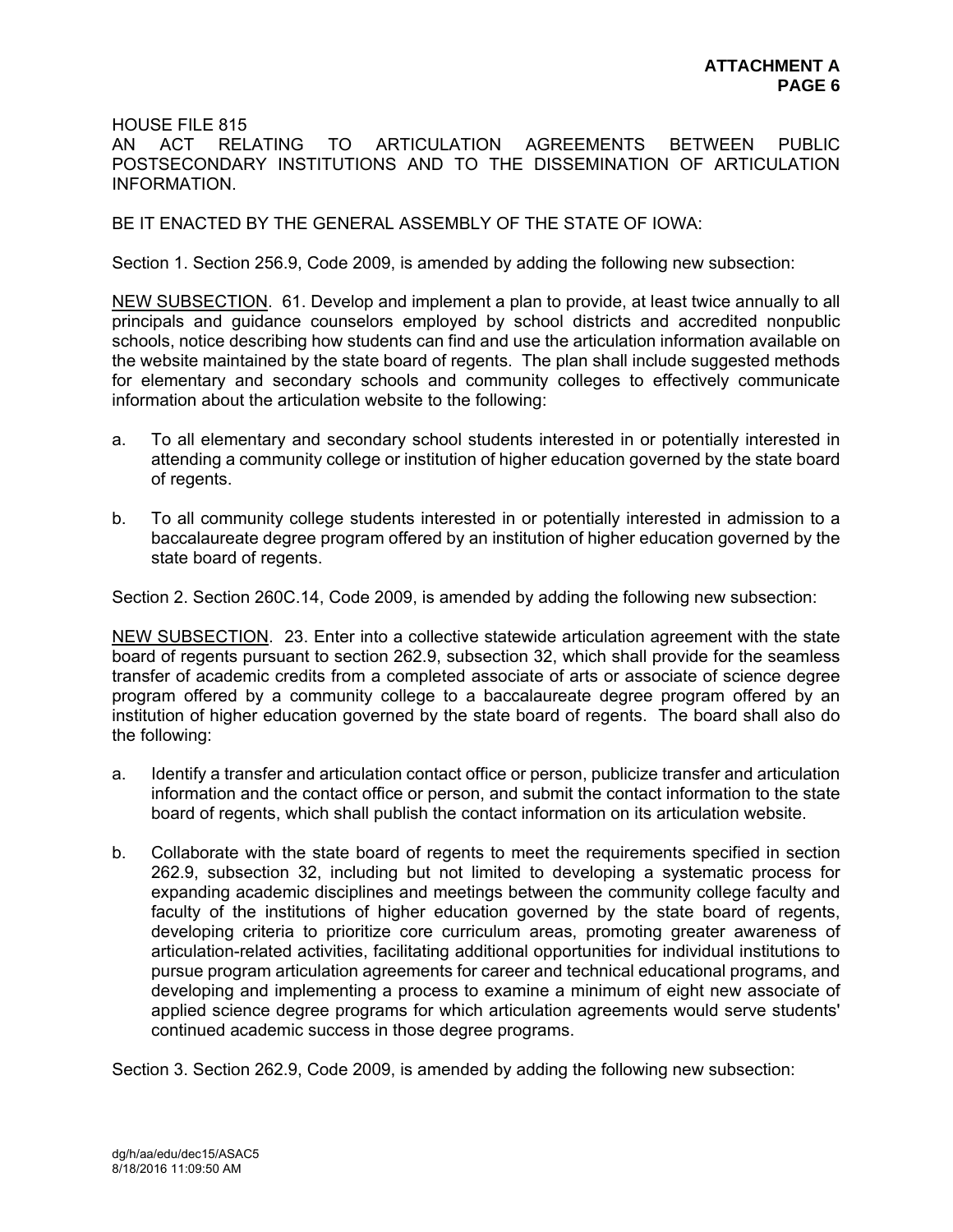**ATTACHMENT A**
**PAGE 6**

HOUSE FILE 815
AN ACT RELATING TO ARTICULATION AGREEMENTS BETWEEN PUBLIC POSTSECONDARY INSTITUTIONS AND TO THE DISSEMINATION OF ARTICULATION INFORMATION.

BE IT ENACTED BY THE GENERAL ASSEMBLY OF THE STATE OF IOWA:

Section 1. Section 256.9, Code 2009, is amended by adding the following new subsection:

NEW SUBSECTION. 61. Develop and implement a plan to provide, at least twice annually to all principals and guidance counselors employed by school districts and accredited nonpublic schools, notice describing how students can find and use the articulation information available on the website maintained by the state board of regents. The plan shall include suggested methods for elementary and secondary schools and community colleges to effectively communicate information about the articulation website to the following:

a. To all elementary and secondary school students interested in or potentially interested in attending a community college or institution of higher education governed by the state board of regents.

b. To all community college students interested in or potentially interested in admission to a baccalaureate degree program offered by an institution of higher education governed by the state board of regents.

Section 2. Section 260C.14, Code 2009, is amended by adding the following new subsection:

NEW SUBSECTION. 23. Enter into a collective statewide articulation agreement with the state board of regents pursuant to section 262.9, subsection 32, which shall provide for the seamless transfer of academic credits from a completed associate of arts or associate of science degree program offered by a community college to a baccalaureate degree program offered by an institution of higher education governed by the state board of regents. The board shall also do the following:

a. Identify a transfer and articulation contact office or person, publicize transfer and articulation information and the contact office or person, and submit the contact information to the state board of regents, which shall publish the contact information on its articulation website.

b. Collaborate with the state board of regents to meet the requirements specified in section 262.9, subsection 32, including but not limited to developing a systematic process for expanding academic disciplines and meetings between the community college faculty and faculty of the institutions of higher education governed by the state board of regents, developing criteria to prioritize core curriculum areas, promoting greater awareness of articulation-related activities, facilitating additional opportunities for individual institutions to pursue program articulation agreements for career and technical educational programs, and developing and implementing a process to examine a minimum of eight new associate of applied science degree programs for which articulation agreements would serve students' continued academic success in those degree programs.

Section 3. Section 262.9, Code 2009, is amended by adding the following new subsection:

dg/h/aa/edu/dec15/ASAC5
8/18/2016 11:09:50 AM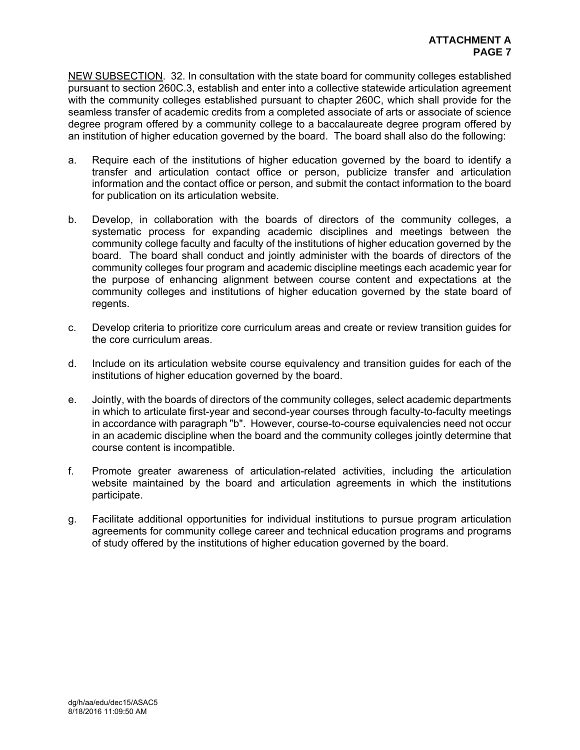NEW SUBSECTION. 32. In consultation with the state board for community colleges established pursuant to section 260C.3, establish and enter into a collective statewide articulation agreement with the community colleges established pursuant to chapter 260C, which shall provide for the seamless transfer of academic credits from a completed associate of arts or associate of science degree program offered by a community college to a baccalaureate degree program offered by an institution of higher education governed by the board. The board shall also do the following:

a. Require each of the institutions of higher education governed by the board to identify a transfer and articulation contact office or person, publicize transfer and articulation information and the contact office or person, and submit the contact information to the board for publication on its articulation website.

b. Develop, in collaboration with the boards of directors of the community colleges, a systematic process for expanding academic disciplines and meetings between the community college faculty and faculty of the institutions of higher education governed by the board. The board shall conduct and jointly administer with the boards of directors of the community colleges four program and academic discipline meetings each academic year for the purpose of enhancing alignment between course content and expectations at the community colleges and institutions of higher education governed by the state board of regents.

c. Develop criteria to prioritize core curriculum areas and create or review transition guides for the core curriculum areas.

d. Include on its articulation website course equivalency and transition guides for each of the institutions of higher education governed by the board.

e. Jointly, with the boards of directors of the community colleges, select academic departments in which to articulate first-year and second-year courses through faculty-to-faculty meetings in accordance with paragraph "b". However, course-to-course equivalencies need not occur in an academic discipline when the board and the community colleges jointly determine that course content is incompatible.

f. Promote greater awareness of articulation-related activities, including the articulation website maintained by the board and articulation agreements in which the institutions participate.

g. Facilitate additional opportunities for individual institutions to pursue program articulation agreements for community college career and technical education programs and programs of study offered by the institutions of higher education governed by the board.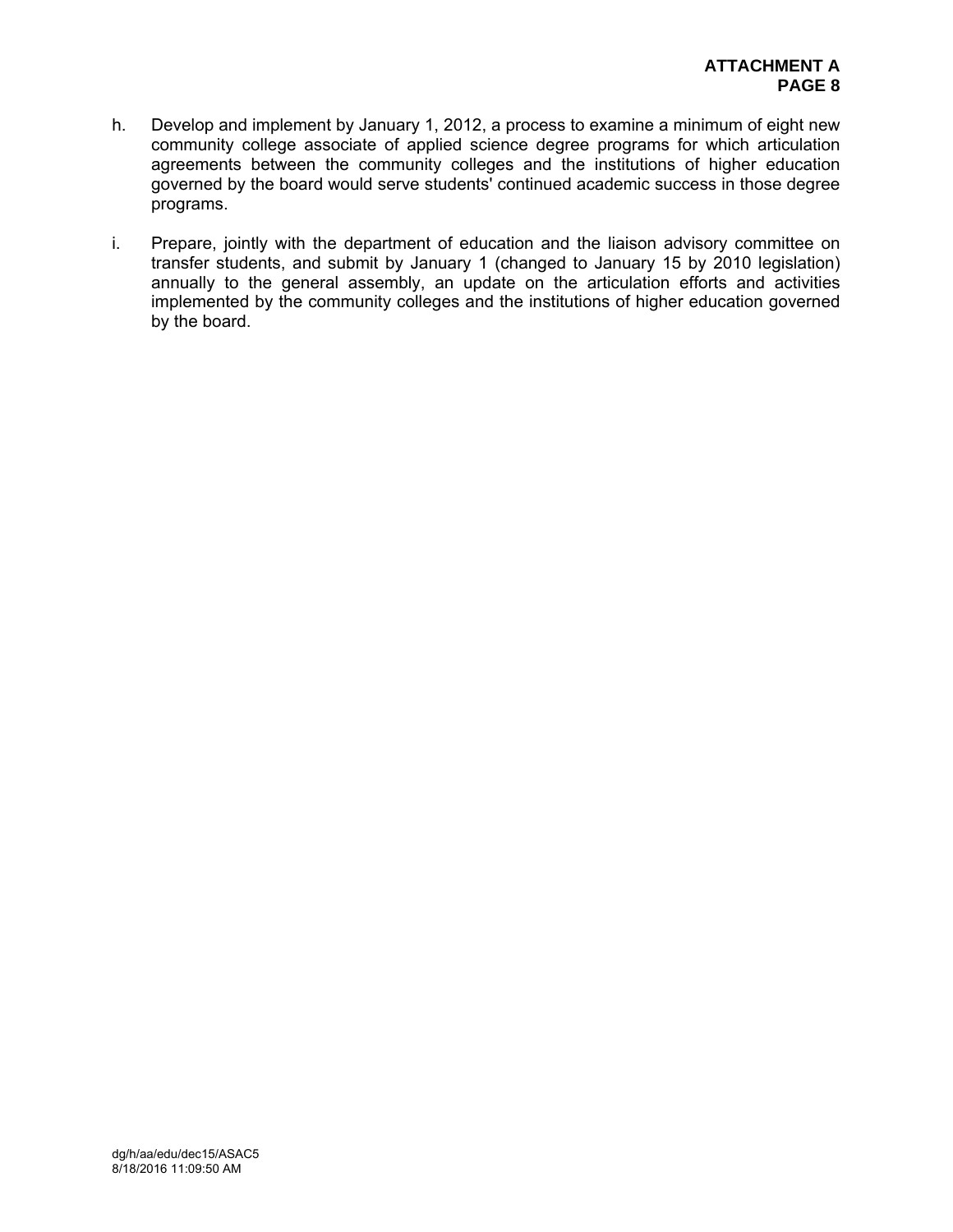h. Develop and implement by January 1, 2012, a process to examine a minimum of eight new community college associate of applied science degree programs for which articulation agreements between the community colleges and the institutions of higher education governed by the board would serve students' continued academic success in those degree programs.

i. Prepare, jointly with the department of education and the liaison advisory committee on transfer students, and submit by January 1 (changed to January 15 by 2010 legislation) annually to the general assembly, an update on the articulation efforts and activities implemented by the community colleges and the institutions of higher education governed by the board.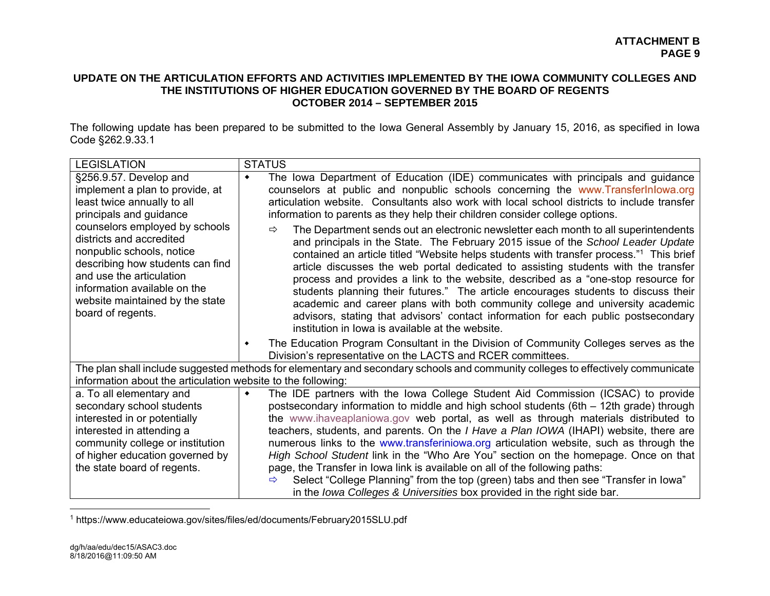**UPDATE ON THE ARTICULATION EFFORTS AND ACTIVITIES IMPLEMENTED BY THE IOWA COMMUNITY COLLEGES AND THE INSTITUTIONS OF HIGHER EDUCATION GOVERNED BY THE BOARD OF REGENTS OCTOBER 2014 – SEPTEMBER 2015**

The following update has been prepared to be submitted to the Iowa General Assembly by January 15, 2016, as specified in Iowa Code §262.9.33.1

| LEGISLATION | STATUS |
|---|---|
| §256.9.57. Develop and implement a plan to provide, at least twice annually to all principals and guidance counselors employed by schools districts and accredited nonpublic schools, notice describing how students can find and use the articulation information available on the website maintained by the state board of regents. | ◆ The Iowa Department of Education (IDE) communicates with principals and guidance counselors at public and nonpublic schools concerning the www.TransferInIowa.org articulation website. Consultants also work with local school districts to include transfer information to parents as they help their children consider college options.<br>⇨ The Department sends out an electronic newsletter each month to all superintendents and principals in the State. The February 2015 issue of the *School Leader Update* contained an article titled "Website helps students with transfer process."[1] This brief article discusses the web portal dedicated to assisting students with the transfer process and provides a link to the website, described as a "one-stop resource for students planning their futures." The article encourages students to discuss their academic and career plans with both community college and university academic advisors, stating that advisors' contact information for each public postsecondary institution in Iowa is available at the website.<br>◆ The Education Program Consultant in the Division of Community Colleges serves as the Division's representative on the LACTS and RCER committees. |
| The plan shall include suggested methods for elementary and secondary schools and community colleges to effectively communicate information about the articulation website to the following: | |
| a. To all elementary and secondary school students interested in or potentially interested in attending a community college or institution of higher education governed by the state board of regents. | ◆ The IDE partners with the Iowa College Student Aid Commission (ICSAC) to provide postsecondary information to middle and high school students (6th – 12th grade) through the www.ihaveaplaniowa.gov web portal, as well as through materials distributed to teachers, students, and parents. On the *I Have a Plan IOWA* (IHAPI) website, there are numerous links to the www.transferiniowa.org articulation website, such as through the *High School Student* link in the "Who Are You" section on the homepage. Once on that page, the Transfer in Iowa link is available on all of the following paths:<br>⇨ Select "College Planning" from the top (green) tabs and then see "Transfer in Iowa" in the *Iowa Colleges & Universities* box provided in the right side bar. |

[1] https://www.educateiowa.gov/sites/files/ed/documents/February2015SLU.pdf

dg/h/aa/edu/dec15/ASAC3.doc
8/18/2016@11:09:50 AM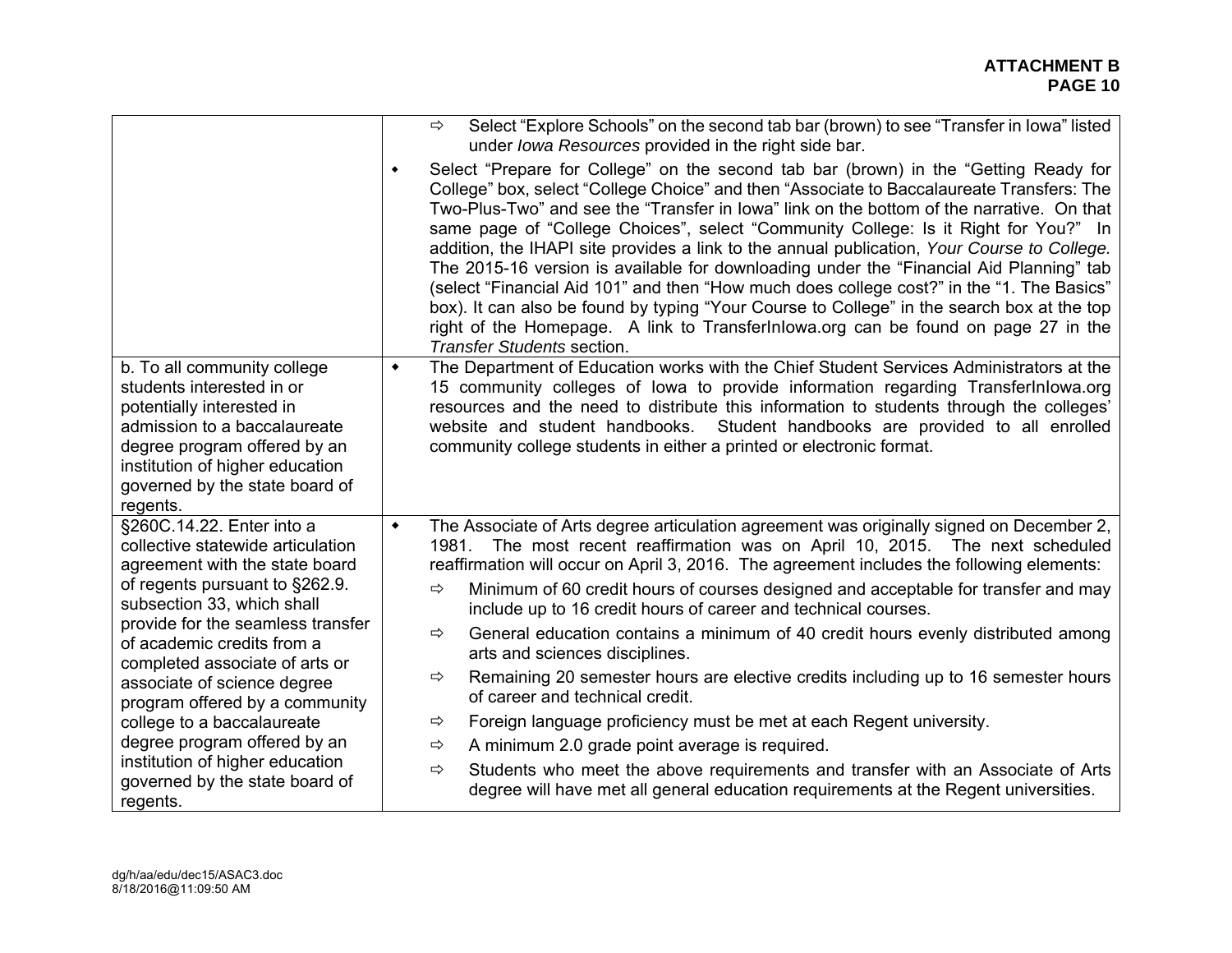| | |
|---|---|
| | ⇨ Select "Explore Schools" on the second tab bar (brown) to see "Transfer in Iowa" listed under *Iowa Resources* provided in the right side bar.<br><br>• Select "Prepare for College" on the second tab bar (brown) in the "Getting Ready for College" box, select "College Choice" and then "Associate to Baccalaureate Transfers: The Two-Plus-Two" and see the "Transfer in Iowa" link on the bottom of the narrative. On that same page of "College Choices", select "Community College: Is it Right for You?" In addition, the IHAPI site provides a link to the annual publication, *Your Course to College.* The 2015-16 version is available for downloading under the "Financial Aid Planning" tab (select "Financial Aid 101" and then "How much does college cost?" in the "1. The Basics" box). It can also be found by typing "Your Course to College" in the search box at the top right of the Homepage. A link to TransferInIowa.org can be found on page 27 in the *Transfer Students* section. |
| b. To all community college students interested in or potentially interested in admission to a baccalaureate degree program offered by an institution of higher education governed by the state board of regents. | • The Department of Education works with the Chief Student Services Administrators at the 15 community colleges of Iowa to provide information regarding TransferInIowa.org resources and the need to distribute this information to students through the colleges' website and student handbooks. Student handbooks are provided to all enrolled community college students in either a printed or electronic format. |
| §260C.14.22. Enter into a collective statewide articulation agreement with the state board of regents pursuant to §262.9. subsection 33, which shall provide for the seamless transfer of academic credits from a completed associate of arts or associate of science degree program offered by a community college to a baccalaureate degree program offered by an institution of higher education governed by the state board of regents. | • The Associate of Arts degree articulation agreement was originally signed on December 2, 1981. The most recent reaffirmation was on April 10, 2015. The next scheduled reaffirmation will occur on April 3, 2016. The agreement includes the following elements:<br><br>⇨ Minimum of 60 credit hours of courses designed and acceptable for transfer and may include up to 16 credit hours of career and technical courses.<br><br>⇨ General education contains a minimum of 40 credit hours evenly distributed among arts and sciences disciplines.<br><br>⇨ Remaining 20 semester hours are elective credits including up to 16 semester hours of career and technical credit.<br><br>⇨ Foreign language proficiency must be met at each Regent university.<br><br>⇨ A minimum 2.0 grade point average is required.<br><br>⇨ Students who meet the above requirements and transfer with an Associate of Arts degree will have met all general education requirements at the Regent universities. |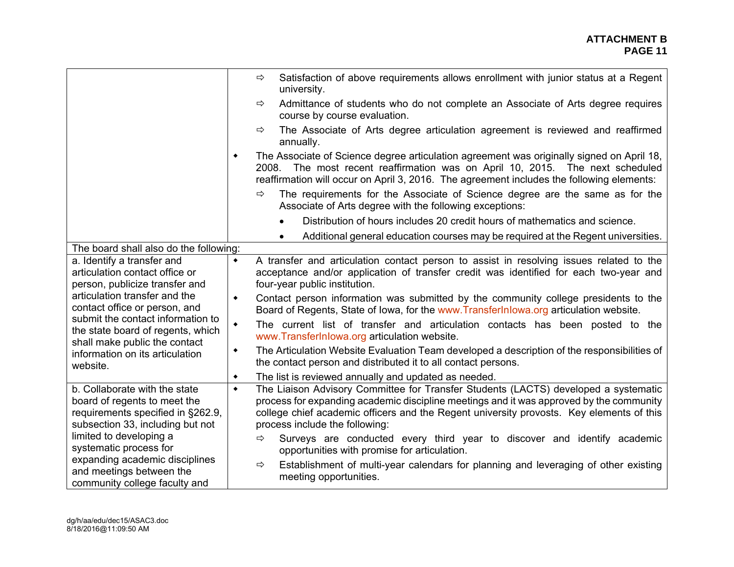| | |
|---|---|
| | ⇨ Satisfaction of above requirements allows enrollment with junior status at a Regent university.<br>⇨ Admittance of students who do not complete an Associate of Arts degree requires course by course evaluation.<br>⇨ The Associate of Arts degree articulation agreement is reviewed and reaffirmed annually.<br>◆ The Associate of Science degree articulation agreement was originally signed on April 18, 2008. The most recent reaffirmation was on April 10, 2015. The next scheduled reaffirmation will occur on April 3, 2016. The agreement includes the following elements:<br>⇨ The requirements for the Associate of Science degree are the same as for the Associate of Arts degree with the following exceptions:<br>• Distribution of hours includes 20 credit hours of mathematics and science.<br>• Additional general education courses may be required at the Regent universities. |
| The board shall also do the following: | |
| a. Identify a transfer and articulation contact office or person, publicize transfer and articulation transfer and the contact office or person, and submit the contact information to the state board of regents, which shall make public the contact information on its articulation website. | ◆ A transfer and articulation contact person to assist in resolving issues related to the acceptance and/or application of transfer credit was identified for each two-year and four-year public institution.<br>◆ Contact person information was submitted by the community college presidents to the Board of Regents, State of Iowa, for the www.TransferInIowa.org articulation website.<br>◆ The current list of transfer and articulation contacts has been posted to the www.TransferInIowa.org articulation website.<br>◆ The Articulation Website Evaluation Team developed a description of the responsibilities of the contact person and distributed it to all contact persons.<br>◆ The list is reviewed annually and updated as needed. |
| b. Collaborate with the state board of regents to meet the requirements specified in §262.9, subsection 33, including but not limited to developing a systematic process for expanding academic disciplines and meetings between the community college faculty and | ◆ The Liaison Advisory Committee for Transfer Students (LACTS) developed a systematic process for expanding academic discipline meetings and it was approved by the community college chief academic officers and the Regent university provosts. Key elements of this process include the following:<br>⇨ Surveys are conducted every third year to discover and identify academic opportunities with promise for articulation.<br>⇨ Establishment of multi-year calendars for planning and leveraging of other existing meeting opportunities. |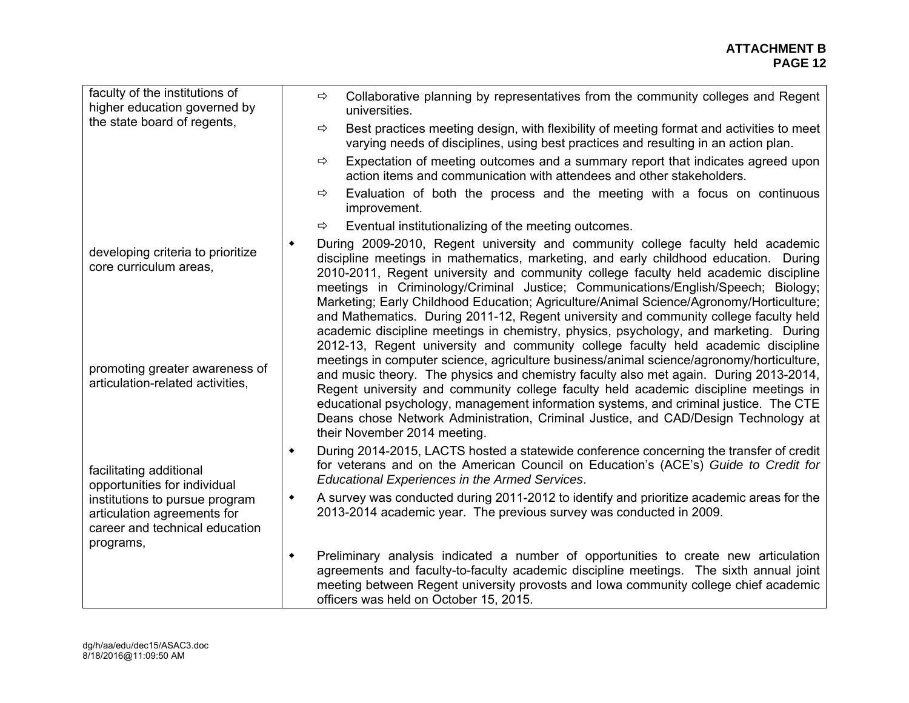| | |
|---|---|
| faculty of the institutions of higher education governed by the state board of regents, | ⇨ Collaborative planning by representatives from the community colleges and Regent universities.<br>⇨ Best practices meeting design, with flexibility of meeting format and activities to meet varying needs of disciplines, using best practices and resulting in an action plan.<br>⇨ Expectation of meeting outcomes and a summary report that indicates agreed upon action items and communication with attendees and other stakeholders.<br>⇨ Evaluation of both the process and the meeting with a focus on continuous improvement.<br>⇨ Eventual institutionalizing of the meeting outcomes. |
| developing criteria to prioritize core curriculum areas,<br><br>promoting greater awareness of articulation-related activities, | ◆ During 2009-2010, Regent university and community college faculty held academic discipline meetings in mathematics, marketing, and early childhood education. During 2010-2011, Regent university and community college faculty held academic discipline meetings in Criminology/Criminal Justice; Communications/English/Speech; Biology; Marketing; Early Childhood Education; Agriculture/Animal Science/Agronomy/Horticulture; and Mathematics. During 2011-12, Regent university and community college faculty held academic discipline meetings in chemistry, physics, psychology, and marketing. During 2012-13, Regent university and community college faculty held academic discipline meetings in computer science, agriculture business/animal science/agronomy/horticulture, and music theory. The physics and chemistry faculty also met again. During 2013-2014, Regent university and community college faculty held academic discipline meetings in educational psychology, management information systems, and criminal justice. The CTE Deans chose Network Administration, Criminal Justice, and CAD/Design Technology at their November 2014 meeting. |
| facilitating additional opportunities for individual institutions to pursue program articulation agreements for career and technical education programs, | ◆ During 2014-2015, LACTS hosted a statewide conference concerning the transfer of credit for veterans and on the American Council on Education's (ACE's) *Guide to Credit for Educational Experiences in the Armed Services*.<br>◆ A survey was conducted during 2011-2012 to identify and prioritize academic areas for the 2013-2014 academic year. The previous survey was conducted in 2009.<br>◆ Preliminary analysis indicated a number of opportunities to create new articulation agreements and faculty-to-faculty academic discipline meetings. The sixth annual joint meeting between Regent university provosts and Iowa community college chief academic officers was held on October 15, 2015. |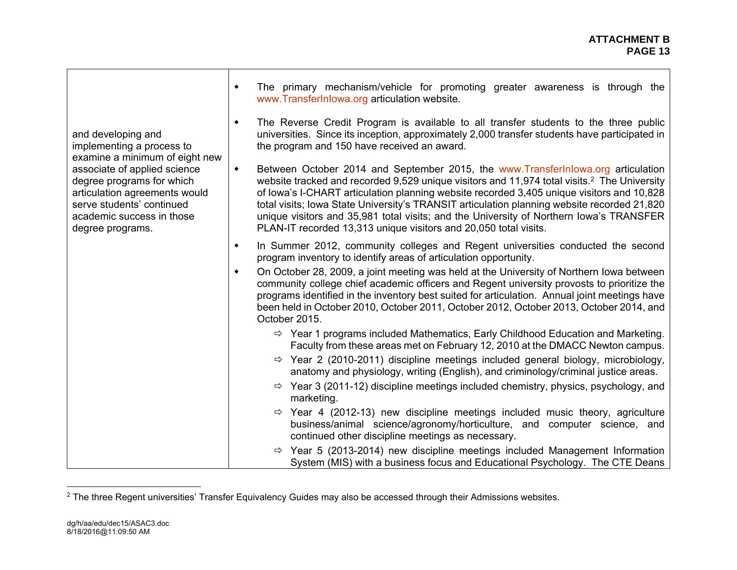| | |
|---|---|
| and developing and implementing a process to examine a minimum of eight new associate of applied science degree programs for which articulation agreements would serve students' continued academic success in those degree programs. | ◆ The primary mechanism/vehicle for promoting greater awareness is through the www.TransferInIowa.org articulation website.<br><br>◆ The Reverse Credit Program is available to all transfer students to the three public universities. Since its inception, approximately 2,000 transfer students have participated in the program and 150 have received an award.<br><br>◆ Between October 2014 and September 2015, the www.TransferInIowa.org articulation website tracked and recorded 9,529 unique visitors and 11,974 total visits.[2] The University of Iowa's I-CHART articulation planning website recorded 3,405 unique visitors and 10,828 total visits; Iowa State University's TRANSIT articulation planning website recorded 21,820 unique visitors and 35,981 total visits; and the University of Northern Iowa's TRANSFER PLAN-IT recorded 13,313 unique visitors and 20,050 total visits.<br><br>◆ In Summer 2012, community colleges and Regent universities conducted the second program inventory to identify areas of articulation opportunity.<br><br>◆ On October 28, 2009, a joint meeting was held at the University of Northern Iowa between community college chief academic officers and Regent university provosts to prioritize the programs identified in the inventory best suited for articulation. Annual joint meetings have been held in October 2010, October 2011, October 2012, October 2013, October 2014, and October 2015.<br><br>⇨ Year 1 programs included Mathematics, Early Childhood Education and Marketing. Faculty from these areas met on February 12, 2010 at the DMACC Newton campus.<br><br>⇨ Year 2 (2010-2011) discipline meetings included general biology, microbiology, anatomy and physiology, writing (English), and criminology/criminal justice areas.<br><br>⇨ Year 3 (2011-12) discipline meetings included chemistry, physics, psychology, and marketing.<br><br>⇨ Year 4 (2012-13) new discipline meetings included music theory, agriculture business/animal science/agronomy/horticulture, and computer science, and continued other discipline meetings as necessary.<br><br>⇨ Year 5 (2013-2014) new discipline meetings included Management Information System (MIS) with a business focus and Educational Psychology. The CTE Deans |

[2] The three Regent universities' Transfer Equivalency Guides may also be accessed through their Admissions websites.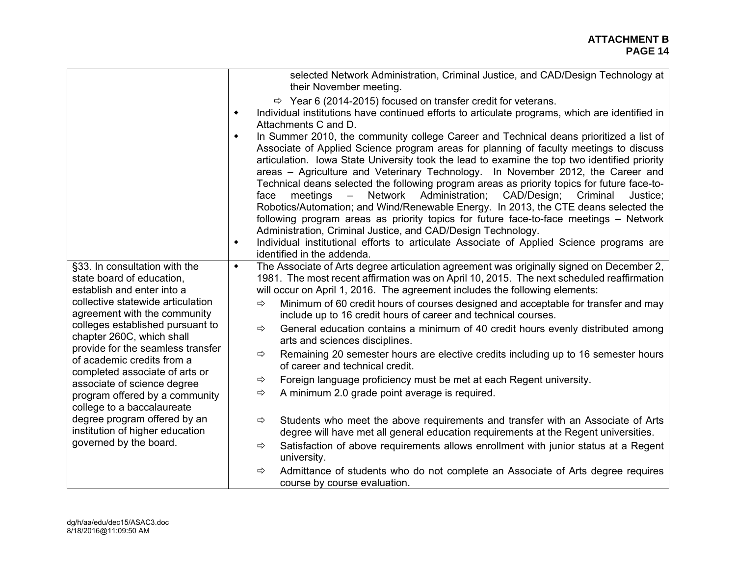| | |
|---|---|
| | selected Network Administration, Criminal Justice, and CAD/Design Technology at their November meeting.<br>⇨ Year 6 (2014-2015) focused on transfer credit for veterans.<br>• Individual institutions have continued efforts to articulate programs, which are identified in Attachments C and D.<br>• In Summer 2010, the community college Career and Technical deans prioritized a list of Associate of Applied Science program areas for planning of faculty meetings to discuss articulation. Iowa State University took the lead to examine the top two identified priority areas – Agriculture and Veterinary Technology. In November 2012, the Career and Technical deans selected the following program areas as priority topics for future face-to-face meetings – Network Administration; CAD/Design; Criminal Justice; Robotics/Automation; and Wind/Renewable Energy. In 2013, the CTE deans selected the following program areas as priority topics for future face-to-face meetings – Network Administration, Criminal Justice, and CAD/Design Technology.<br>• Individual institutional efforts to articulate Associate of Applied Science programs are identified in the addenda. |
| §33. In consultation with the state board of education, establish and enter into a collective statewide articulation agreement with the community colleges established pursuant to chapter 260C, which shall provide for the seamless transfer of academic credits from a completed associate of arts or associate of science degree program offered by a community college to a baccalaureate degree program offered by an institution of higher education governed by the board. | • The Associate of Arts degree articulation agreement was originally signed on December 2, 1981. The most recent affirmation was on April 10, 2015. The next scheduled reaffirmation will occur on April 1, 2016. The agreement includes the following elements:<br>⇨ Minimum of 60 credit hours of courses designed and acceptable for transfer and may include up to 16 credit hours of career and technical courses.<br>⇨ General education contains a minimum of 40 credit hours evenly distributed among arts and sciences disciplines.<br>⇨ Remaining 20 semester hours are elective credits including up to 16 semester hours of career and technical credit.<br>⇨ Foreign language proficiency must be met at each Regent university.<br>⇨ A minimum 2.0 grade point average is required.<br>⇨ Students who meet the above requirements and transfer with an Associate of Arts degree will have met all general education requirements at the Regent universities.<br>⇨ Satisfaction of above requirements allows enrollment with junior status at a Regent university.<br>⇨ Admittance of students who do not complete an Associate of Arts degree requires course by course evaluation. |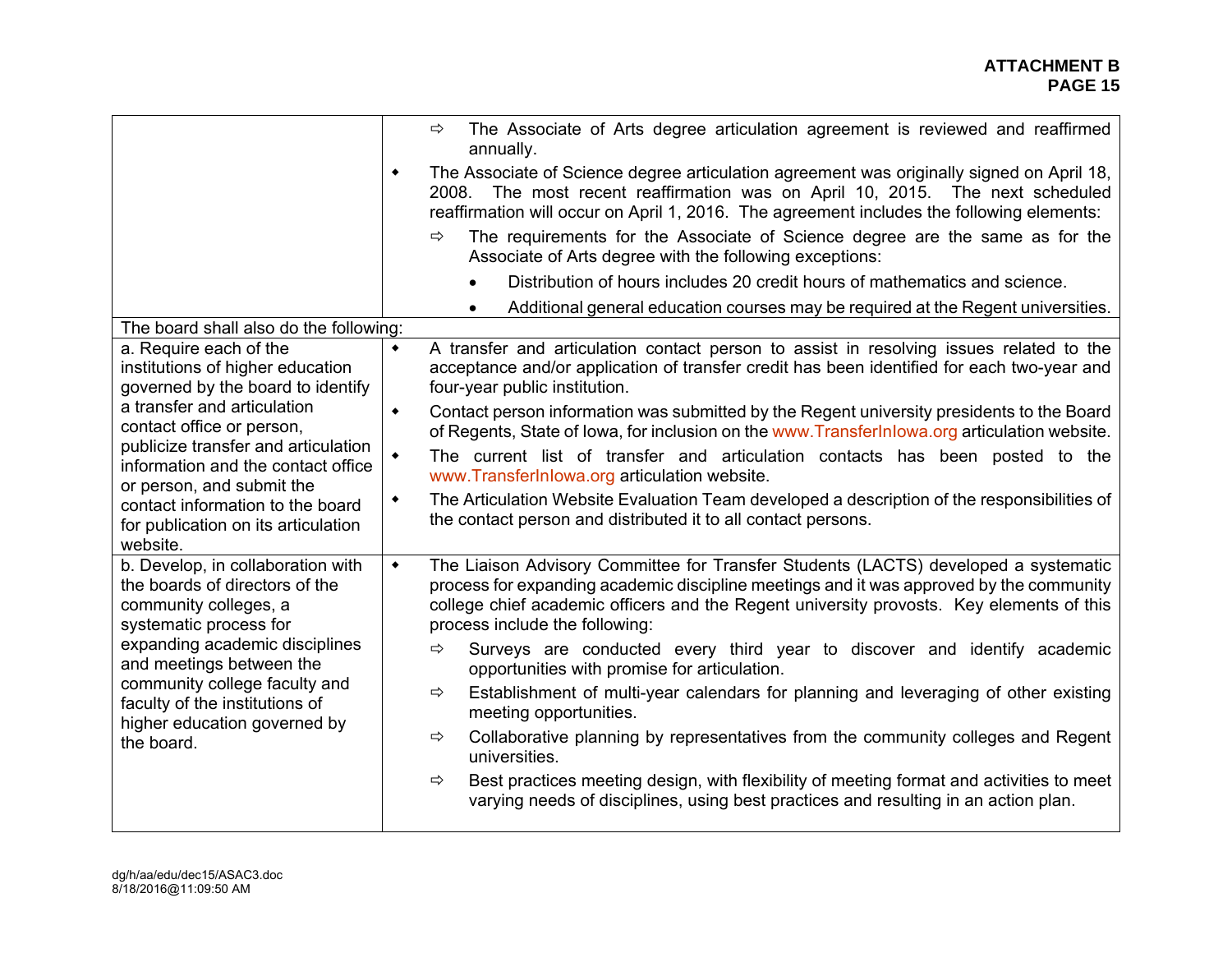| | |
|---|---|
| | ⇨ The Associate of Arts degree articulation agreement is reviewed and reaffirmed annually.<br>◆ The Associate of Science degree articulation agreement was originally signed on April 18, 2008. The most recent reaffirmation was on April 10, 2015. The next scheduled reaffirmation will occur on April 1, 2016. The agreement includes the following elements:<br>⇨ The requirements for the Associate of Science degree are the same as for the Associate of Arts degree with the following exceptions:<br>• Distribution of hours includes 20 credit hours of mathematics and science.<br>• Additional general education courses may be required at the Regent universities. |
| The board shall also do the following: | |
| a. Require each of the institutions of higher education governed by the board to identify a transfer and articulation contact office or person, publicize transfer and articulation information and the contact office or person, and submit the contact information to the board for publication on its articulation website. | ◆ A transfer and articulation contact person to assist in resolving issues related to the acceptance and/or application of transfer credit has been identified for each two-year and four-year public institution.<br>◆ Contact person information was submitted by the Regent university presidents to the Board of Regents, State of Iowa, for inclusion on the www.TransferInIowa.org articulation website.<br>◆ The current list of transfer and articulation contacts has been posted to the www.TransferInIowa.org articulation website.<br>◆ The Articulation Website Evaluation Team developed a description of the responsibilities of the contact person and distributed it to all contact persons. |
| b. Develop, in collaboration with the boards of directors of the community colleges, a systematic process for expanding academic disciplines and meetings between the community college faculty and faculty of the institutions of higher education governed by the board. | ◆ The Liaison Advisory Committee for Transfer Students (LACTS) developed a systematic process for expanding academic discipline meetings and it was approved by the community college chief academic officers and the Regent university provosts. Key elements of this process include the following:<br>⇨ Surveys are conducted every third year to discover and identify academic opportunities with promise for articulation.<br>⇨ Establishment of multi-year calendars for planning and leveraging of other existing meeting opportunities.<br>⇨ Collaborative planning by representatives from the community colleges and Regent universities.<br>⇨ Best practices meeting design, with flexibility of meeting format and activities to meet varying needs of disciplines, using best practices and resulting in an action plan. |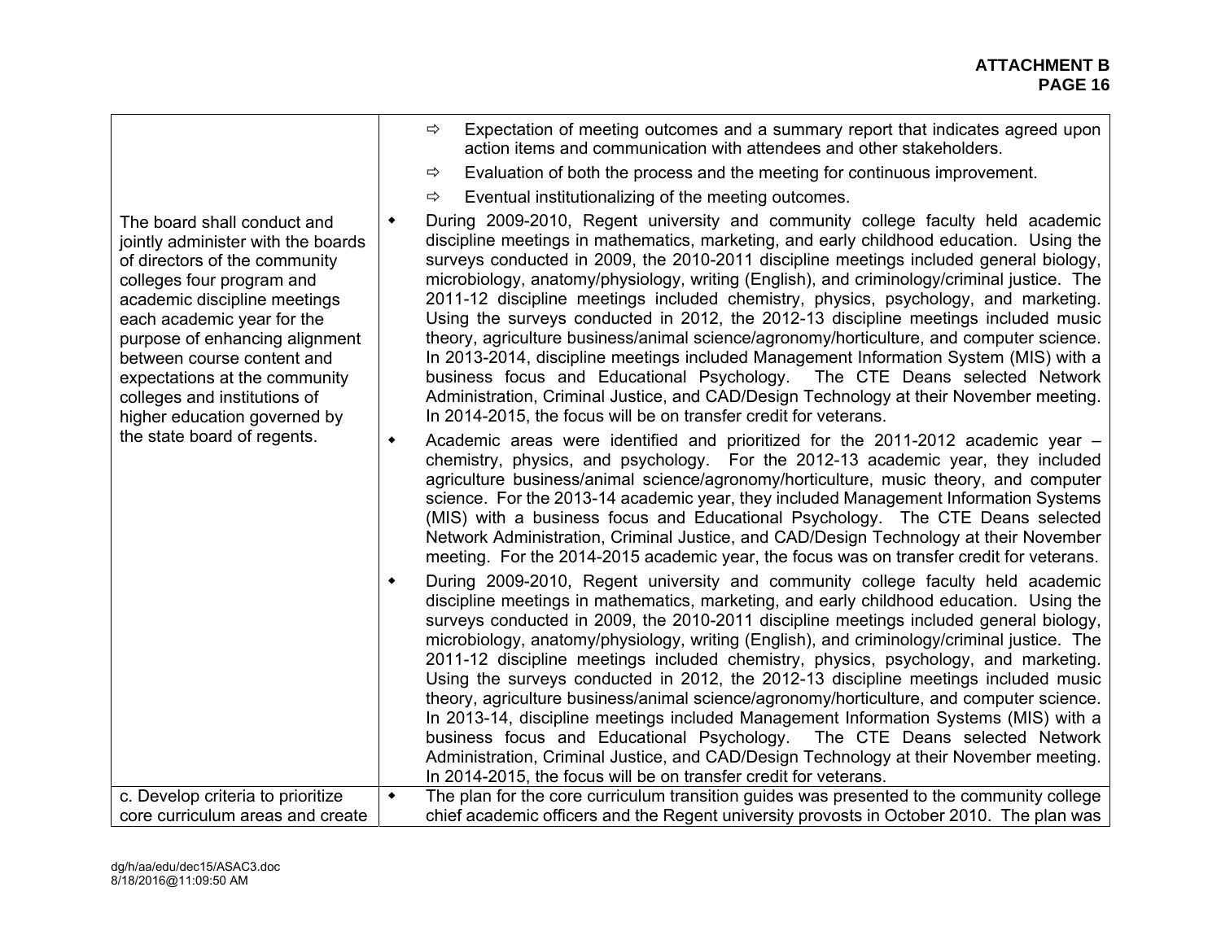**ATTACHMENT B**
**PAGE 16**

| | |
|---|---|
| | ⇨ Expectation of meeting outcomes and a summary report that indicates agreed upon action items and communication with attendees and other stakeholders.<br>⇨ Evaluation of both the process and the meeting for continuous improvement.<br>⇨ Eventual institutionalizing of the meeting outcomes. |
| The board shall conduct and jointly administer with the boards of directors of the community colleges four program and academic discipline meetings each academic year for the purpose of enhancing alignment between course content and expectations at the community colleges and institutions of higher education governed by the state board of regents. | • During 2009-2010, Regent university and community college faculty held academic discipline meetings in mathematics, marketing, and early childhood education. Using the surveys conducted in 2009, the 2010-2011 discipline meetings included general biology, microbiology, anatomy/physiology, writing (English), and criminology/criminal justice. The 2011-12 discipline meetings included chemistry, physics, psychology, and marketing. Using the surveys conducted in 2012, the 2012-13 discipline meetings included music theory, agriculture business/animal science/agronomy/horticulture, and computer science. In 2013-2014, discipline meetings included Management Information System (MIS) with a business focus and Educational Psychology. The CTE Deans selected Network Administration, Criminal Justice, and CAD/Design Technology at their November meeting. In 2014-2015, the focus will be on transfer credit for veterans.<br>• Academic areas were identified and prioritized for the 2011-2012 academic year – chemistry, physics, and psychology. For the 2012-13 academic year, they included agriculture business/animal science/agronomy/horticulture, music theory, and computer science. For the 2013-14 academic year, they included Management Information Systems (MIS) with a business focus and Educational Psychology. The CTE Deans selected Network Administration, Criminal Justice, and CAD/Design Technology at their November meeting. For the 2014-2015 academic year, the focus was on transfer credit for veterans.<br>• During 2009-2010, Regent university and community college faculty held academic discipline meetings in mathematics, marketing, and early childhood education. Using the surveys conducted in 2009, the 2010-2011 discipline meetings included general biology, microbiology, anatomy/physiology, writing (English), and criminology/criminal justice. The 2011-12 discipline meetings included chemistry, physics, psychology, and marketing. Using the surveys conducted in 2012, the 2012-13 discipline meetings included music theory, agriculture business/animal science/agronomy/horticulture, and computer science. In 2013-14, discipline meetings included Management Information Systems (MIS) with a business focus and Educational Psychology. The CTE Deans selected Network Administration, Criminal Justice, and CAD/Design Technology at their November meeting. In 2014-2015, the focus will be on transfer credit for veterans. |
| c. Develop criteria to prioritize core curriculum areas and create | • The plan for the core curriculum transition guides was presented to the community college chief academic officers and the Regent university provosts in October 2010. The plan was |

dg/h/aa/edu/dec15/ASAC3.doc
8/18/2016@11:09:50 AM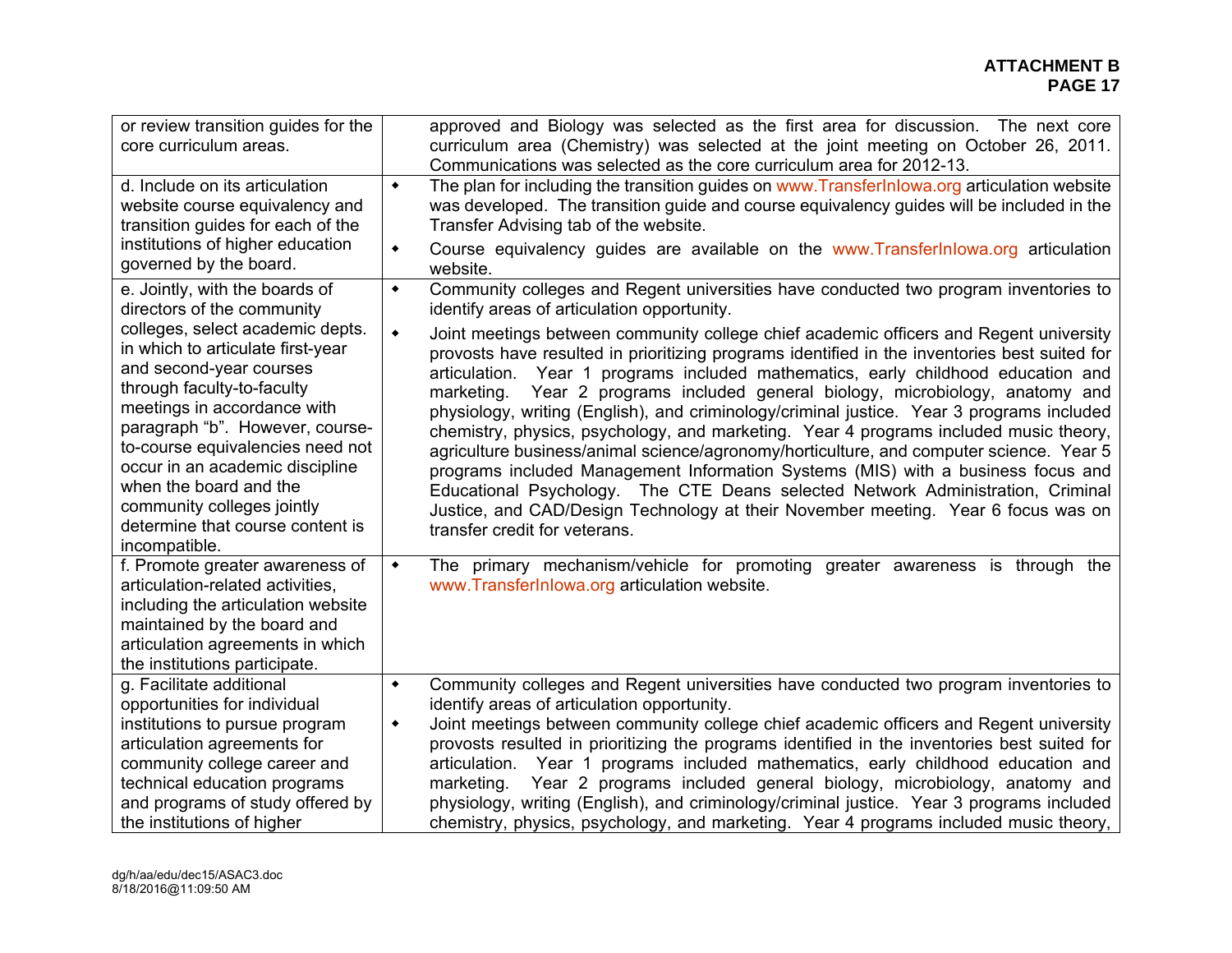| | |
|---|---|
| or review transition guides for the core curriculum areas. | approved and Biology was selected as the first area for discussion. The next core curriculum area (Chemistry) was selected at the joint meeting on October 26, 2011. Communications was selected as the core curriculum area for 2012-13. |
| d. Include on its articulation website course equivalency and transition guides for each of the institutions of higher education governed by the board. | ◆ The plan for including the transition guides on www.TransferInIowa.org articulation website was developed. The transition guide and course equivalency guides will be included in the Transfer Advising tab of the website.<br>◆ Course equivalency guides are available on the www.TransferInIowa.org articulation website. |
| e. Jointly, with the boards of directors of the community colleges, select academic depts. in which to articulate first-year and second-year courses through faculty-to-faculty meetings in accordance with paragraph "b". However, course-to-course equivalencies need not occur in an academic discipline when the board and the community colleges jointly determine that course content is incompatible. | ◆ Community colleges and Regent universities have conducted two program inventories to identify areas of articulation opportunity.<br>◆ Joint meetings between community college chief academic officers and Regent university provosts have resulted in prioritizing programs identified in the inventories best suited for articulation. Year 1 programs included mathematics, early childhood education and marketing. Year 2 programs included general biology, microbiology, anatomy and physiology, writing (English), and criminology/criminal justice. Year 3 programs included chemistry, physics, psychology, and marketing. Year 4 programs included music theory, agriculture business/animal science/agronomy/horticulture, and computer science. Year 5 programs included Management Information Systems (MIS) with a business focus and Educational Psychology. The CTE Deans selected Network Administration, Criminal Justice, and CAD/Design Technology at their November meeting. Year 6 focus was on transfer credit for veterans. |
| f. Promote greater awareness of articulation-related activities, including the articulation website maintained by the board and articulation agreements in which the institutions participate. | ◆ The primary mechanism/vehicle for promoting greater awareness is through the www.TransferInIowa.org articulation website. |
| g. Facilitate additional opportunities for individual institutions to pursue program articulation agreements for community college career and technical education programs and programs of study offered by the institutions of higher | ◆ Community colleges and Regent universities have conducted two program inventories to identify areas of articulation opportunity.<br>◆ Joint meetings between community college chief academic officers and Regent university provosts resulted in prioritizing the programs identified in the inventories best suited for articulation. Year 1 programs included mathematics, early childhood education and marketing. Year 2 programs included general biology, microbiology, anatomy and physiology, writing (English), and criminology/criminal justice. Year 3 programs included chemistry, physics, psychology, and marketing. Year 4 programs included music theory, |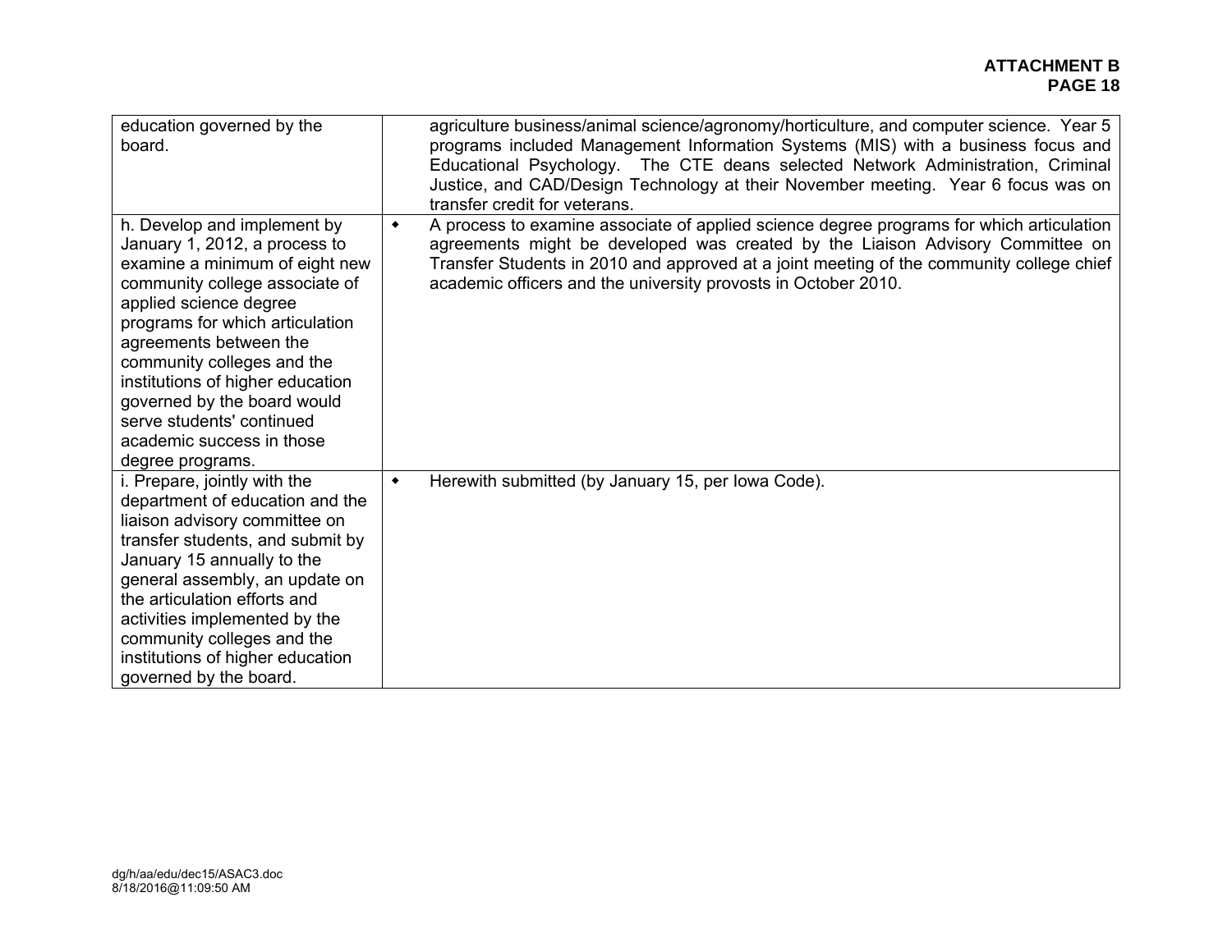| | |
|---|---|
| education governed by the board. | agriculture business/animal science/agronomy/horticulture, and computer science. Year 5 programs included Management Information Systems (MIS) with a business focus and Educational Psychology. The CTE deans selected Network Administration, Criminal Justice, and CAD/Design Technology at their November meeting. Year 6 focus was on transfer credit for veterans. |
| h. Develop and implement by January 1, 2012, a process to examine a minimum of eight new community college associate of applied science degree programs for which articulation agreements between the community colleges and the institutions of higher education governed by the board would serve students' continued academic success in those degree programs. | • A process to examine associate of applied science degree programs for which articulation agreements might be developed was created by the Liaison Advisory Committee on Transfer Students in 2010 and approved at a joint meeting of the community college chief academic officers and the university provosts in October 2010. |
| i. Prepare, jointly with the department of education and the liaison advisory committee on transfer students, and submit by January 15 annually to the general assembly, an update on the articulation efforts and activities implemented by the community colleges and the institutions of higher education governed by the board. | • Herewith submitted (by January 15, per Iowa Code). |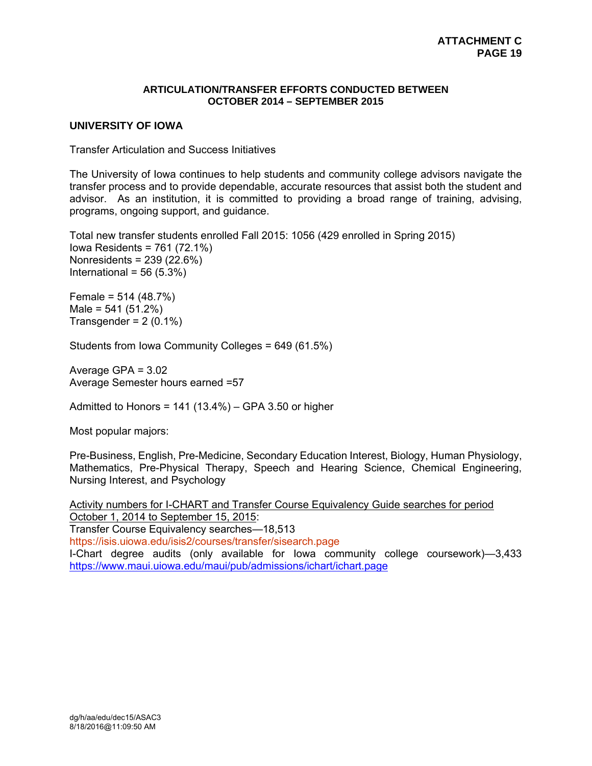**ARTICULATION/TRANSFER EFFORTS CONDUCTED BETWEEN OCTOBER 2014 – SEPTEMBER 2015**

**UNIVERSITY OF IOWA**

Transfer Articulation and Success Initiatives

The University of Iowa continues to help students and community college advisors navigate the transfer process and to provide dependable, accurate resources that assist both the student and advisor. As an institution, it is committed to providing a broad range of training, advising, programs, ongoing support, and guidance.

Total new transfer students enrolled Fall 2015: 1056 (429 enrolled in Spring 2015)
Iowa Residents = 761 (72.1%)
Nonresidents = 239 (22.6%)
International = 56 (5.3%)

Female = 514 (48.7%)
Male = 541 (51.2%)
Transgender = 2 (0.1%)

Students from Iowa Community Colleges = 649 (61.5%)

Average GPA = 3.02
Average Semester hours earned =57

Admitted to Honors = 141 (13.4%) – GPA 3.50 or higher

Most popular majors:

Pre-Business, English, Pre-Medicine, Secondary Education Interest, Biology, Human Physiology, Mathematics, Pre-Physical Therapy, Speech and Hearing Science, Chemical Engineering, Nursing Interest, and Psychology

Activity numbers for I-CHART and Transfer Course Equivalency Guide searches for period October 1, 2014 to September 15, 2015:
Transfer Course Equivalency searches—18,513
https://isis.uiowa.edu/isis2/courses/transfer/sisearch.page
I-Chart degree audits (only available for Iowa community college coursework)—3,433
https://www.maui.uiowa.edu/maui/pub/admissions/ichart/ichart.page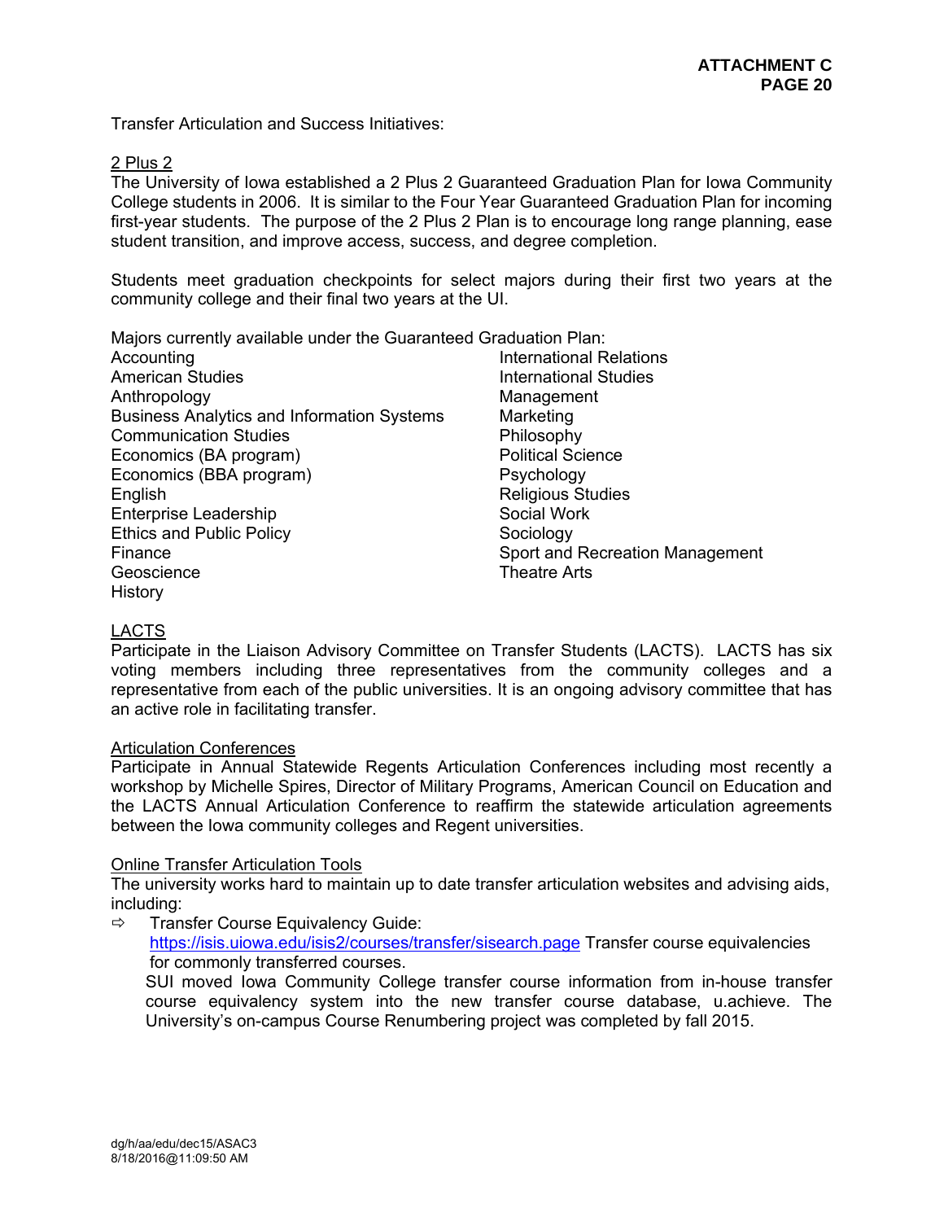Transfer Articulation and Success Initiatives:

2 Plus 2

The University of Iowa established a 2 Plus 2 Guaranteed Graduation Plan for Iowa Community College students in 2006. It is similar to the Four Year Guaranteed Graduation Plan for incoming first-year students. The purpose of the 2 Plus 2 Plan is to encourage long range planning, ease student transition, and improve access, success, and degree completion.

Students meet graduation checkpoints for select majors during their first two years at the community college and their final two years at the UI.

Majors currently available under the Guaranteed Graduation Plan:

- Accounting
- American Studies
- Anthropology
- Business Analytics and Information Systems
- Communication Studies
- Economics (BA program)
- Economics (BBA program)
- English
- Enterprise Leadership
- Ethics and Public Policy
- Finance
- Geoscience
- History
- International Relations
- International Studies
- Management
- Marketing
- Philosophy
- Political Science
- Psychology
- Religious Studies
- Social Work
- Sociology
- Sport and Recreation Management
- Theatre Arts

LACTS

Participate in the Liaison Advisory Committee on Transfer Students (LACTS). LACTS has six voting members including three representatives from the community colleges and a representative from each of the public universities. It is an ongoing advisory committee that has an active role in facilitating transfer.

Articulation Conferences

Participate in Annual Statewide Regents Articulation Conferences including most recently a workshop by Michelle Spires, Director of Military Programs, American Council on Education and the LACTS Annual Articulation Conference to reaffirm the statewide articulation agreements between the Iowa community colleges and Regent universities.

Online Transfer Articulation Tools

The university works hard to maintain up to date transfer articulation websites and advising aids, including:

⇨ Transfer Course Equivalency Guide: https://isis.uiowa.edu/isis2/courses/transfer/sisearch.page Transfer course equivalencies for commonly transferred courses.
SUI moved Iowa Community College transfer course information from in-house transfer course equivalency system into the new transfer course database, u.achieve. The University's on-campus Course Renumbering project was completed by fall 2015.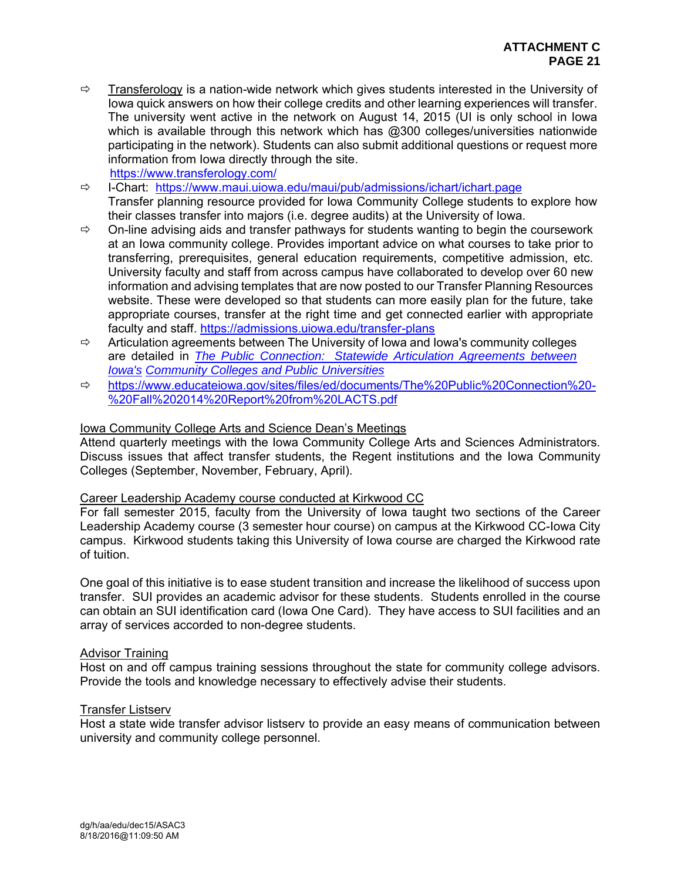ATTACHMENT C

- Transferology is a nation-wide network which gives students interested in the University of Iowa quick answers on how their college credits and other learning experiences will transfer. The university went active in the network on August 14, 2015 (UI is only school in Iowa which is available through this network which has @300 colleges/universities nationwide participating in the network). Students can also submit additional questions or request more information from Iowa directly through the site.
  https://www.transferology.com/
- I-Chart: https://www.maui.uiowa.edu/maui/pub/admissions/ichart/ichart.page
  Transfer planning resource provided for Iowa Community College students to explore how their classes transfer into majors (i.e. degree audits) at the University of Iowa.
- On-line advising aids and transfer pathways for students wanting to begin the coursework at an Iowa community college. Provides important advice on what courses to take prior to transferring, prerequisites, general education requirements, competitive admission, etc. University faculty and staff from across campus have collaborated to develop over 60 new information and advising templates that are now posted to our Transfer Planning Resources website. These were developed so that students can more easily plan for the future, take appropriate courses, transfer at the right time and get connected earlier with appropriate faculty and staff. https://admissions.uiowa.edu/transfer-plans
- Articulation agreements between The University of Iowa and Iowa's community colleges are detailed in *The Public Connection: Statewide Articulation Agreements between Iowa's Community Colleges and Public Universities*
- https://www.educateiowa.gov/sites/files/ed/documents/The%20Public%20Connection%20-%20Fall%202014%20Report%20from%20LACTS.pdf

Iowa Community College Arts and Science Dean's Meetings
Attend quarterly meetings with the Iowa Community College Arts and Sciences Administrators. Discuss issues that affect transfer students, the Regent institutions and the Iowa Community Colleges (September, November, February, April).

Career Leadership Academy course conducted at Kirkwood CC
For fall semester 2015, faculty from the University of Iowa taught two sections of the Career Leadership Academy course (3 semester hour course) on campus at the Kirkwood CC-Iowa City campus. Kirkwood students taking this University of Iowa course are charged the Kirkwood rate of tuition.

One goal of this initiative is to ease student transition and increase the likelihood of success upon transfer. SUI provides an academic advisor for these students. Students enrolled in the course can obtain an SUI identification card (Iowa One Card). They have access to SUI facilities and an array of services accorded to non-degree students.

Advisor Training
Host on and off campus training sessions throughout the state for community college advisors. Provide the tools and knowledge necessary to effectively advise their students.

Transfer Listserv
Host a state wide transfer advisor listserv to provide an easy means of communication between university and community college personnel.

dg/h/aa/edu/dec15/ASAC3
8/18/2016@11:09:50 AM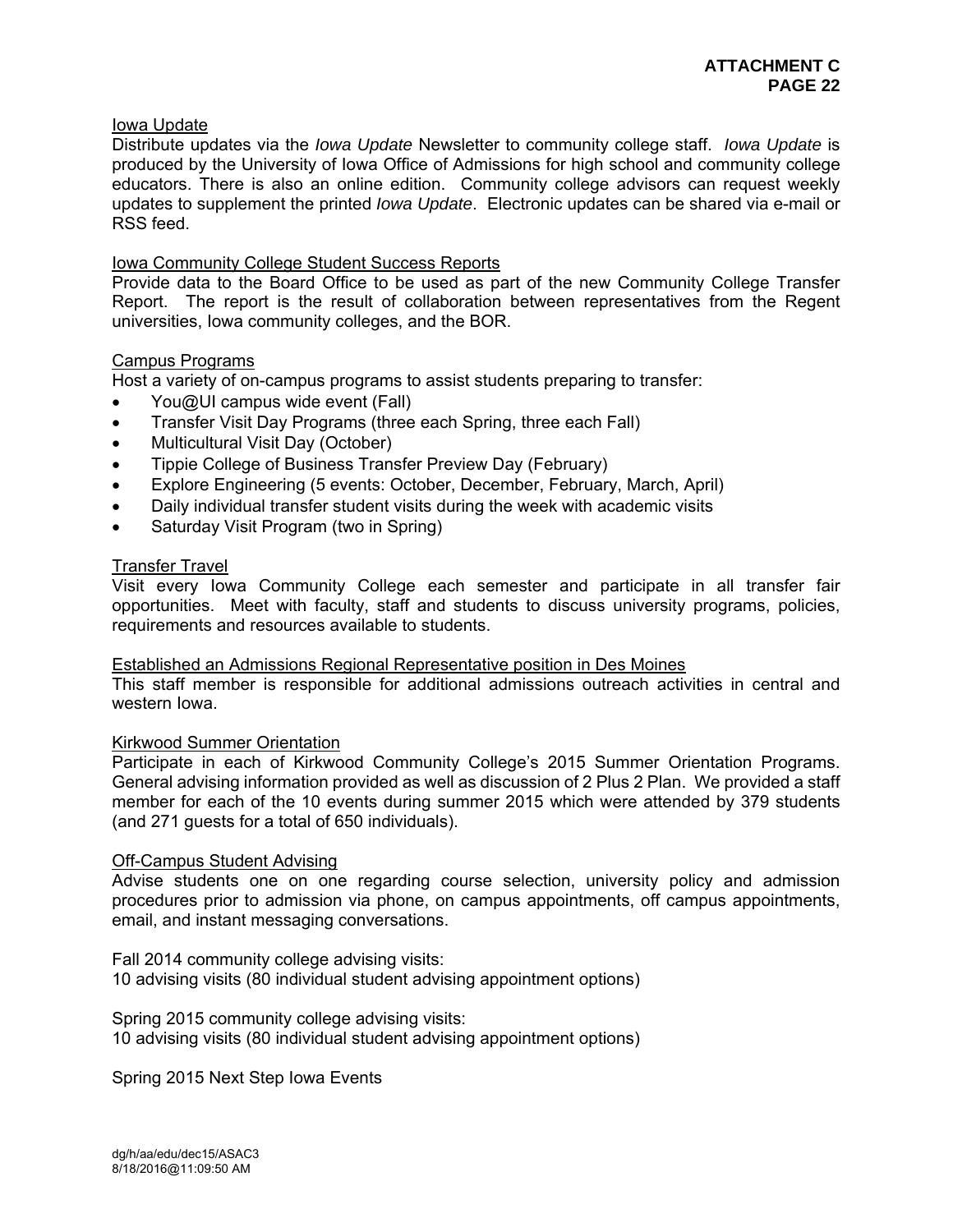Iowa Update

Distribute updates via the *Iowa Update* Newsletter to community college staff. *Iowa Update* is produced by the University of Iowa Office of Admissions for high school and community college educators. There is also an online edition. Community college advisors can request weekly updates to supplement the printed *Iowa Update*. Electronic updates can be shared via e-mail or RSS feed.

Iowa Community College Student Success Reports

Provide data to the Board Office to be used as part of the new Community College Transfer Report. The report is the result of collaboration between representatives from the Regent universities, Iowa community colleges, and the BOR.

Campus Programs

Host a variety of on-campus programs to assist students preparing to transfer:

- You@UI campus wide event (Fall)
- Transfer Visit Day Programs (three each Spring, three each Fall)
- Multicultural Visit Day (October)
- Tippie College of Business Transfer Preview Day (February)
- Explore Engineering (5 events: October, December, February, March, April)
- Daily individual transfer student visits during the week with academic visits
- Saturday Visit Program (two in Spring)

Transfer Travel

Visit every Iowa Community College each semester and participate in all transfer fair opportunities. Meet with faculty, staff and students to discuss university programs, policies, requirements and resources available to students.

Established an Admissions Regional Representative position in Des Moines

This staff member is responsible for additional admissions outreach activities in central and western Iowa.

Kirkwood Summer Orientation

Participate in each of Kirkwood Community College's 2015 Summer Orientation Programs. General advising information provided as well as discussion of 2 Plus 2 Plan. We provided a staff member for each of the 10 events during summer 2015 which were attended by 379 students (and 271 guests for a total of 650 individuals).

Off-Campus Student Advising

Advise students one on one regarding course selection, university policy and admission procedures prior to admission via phone, on campus appointments, off campus appointments, email, and instant messaging conversations.

Fall 2014 community college advising visits:
10 advising visits (80 individual student advising appointment options)

Spring 2015 community college advising visits:
10 advising visits (80 individual student advising appointment options)

Spring 2015 Next Step Iowa Events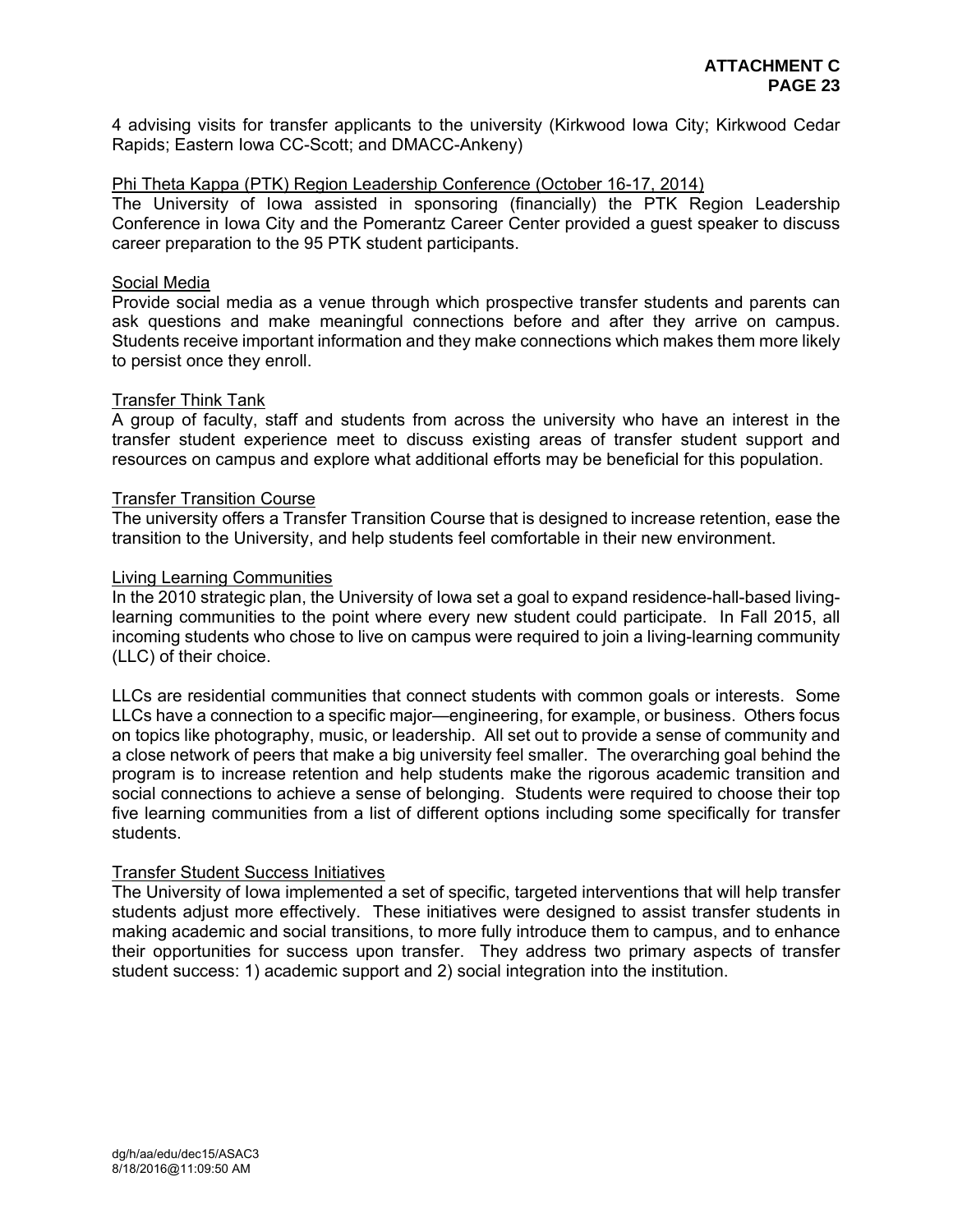4 advising visits for transfer applicants to the university (Kirkwood Iowa City; Kirkwood Cedar Rapids; Eastern Iowa CC-Scott; and DMACC-Ankeny)

Phi Theta Kappa (PTK) Region Leadership Conference (October 16-17, 2014)

The University of Iowa assisted in sponsoring (financially) the PTK Region Leadership Conference in Iowa City and the Pomerantz Career Center provided a guest speaker to discuss career preparation to the 95 PTK student participants.

Social Media

Provide social media as a venue through which prospective transfer students and parents can ask questions and make meaningful connections before and after they arrive on campus. Students receive important information and they make connections which makes them more likely to persist once they enroll.

Transfer Think Tank

A group of faculty, staff and students from across the university who have an interest in the transfer student experience meet to discuss existing areas of transfer student support and resources on campus and explore what additional efforts may be beneficial for this population.

Transfer Transition Course

The university offers a Transfer Transition Course that is designed to increase retention, ease the transition to the University, and help students feel comfortable in their new environment.

Living Learning Communities

In the 2010 strategic plan, the University of Iowa set a goal to expand residence-hall-based living-learning communities to the point where every new student could participate. In Fall 2015, all incoming students who chose to live on campus were required to join a living-learning community (LLC) of their choice.

LLCs are residential communities that connect students with common goals or interests. Some LLCs have a connection to a specific major—engineering, for example, or business. Others focus on topics like photography, music, or leadership. All set out to provide a sense of community and a close network of peers that make a big university feel smaller. The overarching goal behind the program is to increase retention and help students make the rigorous academic transition and social connections to achieve a sense of belonging. Students were required to choose their top five learning communities from a list of different options including some specifically for transfer students.

Transfer Student Success Initiatives

The University of Iowa implemented a set of specific, targeted interventions that will help transfer students adjust more effectively. These initiatives were designed to assist transfer students in making academic and social transitions, to more fully introduce them to campus, and to enhance their opportunities for success upon transfer. They address two primary aspects of transfer student success: 1) academic support and 2) social integration into the institution.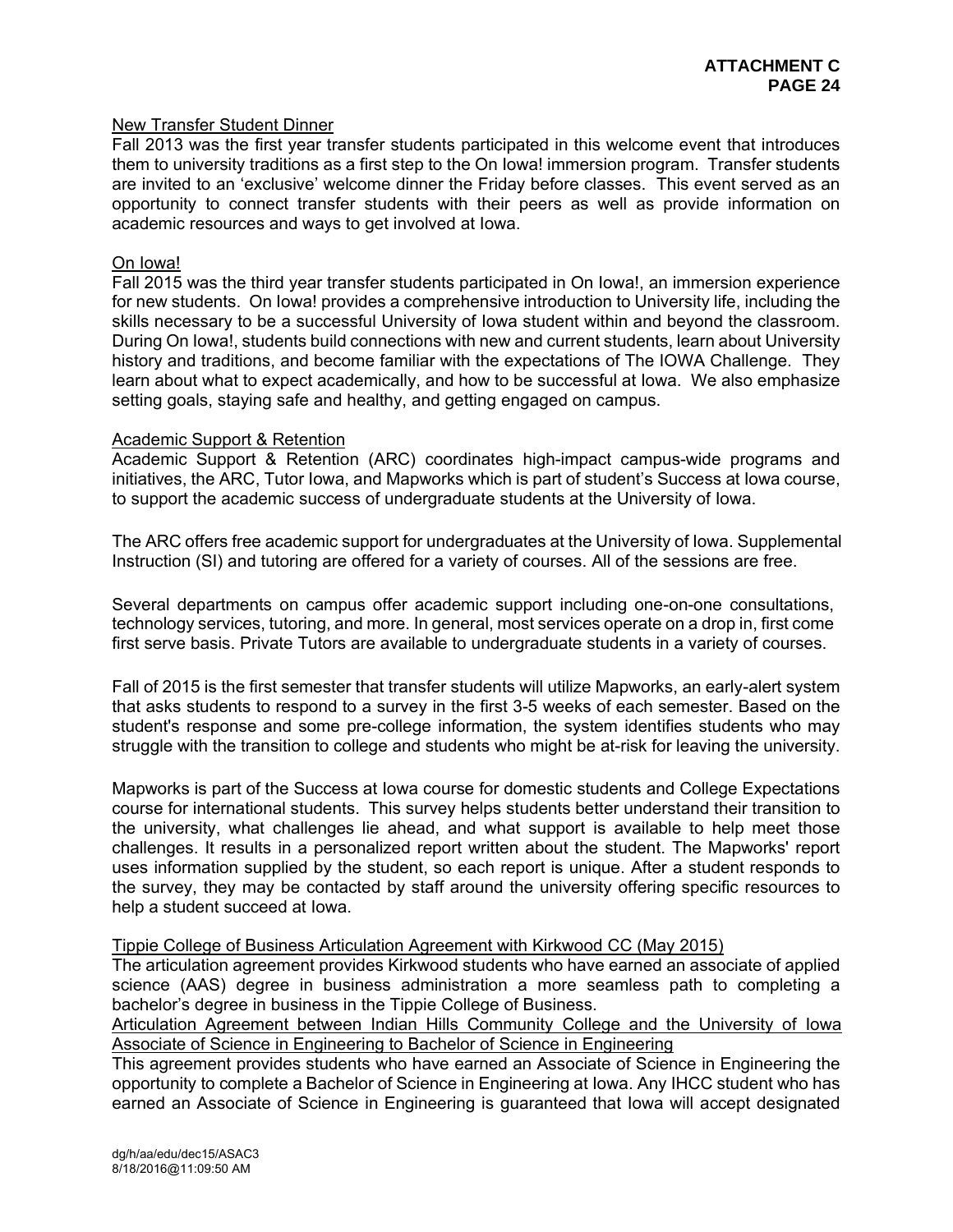## New Transfer Student Dinner

Fall 2013 was the first year transfer students participated in this welcome event that introduces them to university traditions as a first step to the On Iowa! immersion program. Transfer students are invited to an 'exclusive' welcome dinner the Friday before classes. This event served as an opportunity to connect transfer students with their peers as well as provide information on academic resources and ways to get involved at Iowa.

## On Iowa!

Fall 2015 was the third year transfer students participated in On Iowa!, an immersion experience for new students. On Iowa! provides a comprehensive introduction to University life, including the skills necessary to be a successful University of Iowa student within and beyond the classroom. During On Iowa!, students build connections with new and current students, learn about University history and traditions, and become familiar with the expectations of The IOWA Challenge. They learn about what to expect academically, and how to be successful at Iowa. We also emphasize setting goals, staying safe and healthy, and getting engaged on campus.

## Academic Support & Retention

Academic Support & Retention (ARC) coordinates high-impact campus-wide programs and initiatives, the ARC, Tutor Iowa, and Mapworks which is part of student's Success at Iowa course, to support the academic success of undergraduate students at the University of Iowa.

The ARC offers free academic support for undergraduates at the University of Iowa. Supplemental Instruction (SI) and tutoring are offered for a variety of courses. All of the sessions are free.

Several departments on campus offer academic support including one-on-one consultations, technology services, tutoring, and more. In general, most services operate on a drop in, first come first serve basis. Private Tutors are available to undergraduate students in a variety of courses.

Fall of 2015 is the first semester that transfer students will utilize Mapworks, an early-alert system that asks students to respond to a survey in the first 3-5 weeks of each semester. Based on the student's response and some pre-college information, the system identifies students who may struggle with the transition to college and students who might be at-risk for leaving the university.

Mapworks is part of the Success at Iowa course for domestic students and College Expectations course for international students. This survey helps students better understand their transition to the university, what challenges lie ahead, and what support is available to help meet those challenges. It results in a personalized report written about the student. The Mapworks' report uses information supplied by the student, so each report is unique. After a student responds to the survey, they may be contacted by staff around the university offering specific resources to help a student succeed at Iowa.

## Tippie College of Business Articulation Agreement with Kirkwood CC (May 2015)

The articulation agreement provides Kirkwood students who have earned an associate of applied science (AAS) degree in business administration a more seamless path to completing a bachelor's degree in business in the Tippie College of Business.

## Articulation Agreement between Indian Hills Community College and the University of Iowa Associate of Science in Engineering to Bachelor of Science in Engineering

This agreement provides students who have earned an Associate of Science in Engineering the opportunity to complete a Bachelor of Science in Engineering at Iowa. Any IHCC student who has earned an Associate of Science in Engineering is guaranteed that Iowa will accept designated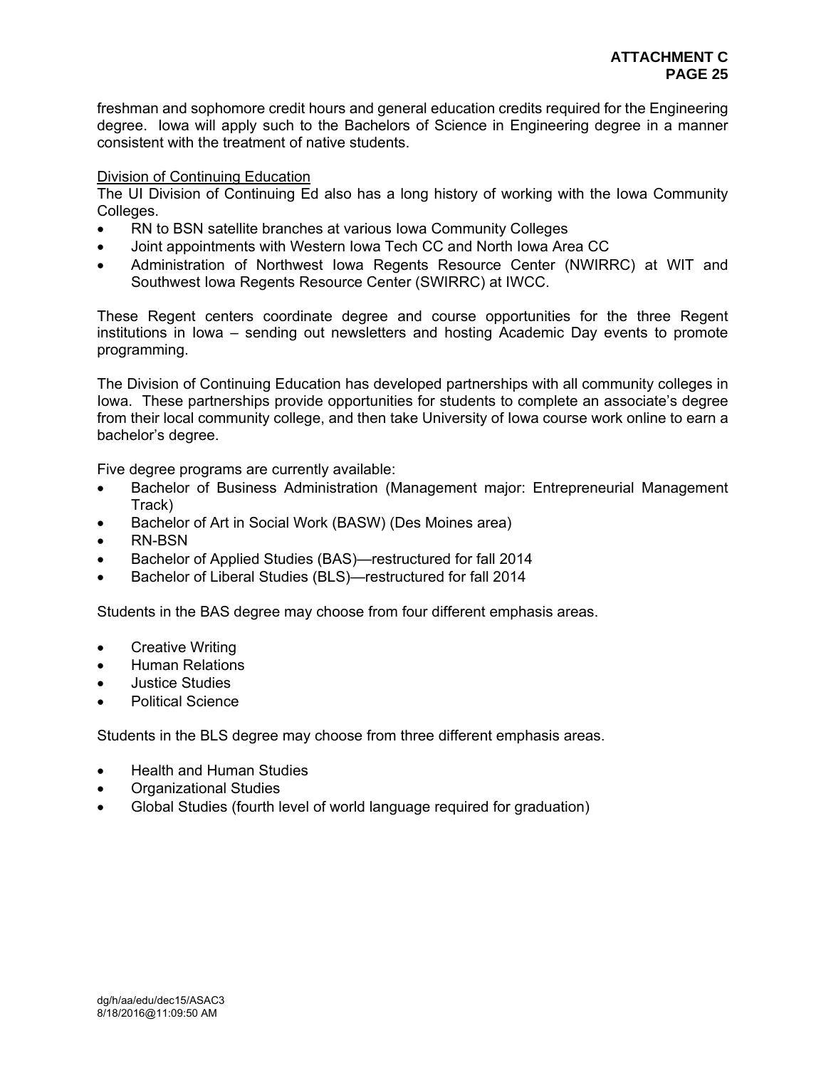freshman and sophomore credit hours and general education credits required for the Engineering degree. Iowa will apply such to the Bachelors of Science in Engineering degree in a manner consistent with the treatment of native students.

<u>Division of Continuing Education</u>

The UI Division of Continuing Ed also has a long history of working with the Iowa Community Colleges.

- RN to BSN satellite branches at various Iowa Community Colleges
- Joint appointments with Western Iowa Tech CC and North Iowa Area CC
- Administration of Northwest Iowa Regents Resource Center (NWIRRC) at WIT and Southwest Iowa Regents Resource Center (SWIRRC) at IWCC.

These Regent centers coordinate degree and course opportunities for the three Regent institutions in Iowa – sending out newsletters and hosting Academic Day events to promote programming.

The Division of Continuing Education has developed partnerships with all community colleges in Iowa. These partnerships provide opportunities for students to complete an associate's degree from their local community college, and then take University of Iowa course work online to earn a bachelor's degree.

Five degree programs are currently available:

- Bachelor of Business Administration (Management major: Entrepreneurial Management Track)
- Bachelor of Art in Social Work (BASW) (Des Moines area)
- RN-BSN
- Bachelor of Applied Studies (BAS)—restructured for fall 2014
- Bachelor of Liberal Studies (BLS)—restructured for fall 2014

Students in the BAS degree may choose from four different emphasis areas.

- Creative Writing
- Human Relations
- Justice Studies
- Political Science

Students in the BLS degree may choose from three different emphasis areas.

- Health and Human Studies
- Organizational Studies
- Global Studies (fourth level of world language required for graduation)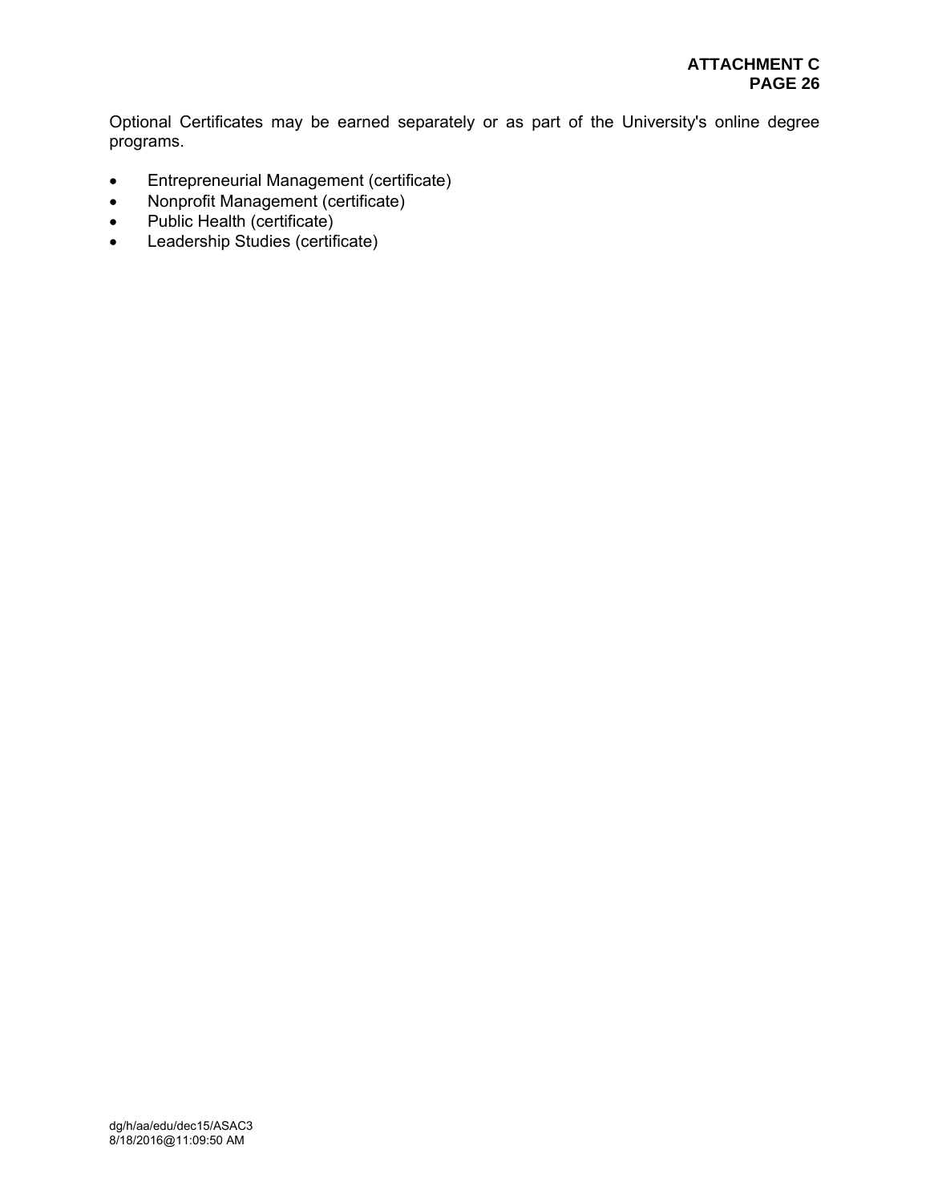Optional Certificates may be earned separately or as part of the University's online degree programs.

- Entrepreneurial Management (certificate)
- Nonprofit Management (certificate)
- Public Health (certificate)
- Leadership Studies (certificate)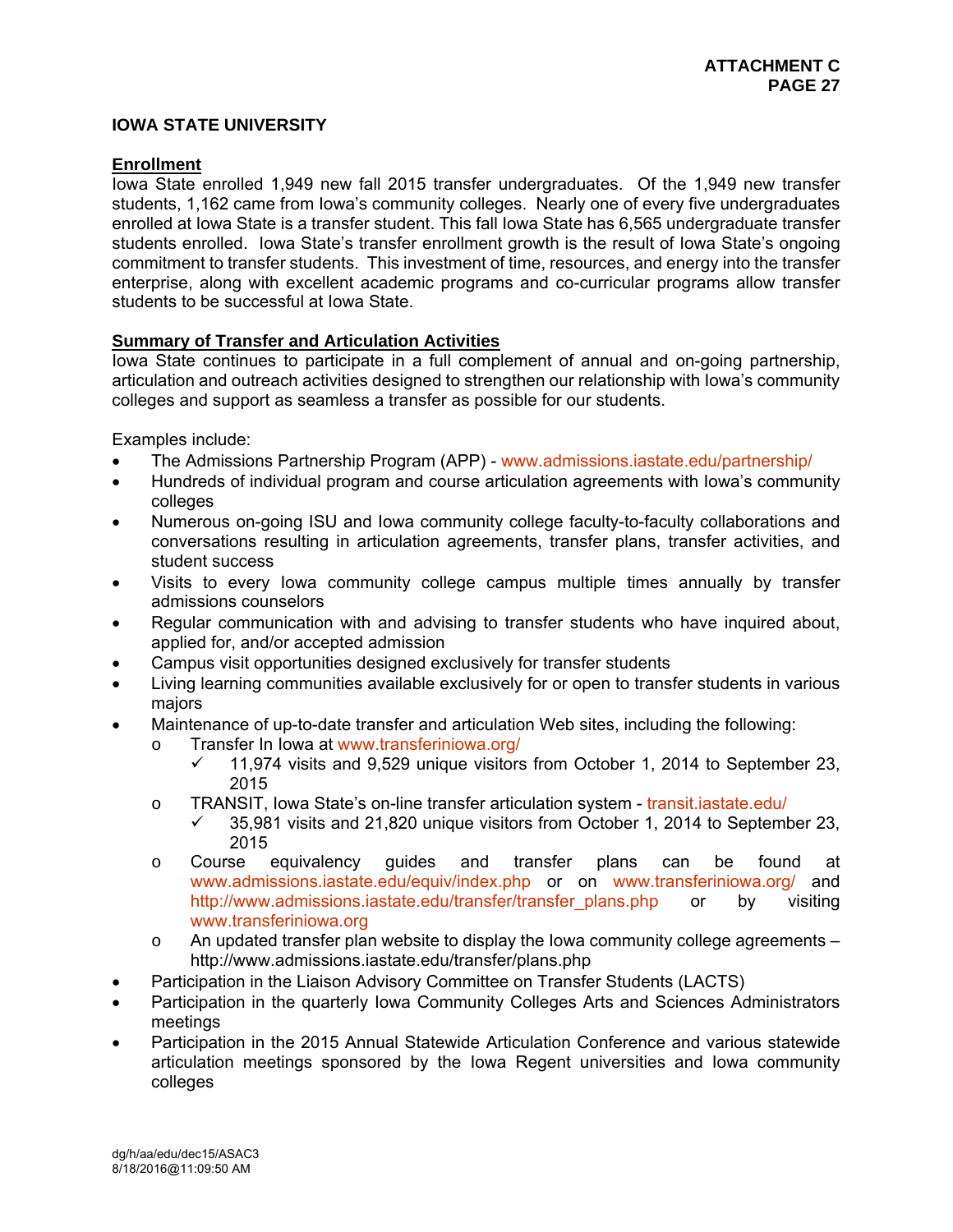## IOWA STATE UNIVERSITY

### Enrollment

Iowa State enrolled 1,949 new fall 2015 transfer undergraduates. Of the 1,949 new transfer students, 1,162 came from Iowa's community colleges. Nearly one of every five undergraduates enrolled at Iowa State is a transfer student. This fall Iowa State has 6,565 undergraduate transfer students enrolled. Iowa State's transfer enrollment growth is the result of Iowa State's ongoing commitment to transfer students. This investment of time, resources, and energy into the transfer enterprise, along with excellent academic programs and co-curricular programs allow transfer students to be successful at Iowa State.

### Summary of Transfer and Articulation Activities

Iowa State continues to participate in a full complement of annual and on-going partnership, articulation and outreach activities designed to strengthen our relationship with Iowa's community colleges and support as seamless a transfer as possible for our students.

Examples include:

- The Admissions Partnership Program (APP) - www.admissions.iastate.edu/partnership/
- Hundreds of individual program and course articulation agreements with Iowa's community colleges
- Numerous on-going ISU and Iowa community college faculty-to-faculty collaborations and conversations resulting in articulation agreements, transfer plans, transfer activities, and student success
- Visits to every Iowa community college campus multiple times annually by transfer admissions counselors
- Regular communication with and advising to transfer students who have inquired about, applied for, and/or accepted admission
- Campus visit opportunities designed exclusively for transfer students
- Living learning communities available exclusively for or open to transfer students in various majors
- Maintenance of up-to-date transfer and articulation Web sites, including the following:
  - Transfer In Iowa at www.transferiniowa.org/
    - ✓ 11,974 visits and 9,529 unique visitors from October 1, 2014 to September 23, 2015
  - TRANSIT, Iowa State's on-line transfer articulation system - transit.iastate.edu/
    - ✓ 35,981 visits and 21,820 unique visitors from October 1, 2014 to September 23, 2015
  - Course equivalency guides and transfer plans can be found at www.admissions.iastate.edu/equiv/index.php or on www.transferiniowa.org/ and http://www.admissions.iastate.edu/transfer/transfer_plans.php or by visiting www.transferiniowa.org
  - An updated transfer plan website to display the Iowa community college agreements – http://www.admissions.iastate.edu/transfer/plans.php
- Participation in the Liaison Advisory Committee on Transfer Students (LACTS)
- Participation in the quarterly Iowa Community Colleges Arts and Sciences Administrators meetings
- Participation in the 2015 Annual Statewide Articulation Conference and various statewide articulation meetings sponsored by the Iowa Regent universities and Iowa community colleges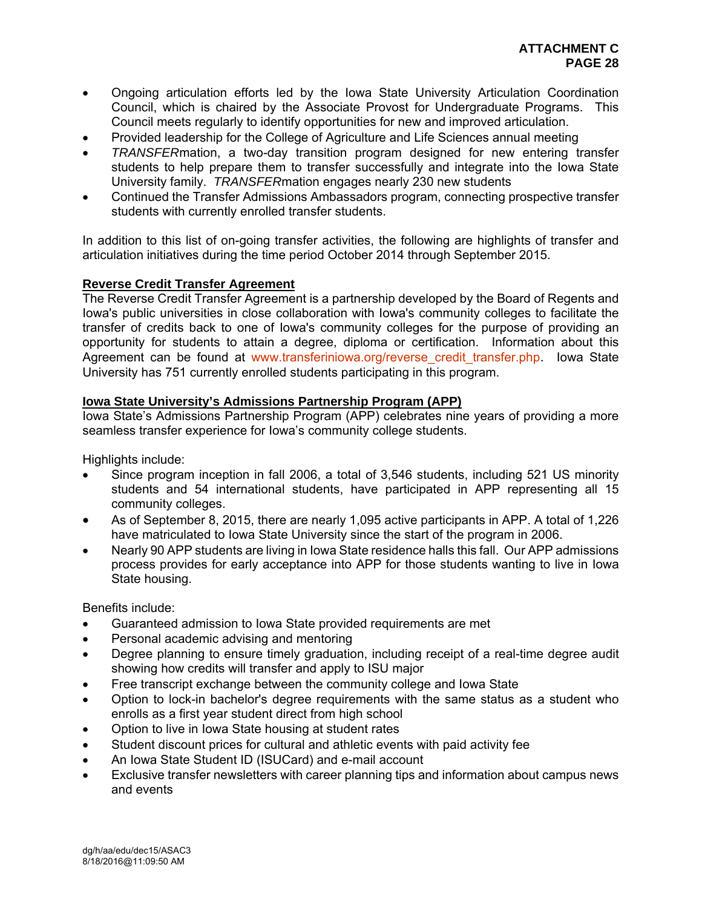- Ongoing articulation efforts led by the Iowa State University Articulation Coordination Council, which is chaired by the Associate Provost for Undergraduate Programs. This Council meets regularly to identify opportunities for new and improved articulation.
- Provided leadership for the College of Agriculture and Life Sciences annual meeting
- *TRANSFER*mation, a two-day transition program designed for new entering transfer students to help prepare them to transfer successfully and integrate into the Iowa State University family. *TRANSFER*mation engages nearly 230 new students
- Continued the Transfer Admissions Ambassadors program, connecting prospective transfer students with currently enrolled transfer students.

In addition to this list of on-going transfer activities, the following are highlights of transfer and articulation initiatives during the time period October 2014 through September 2015.

**Reverse Credit Transfer Agreement**

The Reverse Credit Transfer Agreement is a partnership developed by the Board of Regents and Iowa's public universities in close collaboration with Iowa's community colleges to facilitate the transfer of credits back to one of Iowa's community colleges for the purpose of providing an opportunity for students to attain a degree, diploma or certification. Information about this Agreement can be found at www.transferiniowa.org/reverse_credit_transfer.php. Iowa State University has 751 currently enrolled students participating in this program.

**Iowa State University's Admissions Partnership Program (APP)**

Iowa State's Admissions Partnership Program (APP) celebrates nine years of providing a more seamless transfer experience for Iowa's community college students.

Highlights include:

- Since program inception in fall 2006, a total of 3,546 students, including 521 US minority students and 54 international students, have participated in APP representing all 15 community colleges.
- As of September 8, 2015, there are nearly 1,095 active participants in APP. A total of 1,226 have matriculated to Iowa State University since the start of the program in 2006.
- Nearly 90 APP students are living in Iowa State residence halls this fall. Our APP admissions process provides for early acceptance into APP for those students wanting to live in Iowa State housing.

Benefits include:

- Guaranteed admission to Iowa State provided requirements are met
- Personal academic advising and mentoring
- Degree planning to ensure timely graduation, including receipt of a real-time degree audit showing how credits will transfer and apply to ISU major
- Free transcript exchange between the community college and Iowa State
- Option to lock-in bachelor's degree requirements with the same status as a student who enrolls as a first year student direct from high school
- Option to live in Iowa State housing at student rates
- Student discount prices for cultural and athletic events with paid activity fee
- An Iowa State Student ID (ISUCard) and e-mail account
- Exclusive transfer newsletters with career planning tips and information about campus news and events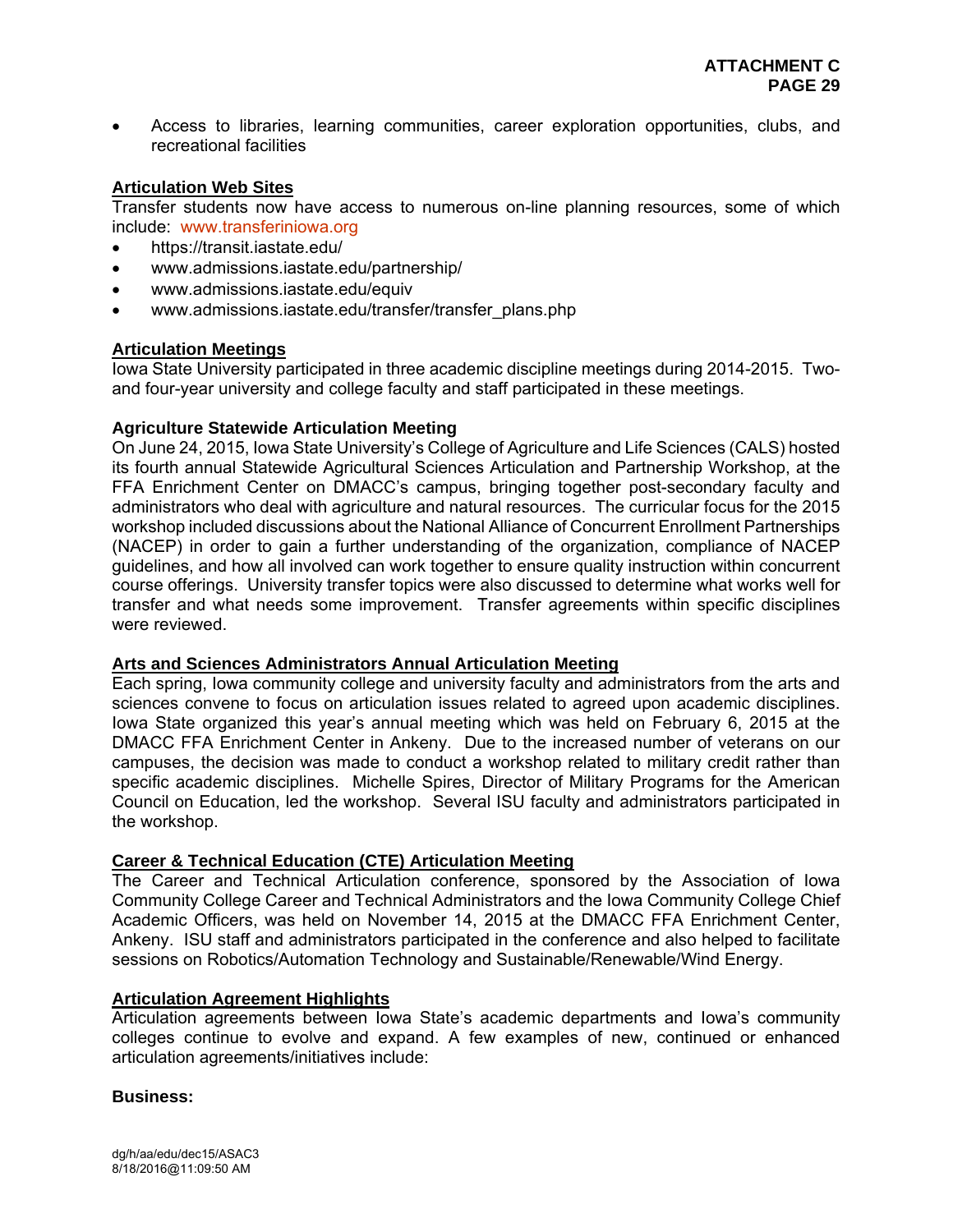- Access to libraries, learning communities, career exploration opportunities, clubs, and recreational facilities

## Articulation Web Sites

Transfer students now have access to numerous on-line planning resources, some of which include: www.transferiniowa.org

- https://transit.iastate.edu/
- www.admissions.iastate.edu/partnership/
- www.admissions.iastate.edu/equiv
- www.admissions.iastate.edu/transfer/transfer_plans.php

## Articulation Meetings

Iowa State University participated in three academic discipline meetings during 2014-2015. Two- and four-year university and college faculty and staff participated in these meetings.

### Agriculture Statewide Articulation Meeting

On June 24, 2015, Iowa State University's College of Agriculture and Life Sciences (CALS) hosted its fourth annual Statewide Agricultural Sciences Articulation and Partnership Workshop, at the FFA Enrichment Center on DMACC's campus, bringing together post-secondary faculty and administrators who deal with agriculture and natural resources. The curricular focus for the 2015 workshop included discussions about the National Alliance of Concurrent Enrollment Partnerships (NACEP) in order to gain a further understanding of the organization, compliance of NACEP guidelines, and how all involved can work together to ensure quality instruction within concurrent course offerings. University transfer topics were also discussed to determine what works well for transfer and what needs some improvement. Transfer agreements within specific disciplines were reviewed.

## Arts and Sciences Administrators Annual Articulation Meeting

Each spring, Iowa community college and university faculty and administrators from the arts and sciences convene to focus on articulation issues related to agreed upon academic disciplines. Iowa State organized this year's annual meeting which was held on February 6, 2015 at the DMACC FFA Enrichment Center in Ankeny. Due to the increased number of veterans on our campuses, the decision was made to conduct a workshop related to military credit rather than specific academic disciplines. Michelle Spires, Director of Military Programs for the American Council on Education, led the workshop. Several ISU faculty and administrators participated in the workshop.

## Career & Technical Education (CTE) Articulation Meeting

The Career and Technical Articulation conference, sponsored by the Association of Iowa Community College Career and Technical Administrators and the Iowa Community College Chief Academic Officers, was held on November 14, 2015 at the DMACC FFA Enrichment Center, Ankeny. ISU staff and administrators participated in the conference and also helped to facilitate sessions on Robotics/Automation Technology and Sustainable/Renewable/Wind Energy.

## Articulation Agreement Highlights

Articulation agreements between Iowa State's academic departments and Iowa's community colleges continue to evolve and expand. A few examples of new, continued or enhanced articulation agreements/initiatives include:

**Business:**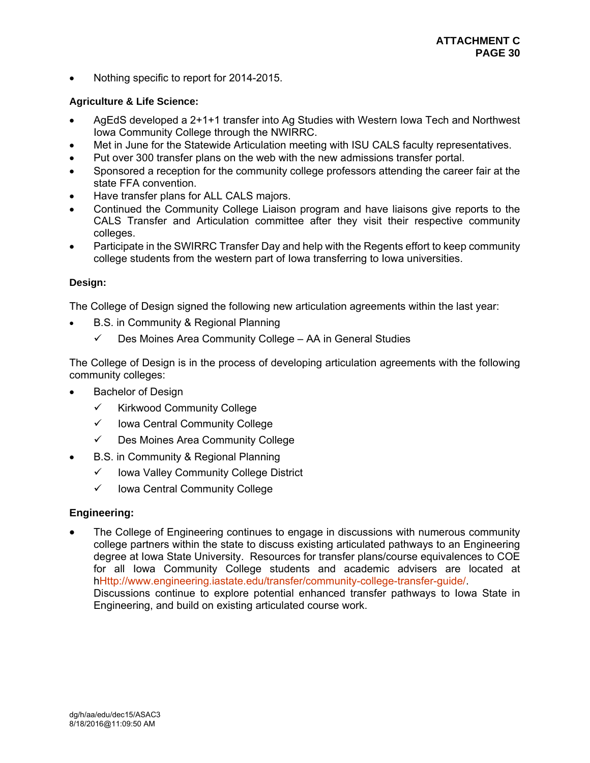- Nothing specific to report for 2014-2015.

**Agriculture & Life Science:**

- AgEdS developed a 2+1+1 transfer into Ag Studies with Western Iowa Tech and Northwest Iowa Community College through the NWIRRC.
- Met in June for the Statewide Articulation meeting with ISU CALS faculty representatives.
- Put over 300 transfer plans on the web with the new admissions transfer portal.
- Sponsored a reception for the community college professors attending the career fair at the state FFA convention.
- Have transfer plans for ALL CALS majors.
- Continued the Community College Liaison program and have liaisons give reports to the CALS Transfer and Articulation committee after they visit their respective community colleges.
- Participate in the SWIRRC Transfer Day and help with the Regents effort to keep community college students from the western part of Iowa transferring to Iowa universities.

**Design:**

The College of Design signed the following new articulation agreements within the last year:

- B.S. in Community & Regional Planning
  - ✓ Des Moines Area Community College – AA in General Studies

The College of Design is in the process of developing articulation agreements with the following community colleges:

- Bachelor of Design
  - ✓ Kirkwood Community College
  - ✓ Iowa Central Community College
  - ✓ Des Moines Area Community College
- B.S. in Community & Regional Planning
  - ✓ Iowa Valley Community College District
  - ✓ Iowa Central Community College

**Engineering:**

- The College of Engineering continues to engage in discussions with numerous community college partners within the state to discuss existing articulated pathways to an Engineering degree at Iowa State University. Resources for transfer plans/course equivalences to COE for all Iowa Community College students and academic advisers are located at hHttp://www.engineering.iastate.edu/transfer/community-college-transfer-guide/.
  Discussions continue to explore potential enhanced transfer pathways to Iowa State in Engineering, and build on existing articulated course work.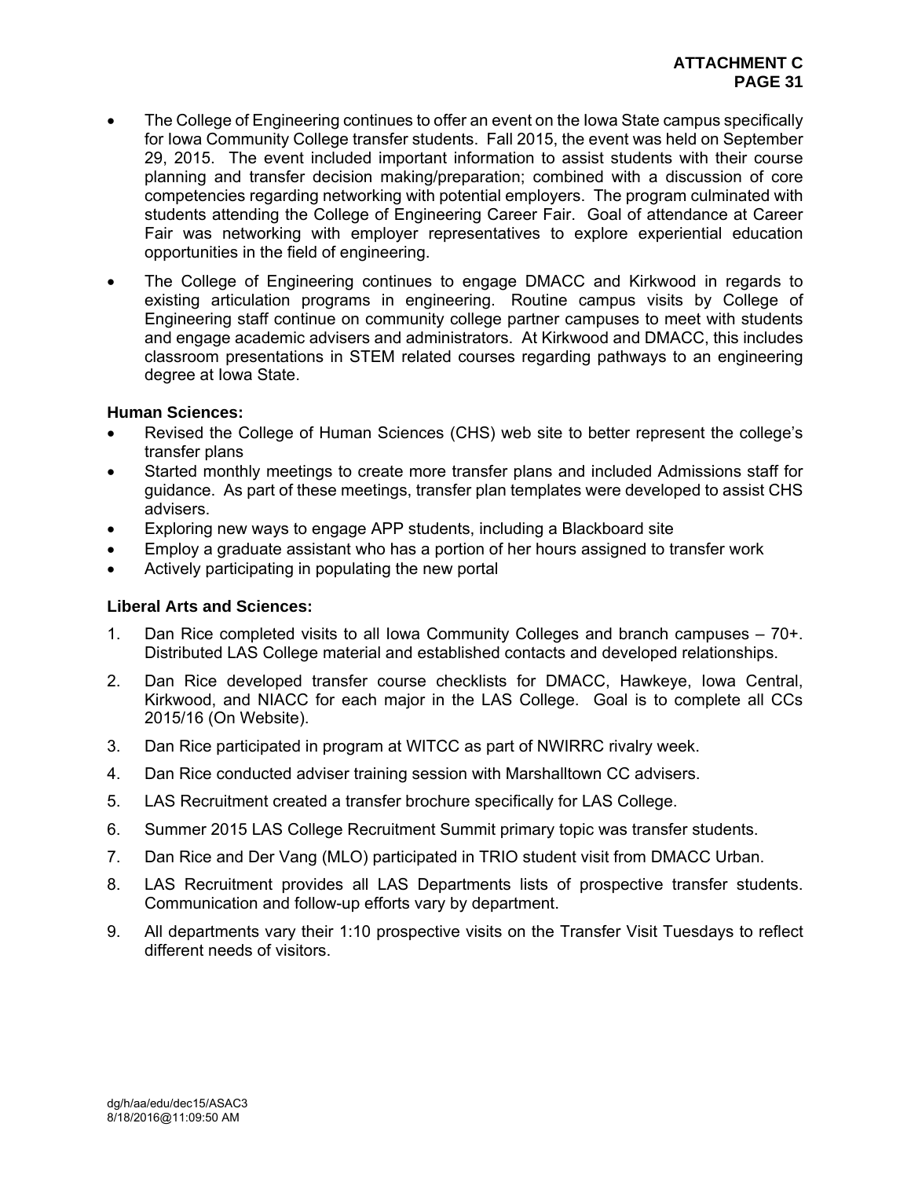- The College of Engineering continues to offer an event on the Iowa State campus specifically for Iowa Community College transfer students. Fall 2015, the event was held on September 29, 2015. The event included important information to assist students with their course planning and transfer decision making/preparation; combined with a discussion of core competencies regarding networking with potential employers. The program culminated with students attending the College of Engineering Career Fair. Goal of attendance at Career Fair was networking with employer representatives to explore experiential education opportunities in the field of engineering.
- The College of Engineering continues to engage DMACC and Kirkwood in regards to existing articulation programs in engineering. Routine campus visits by College of Engineering staff continue on community college partner campuses to meet with students and engage academic advisers and administrators. At Kirkwood and DMACC, this includes classroom presentations in STEM related courses regarding pathways to an engineering degree at Iowa State.

**Human Sciences:**

- Revised the College of Human Sciences (CHS) web site to better represent the college's transfer plans
- Started monthly meetings to create more transfer plans and included Admissions staff for guidance. As part of these meetings, transfer plan templates were developed to assist CHS advisers.
- Exploring new ways to engage APP students, including a Blackboard site
- Employ a graduate assistant who has a portion of her hours assigned to transfer work
- Actively participating in populating the new portal

**Liberal Arts and Sciences:**

1. Dan Rice completed visits to all Iowa Community Colleges and branch campuses – 70+. Distributed LAS College material and established contacts and developed relationships.
2. Dan Rice developed transfer course checklists for DMACC, Hawkeye, Iowa Central, Kirkwood, and NIACC for each major in the LAS College. Goal is to complete all CCs 2015/16 (On Website).
3. Dan Rice participated in program at WITCC as part of NWIRRC rivalry week.
4. Dan Rice conducted adviser training session with Marshalltown CC advisers.
5. LAS Recruitment created a transfer brochure specifically for LAS College.
6. Summer 2015 LAS College Recruitment Summit primary topic was transfer students.
7. Dan Rice and Der Vang (MLO) participated in TRIO student visit from DMACC Urban.
8. LAS Recruitment provides all LAS Departments lists of prospective transfer students. Communication and follow-up efforts vary by department.
9. All departments vary their 1:10 prospective visits on the Transfer Visit Tuesdays to reflect different needs of visitors.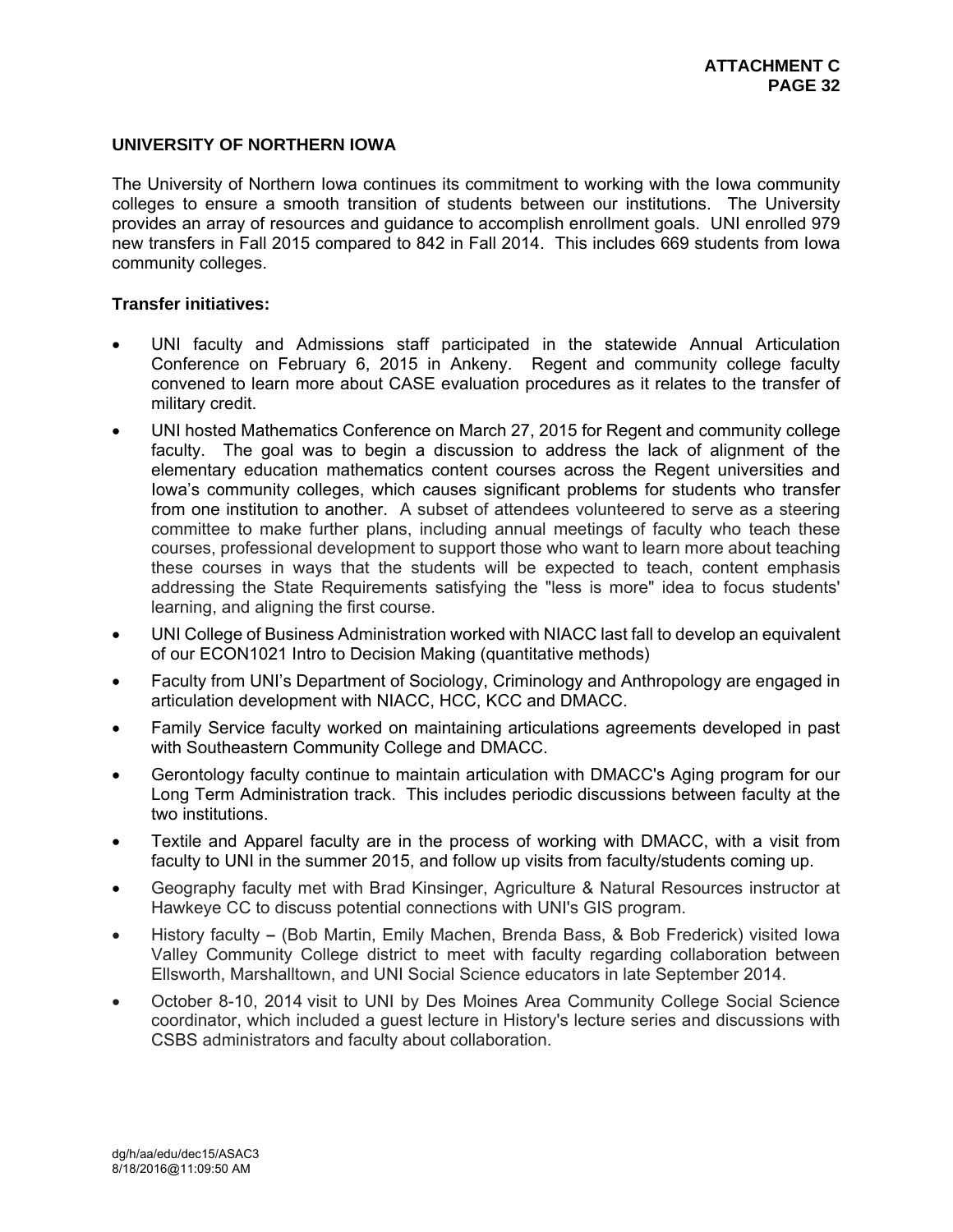## UNIVERSITY OF NORTHERN IOWA

The University of Northern Iowa continues its commitment to working with the Iowa community colleges to ensure a smooth transition of students between our institutions. The University provides an array of resources and guidance to accomplish enrollment goals. UNI enrolled 979 new transfers in Fall 2015 compared to 842 in Fall 2014. This includes 669 students from Iowa community colleges.

### Transfer initiatives:

- UNI faculty and Admissions staff participated in the statewide Annual Articulation Conference on February 6, 2015 in Ankeny. Regent and community college faculty convened to learn more about CASE evaluation procedures as it relates to the transfer of military credit.
- UNI hosted Mathematics Conference on March 27, 2015 for Regent and community college faculty. The goal was to begin a discussion to address the lack of alignment of the elementary education mathematics content courses across the Regent universities and Iowa's community colleges, which causes significant problems for students who transfer from one institution to another. A subset of attendees volunteered to serve as a steering committee to make further plans, including annual meetings of faculty who teach these courses, professional development to support those who want to learn more about teaching these courses in ways that the students will be expected to teach, content emphasis addressing the State Requirements satisfying the "less is more" idea to focus students' learning, and aligning the first course.
- UNI College of Business Administration worked with NIACC last fall to develop an equivalent of our ECON1021 Intro to Decision Making (quantitative methods)
- Faculty from UNI's Department of Sociology, Criminology and Anthropology are engaged in articulation development with NIACC, HCC, KCC and DMACC.
- Family Service faculty worked on maintaining articulations agreements developed in past with Southeastern Community College and DMACC.
- Gerontology faculty continue to maintain articulation with DMACC's Aging program for our Long Term Administration track. This includes periodic discussions between faculty at the two institutions.
- Textile and Apparel faculty are in the process of working with DMACC, with a visit from faculty to UNI in the summer 2015, and follow up visits from faculty/students coming up.
- Geography faculty met with Brad Kinsinger, Agriculture & Natural Resources instructor at Hawkeye CC to discuss potential connections with UNI's GIS program.
- History faculty – (Bob Martin, Emily Machen, Brenda Bass, & Bob Frederick) visited Iowa Valley Community College district to meet with faculty regarding collaboration between Ellsworth, Marshalltown, and UNI Social Science educators in late September 2014.
- October 8-10, 2014 visit to UNI by Des Moines Area Community College Social Science coordinator, which included a guest lecture in History's lecture series and discussions with CSBS administrators and faculty about collaboration.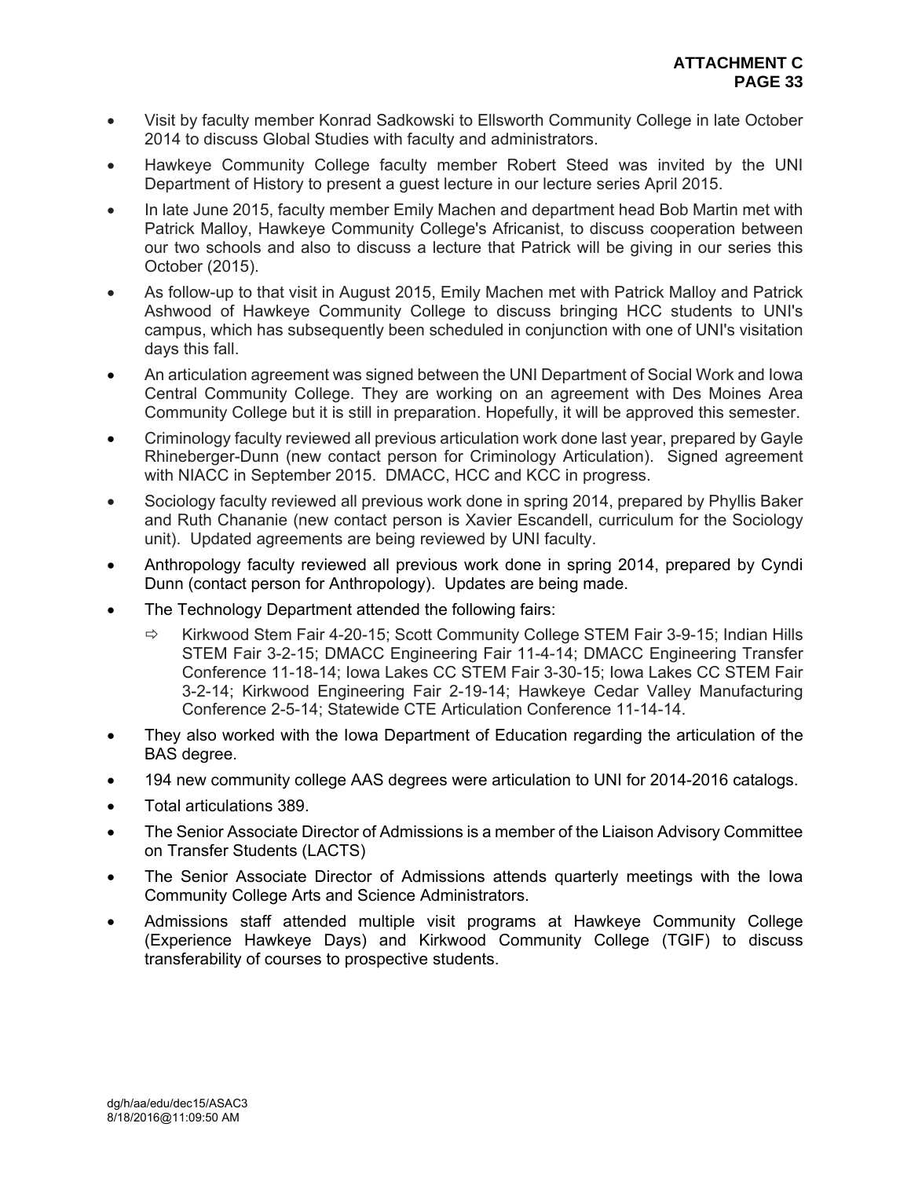- Visit by faculty member Konrad Sadkowski to Ellsworth Community College in late October 2014 to discuss Global Studies with faculty and administrators.
- Hawkeye Community College faculty member Robert Steed was invited by the UNI Department of History to present a guest lecture in our lecture series April 2015.
- In late June 2015, faculty member Emily Machen and department head Bob Martin met with Patrick Malloy, Hawkeye Community College's Africanist, to discuss cooperation between our two schools and also to discuss a lecture that Patrick will be giving in our series this October (2015).
- As follow-up to that visit in August 2015, Emily Machen met with Patrick Malloy and Patrick Ashwood of Hawkeye Community College to discuss bringing HCC students to UNI's campus, which has subsequently been scheduled in conjunction with one of UNI's visitation days this fall.
- An articulation agreement was signed between the UNI Department of Social Work and Iowa Central Community College. They are working on an agreement with Des Moines Area Community College but it is still in preparation. Hopefully, it will be approved this semester.
- Criminology faculty reviewed all previous articulation work done last year, prepared by Gayle Rhineberger-Dunn (new contact person for Criminology Articulation). Signed agreement with NIACC in September 2015. DMACC, HCC and KCC in progress.
- Sociology faculty reviewed all previous work done in spring 2014, prepared by Phyllis Baker and Ruth Chananie (new contact person is Xavier Escandell, curriculum for the Sociology unit). Updated agreements are being reviewed by UNI faculty.
- Anthropology faculty reviewed all previous work done in spring 2014, prepared by Cyndi Dunn (contact person for Anthropology). Updates are being made.
- The Technology Department attended the following fairs:
  - ⇨ Kirkwood Stem Fair 4-20-15; Scott Community College STEM Fair 3-9-15; Indian Hills STEM Fair 3-2-15; DMACC Engineering Fair 11-4-14; DMACC Engineering Transfer Conference 11-18-14; Iowa Lakes CC STEM Fair 3-30-15; Iowa Lakes CC STEM Fair 3-2-14; Kirkwood Engineering Fair 2-19-14; Hawkeye Cedar Valley Manufacturing Conference 2-5-14; Statewide CTE Articulation Conference 11-14-14.
- They also worked with the Iowa Department of Education regarding the articulation of the BAS degree.
- 194 new community college AAS degrees were articulation to UNI for 2014-2016 catalogs.
- Total articulations 389.
- The Senior Associate Director of Admissions is a member of the Liaison Advisory Committee on Transfer Students (LACTS)
- The Senior Associate Director of Admissions attends quarterly meetings with the Iowa Community College Arts and Science Administrators.
- Admissions staff attended multiple visit programs at Hawkeye Community College (Experience Hawkeye Days) and Kirkwood Community College (TGIF) to discuss transferability of courses to prospective students.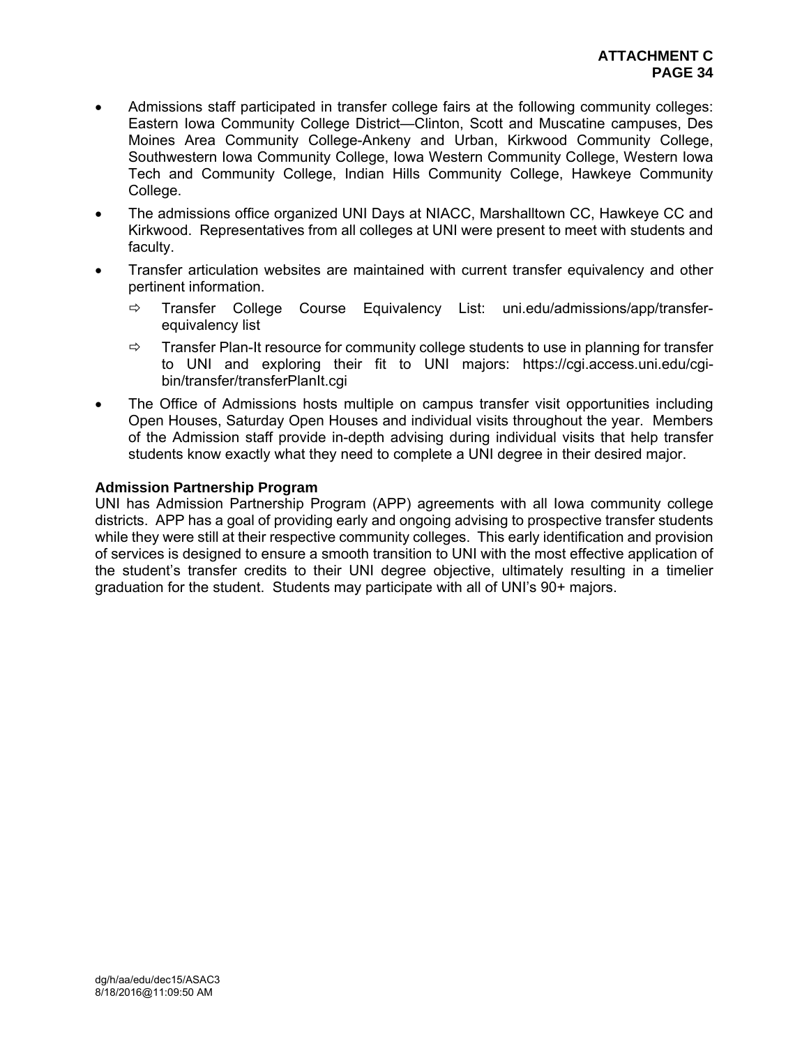- Admissions staff participated in transfer college fairs at the following community colleges: Eastern Iowa Community College District—Clinton, Scott and Muscatine campuses, Des Moines Area Community College-Ankeny and Urban, Kirkwood Community College, Southwestern Iowa Community College, Iowa Western Community College, Western Iowa Tech and Community College, Indian Hills Community College, Hawkeye Community College.
- The admissions office organized UNI Days at NIACC, Marshalltown CC, Hawkeye CC and Kirkwood. Representatives from all colleges at UNI were present to meet with students and faculty.
- Transfer articulation websites are maintained with current transfer equivalency and other pertinent information.
  - ⇨ Transfer College Course Equivalency List: uni.edu/admissions/app/transfer-equivalency list
  - ⇨ Transfer Plan-It resource for community college students to use in planning for transfer to UNI and exploring their fit to UNI majors: https://cgi.access.uni.edu/cgi-bin/transfer/transferPlanIt.cgi
- The Office of Admissions hosts multiple on campus transfer visit opportunities including Open Houses, Saturday Open Houses and individual visits throughout the year. Members of the Admission staff provide in-depth advising during individual visits that help transfer students know exactly what they need to complete a UNI degree in their desired major.

**Admission Partnership Program**

UNI has Admission Partnership Program (APP) agreements with all Iowa community college districts. APP has a goal of providing early and ongoing advising to prospective transfer students while they were still at their respective community colleges. This early identification and provision of services is designed to ensure a smooth transition to UNI with the most effective application of the student's transfer credits to their UNI degree objective, ultimately resulting in a timelier graduation for the student. Students may participate with all of UNI's 90+ majors.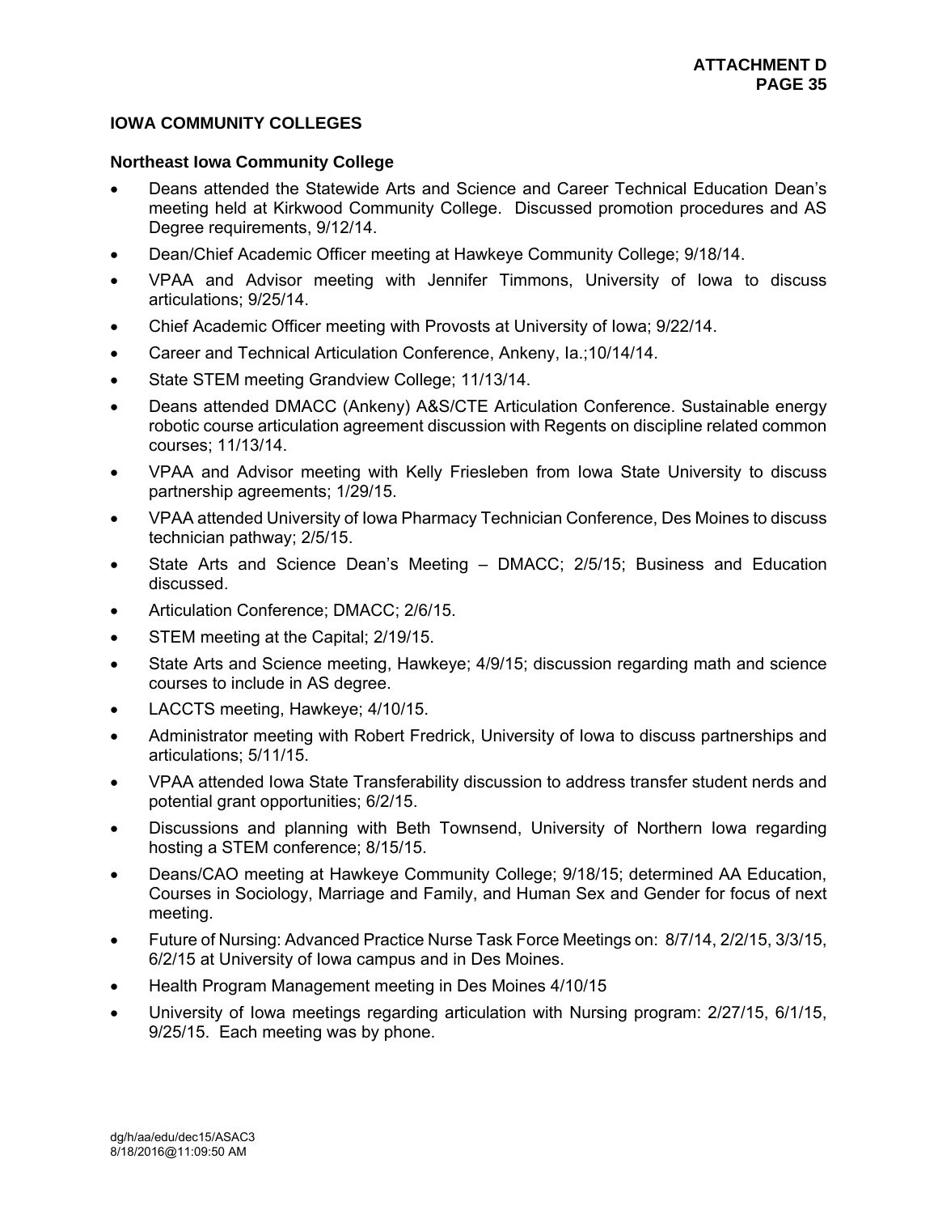## IOWA COMMUNITY COLLEGES

### Northeast Iowa Community College

- Deans attended the Statewide Arts and Science and Career Technical Education Dean's meeting held at Kirkwood Community College. Discussed promotion procedures and AS Degree requirements, 9/12/14.
- Dean/Chief Academic Officer meeting at Hawkeye Community College; 9/18/14.
- VPAA and Advisor meeting with Jennifer Timmons, University of Iowa to discuss articulations; 9/25/14.
- Chief Academic Officer meeting with Provosts at University of Iowa; 9/22/14.
- Career and Technical Articulation Conference, Ankeny, Ia.;10/14/14.
- State STEM meeting Grandview College; 11/13/14.
- Deans attended DMACC (Ankeny) A&S/CTE Articulation Conference. Sustainable energy robotic course articulation agreement discussion with Regents on discipline related common courses; 11/13/14.
- VPAA and Advisor meeting with Kelly Friesleben from Iowa State University to discuss partnership agreements; 1/29/15.
- VPAA attended University of Iowa Pharmacy Technician Conference, Des Moines to discuss technician pathway; 2/5/15.
- State Arts and Science Dean's Meeting – DMACC; 2/5/15; Business and Education discussed.
- Articulation Conference; DMACC; 2/6/15.
- STEM meeting at the Capital; 2/19/15.
- State Arts and Science meeting, Hawkeye; 4/9/15; discussion regarding math and science courses to include in AS degree.
- LACCTS meeting, Hawkeye; 4/10/15.
- Administrator meeting with Robert Fredrick, University of Iowa to discuss partnerships and articulations; 5/11/15.
- VPAA attended Iowa State Transferability discussion to address transfer student nerds and potential grant opportunities; 6/2/15.
- Discussions and planning with Beth Townsend, University of Northern Iowa regarding hosting a STEM conference; 8/15/15.
- Deans/CAO meeting at Hawkeye Community College; 9/18/15; determined AA Education, Courses in Sociology, Marriage and Family, and Human Sex and Gender for focus of next meeting.
- Future of Nursing: Advanced Practice Nurse Task Force Meetings on: 8/7/14, 2/2/15, 3/3/15, 6/2/15 at University of Iowa campus and in Des Moines.
- Health Program Management meeting in Des Moines 4/10/15
- University of Iowa meetings regarding articulation with Nursing program: 2/27/15, 6/1/15, 9/25/15. Each meeting was by phone.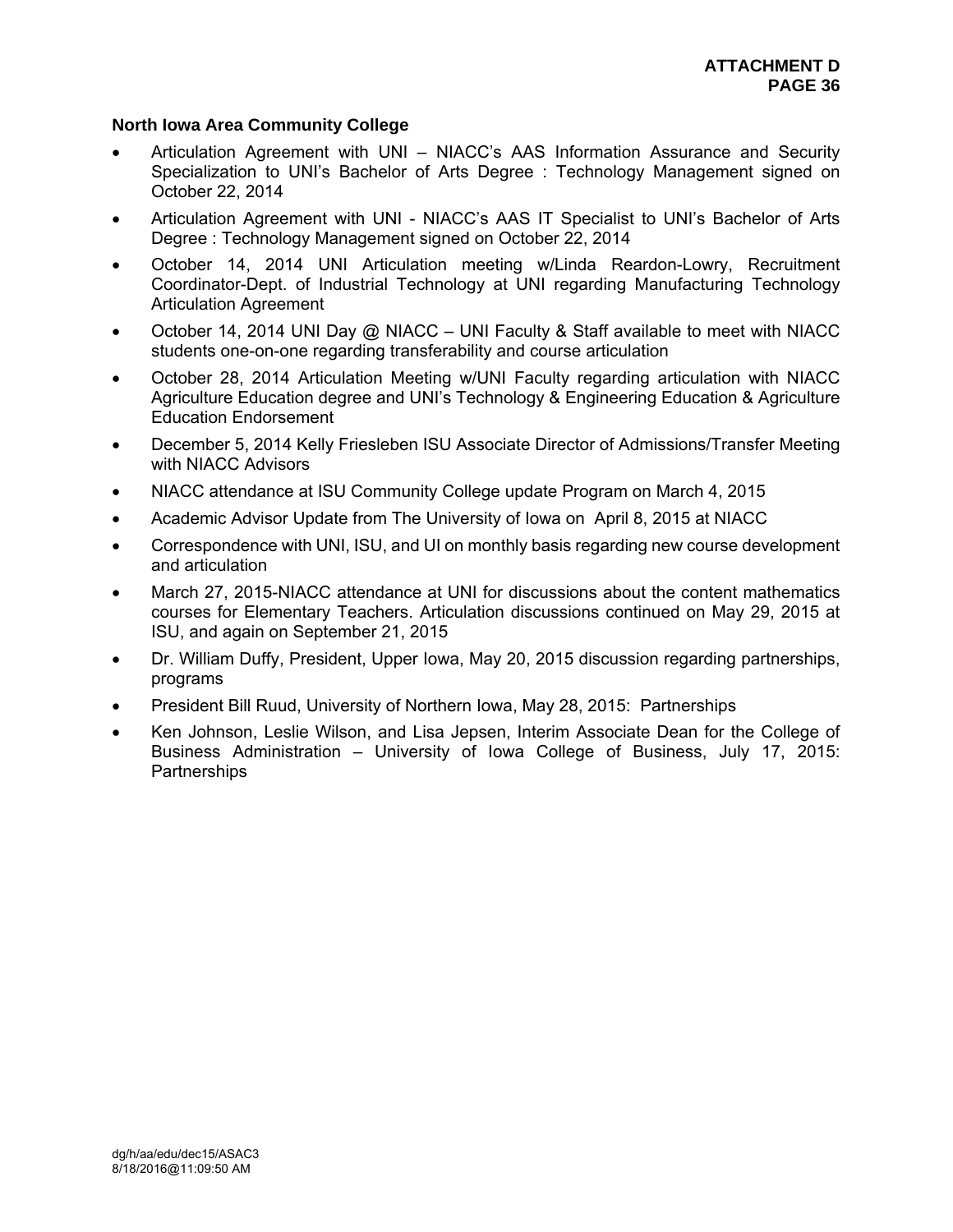**North Iowa Area Community College**

- Articulation Agreement with UNI – NIACC's AAS Information Assurance and Security Specialization to UNI's Bachelor of Arts Degree : Technology Management signed on October 22, 2014
- Articulation Agreement with UNI - NIACC's AAS IT Specialist to UNI's Bachelor of Arts Degree : Technology Management signed on October 22, 2014
- October 14, 2014 UNI Articulation meeting w/Linda Reardon-Lowry, Recruitment Coordinator-Dept. of Industrial Technology at UNI regarding Manufacturing Technology Articulation Agreement
- October 14, 2014 UNI Day @ NIACC – UNI Faculty & Staff available to meet with NIACC students one-on-one regarding transferability and course articulation
- October 28, 2014 Articulation Meeting w/UNI Faculty regarding articulation with NIACC Agriculture Education degree and UNI's Technology & Engineering Education & Agriculture Education Endorsement
- December 5, 2014 Kelly Friesleben ISU Associate Director of Admissions/Transfer Meeting with NIACC Advisors
- NIACC attendance at ISU Community College update Program on March 4, 2015
- Academic Advisor Update from The University of Iowa on April 8, 2015 at NIACC
- Correspondence with UNI, ISU, and UI on monthly basis regarding new course development and articulation
- March 27, 2015-NIACC attendance at UNI for discussions about the content mathematics courses for Elementary Teachers. Articulation discussions continued on May 29, 2015 at ISU, and again on September 21, 2015
- Dr. William Duffy, President, Upper Iowa, May 20, 2015 discussion regarding partnerships, programs
- President Bill Ruud, University of Northern Iowa, May 28, 2015: Partnerships
- Ken Johnson, Leslie Wilson, and Lisa Jepsen, Interim Associate Dean for the College of Business Administration – University of Iowa College of Business, July 17, 2015: Partnerships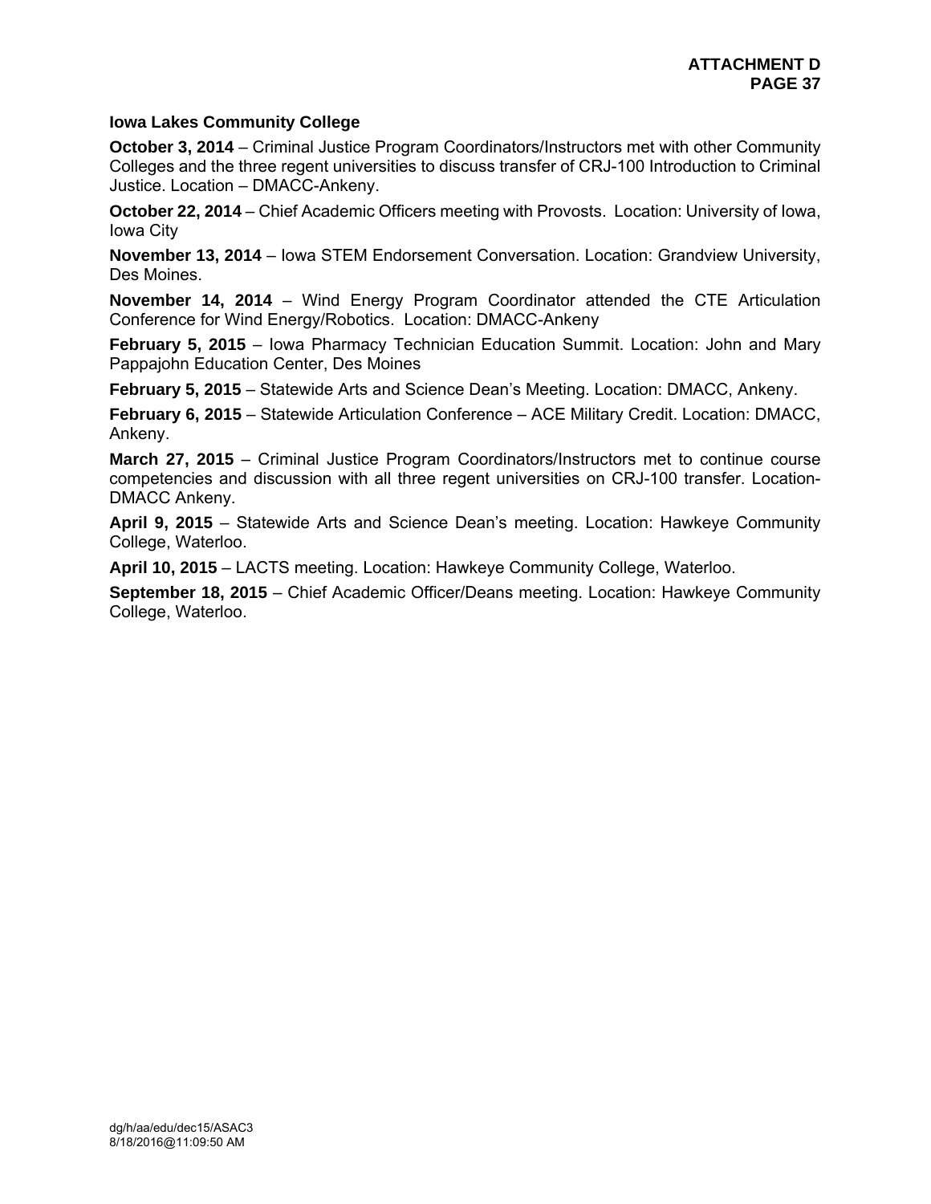**Iowa Lakes Community College**

**October 3, 2014** – Criminal Justice Program Coordinators/Instructors met with other Community Colleges and the three regent universities to discuss transfer of CRJ-100 Introduction to Criminal Justice. Location – DMACC-Ankeny.

**October 22, 2014** – Chief Academic Officers meeting with Provosts. Location: University of Iowa, Iowa City

**November 13, 2014** – Iowa STEM Endorsement Conversation. Location: Grandview University, Des Moines.

**November 14, 2014** – Wind Energy Program Coordinator attended the CTE Articulation Conference for Wind Energy/Robotics. Location: DMACC-Ankeny

**February 5, 2015** – Iowa Pharmacy Technician Education Summit. Location: John and Mary Pappajohn Education Center, Des Moines

**February 5, 2015** – Statewide Arts and Science Dean's Meeting. Location: DMACC, Ankeny.

**February 6, 2015** – Statewide Articulation Conference – ACE Military Credit. Location: DMACC, Ankeny.

**March 27, 2015** – Criminal Justice Program Coordinators/Instructors met to continue course competencies and discussion with all three regent universities on CRJ-100 transfer. Location- DMACC Ankeny.

**April 9, 2015** – Statewide Arts and Science Dean's meeting. Location: Hawkeye Community College, Waterloo.

**April 10, 2015** – LACTS meeting. Location: Hawkeye Community College, Waterloo.

**September 18, 2015** – Chief Academic Officer/Deans meeting. Location: Hawkeye Community College, Waterloo.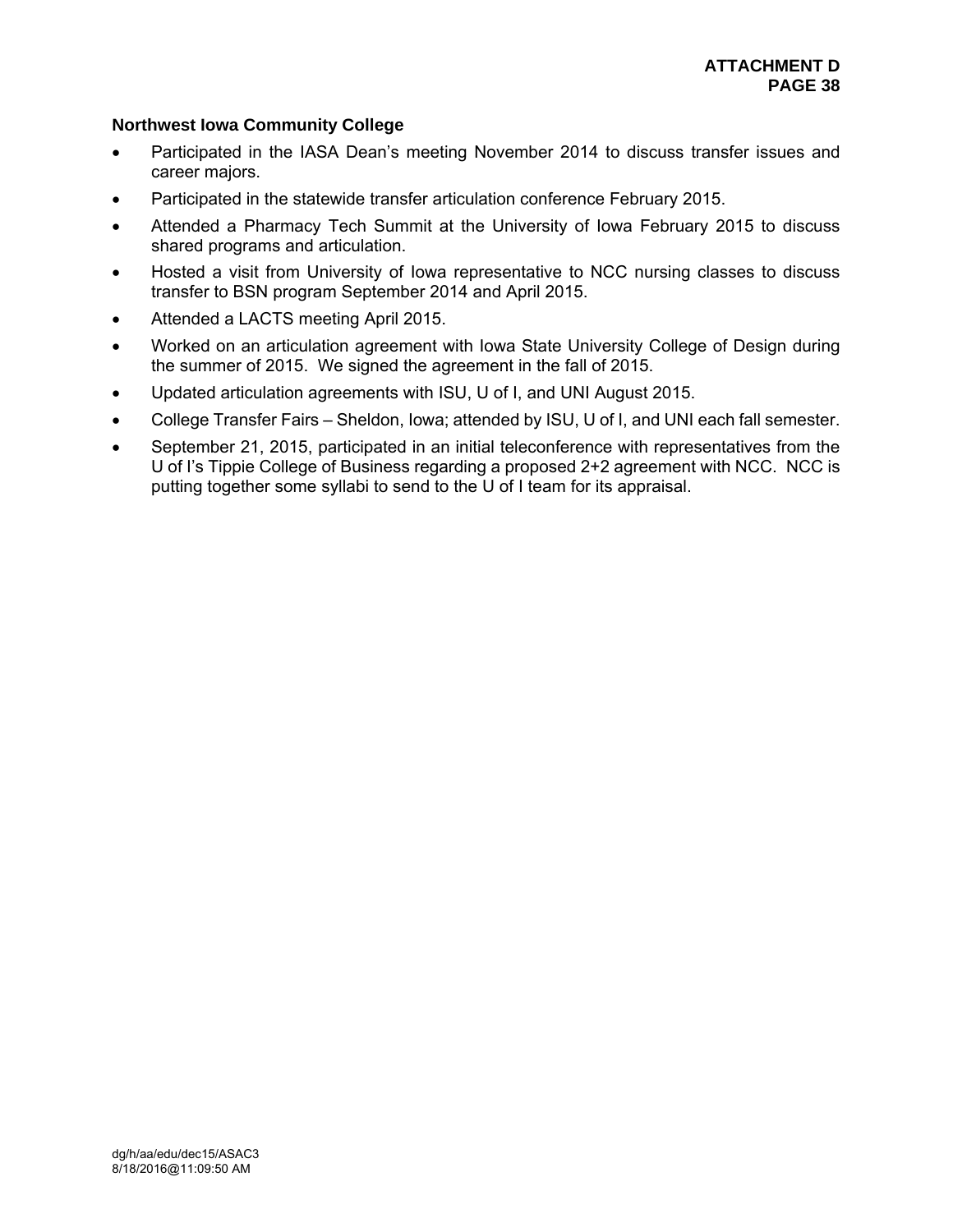**Northwest Iowa Community College**

- Participated in the IASA Dean's meeting November 2014 to discuss transfer issues and career majors.
- Participated in the statewide transfer articulation conference February 2015.
- Attended a Pharmacy Tech Summit at the University of Iowa February 2015 to discuss shared programs and articulation.
- Hosted a visit from University of Iowa representative to NCC nursing classes to discuss transfer to BSN program September 2014 and April 2015.
- Attended a LACTS meeting April 2015.
- Worked on an articulation agreement with Iowa State University College of Design during the summer of 2015. We signed the agreement in the fall of 2015.
- Updated articulation agreements with ISU, U of I, and UNI August 2015.
- College Transfer Fairs – Sheldon, Iowa; attended by ISU, U of I, and UNI each fall semester.
- September 21, 2015, participated in an initial teleconference with representatives from the U of I's Tippie College of Business regarding a proposed 2+2 agreement with NCC. NCC is putting together some syllabi to send to the U of I team for its appraisal.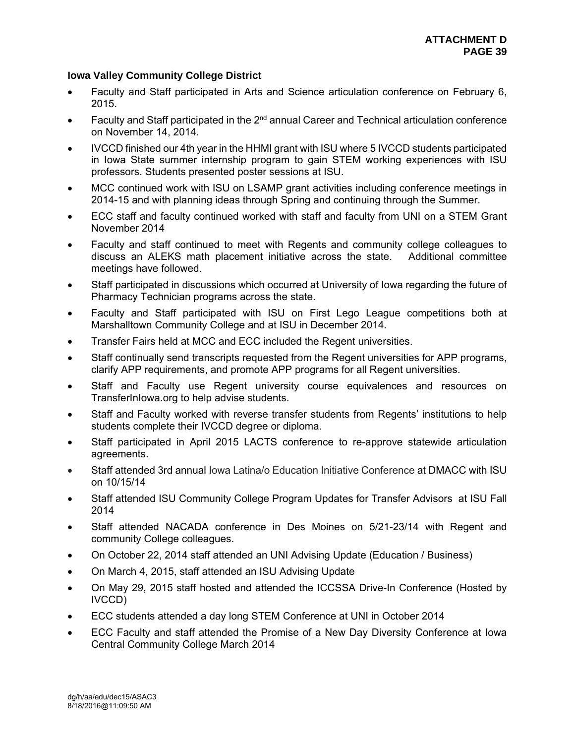**Iowa Valley Community College District**

- Faculty and Staff participated in Arts and Science articulation conference on February 6, 2015.
- Faculty and Staff participated in the 2nd annual Career and Technical articulation conference on November 14, 2014.
- IVCCD finished our 4th year in the HHMI grant with ISU where 5 IVCCD students participated in Iowa State summer internship program to gain STEM working experiences with ISU professors. Students presented poster sessions at ISU.
- MCC continued work with ISU on LSAMP grant activities including conference meetings in 2014-15 and with planning ideas through Spring and continuing through the Summer.
- ECC staff and faculty continued worked with staff and faculty from UNI on a STEM Grant November 2014
- Faculty and staff continued to meet with Regents and community college colleagues to discuss an ALEKS math placement initiative across the state. Additional committee meetings have followed.
- Staff participated in discussions which occurred at University of Iowa regarding the future of Pharmacy Technician programs across the state.
- Faculty and Staff participated with ISU on First Lego League competitions both at Marshalltown Community College and at ISU in December 2014.
- Transfer Fairs held at MCC and ECC included the Regent universities.
- Staff continually send transcripts requested from the Regent universities for APP programs, clarify APP requirements, and promote APP programs for all Regent universities.
- Staff and Faculty use Regent university course equivalences and resources on TransferInIowa.org to help advise students.
- Staff and Faculty worked with reverse transfer students from Regents' institutions to help students complete their IVCCD degree or diploma.
- Staff participated in April 2015 LACTS conference to re-approve statewide articulation agreements.
- Staff attended 3rd annual Iowa Latina/o Education Initiative Conference at DMACC with ISU on 10/15/14
- Staff attended ISU Community College Program Updates for Transfer Advisors at ISU Fall 2014
- Staff attended NACADA conference in Des Moines on 5/21-23/14 with Regent and community College colleagues.
- On October 22, 2014 staff attended an UNI Advising Update (Education / Business)
- On March 4, 2015, staff attended an ISU Advising Update
- On May 29, 2015 staff hosted and attended the ICCSSA Drive-In Conference (Hosted by IVCCD)
- ECC students attended a day long STEM Conference at UNI in October 2014
- ECC Faculty and staff attended the Promise of a New Day Diversity Conference at Iowa Central Community College March 2014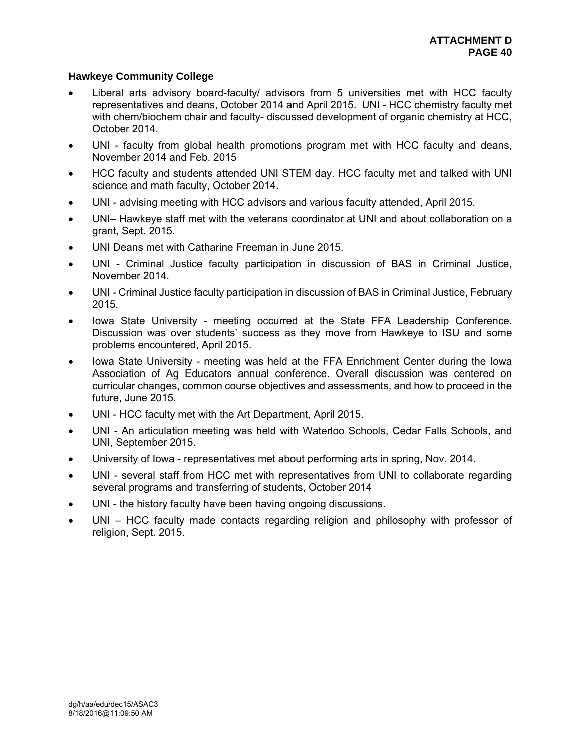**Hawkeye Community College**

- Liberal arts advisory board-faculty/ advisors from 5 universities met with HCC faculty representatives and deans, October 2014 and April 2015. UNI - HCC chemistry faculty met with chem/biochem chair and faculty- discussed development of organic chemistry at HCC, October 2014.
- UNI - faculty from global health promotions program met with HCC faculty and deans, November 2014 and Feb. 2015
- HCC faculty and students attended UNI STEM day. HCC faculty met and talked with UNI science and math faculty, October 2014.
- UNI - advising meeting with HCC advisors and various faculty attended, April 2015.
- UNI– Hawkeye staff met with the veterans coordinator at UNI and about collaboration on a grant, Sept. 2015.
- UNI Deans met with Catharine Freeman in June 2015.
- UNI - Criminal Justice faculty participation in discussion of BAS in Criminal Justice, November 2014.
- UNI - Criminal Justice faculty participation in discussion of BAS in Criminal Justice, February 2015.
- Iowa State University - meeting occurred at the State FFA Leadership Conference. Discussion was over students' success as they move from Hawkeye to ISU and some problems encountered, April 2015.
- Iowa State University - meeting was held at the FFA Enrichment Center during the Iowa Association of Ag Educators annual conference. Overall discussion was centered on curricular changes, common course objectives and assessments, and how to proceed in the future, June 2015.
- UNI - HCC faculty met with the Art Department, April 2015.
- UNI - An articulation meeting was held with Waterloo Schools, Cedar Falls Schools, and UNI, September 2015.
- University of Iowa - representatives met about performing arts in spring, Nov. 2014.
- UNI - several staff from HCC met with representatives from UNI to collaborate regarding several programs and transferring of students, October 2014
- UNI - the history faculty have been having ongoing discussions.
- UNI – HCC faculty made contacts regarding religion and philosophy with professor of religion, Sept. 2015.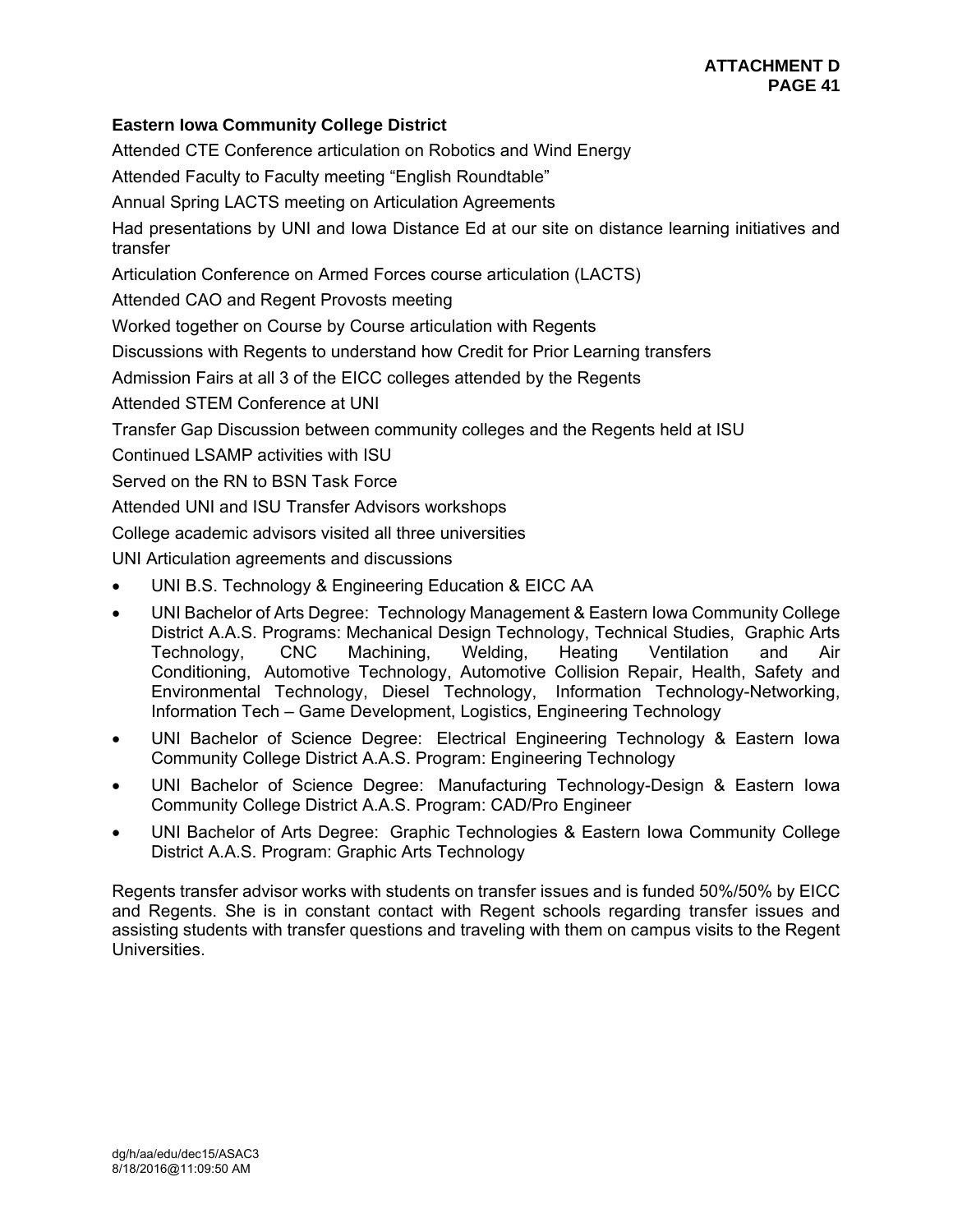**Eastern Iowa Community College District**

Attended CTE Conference articulation on Robotics and Wind Energy

Attended Faculty to Faculty meeting "English Roundtable"

Annual Spring LACTS meeting on Articulation Agreements

Had presentations by UNI and Iowa Distance Ed at our site on distance learning initiatives and transfer

Articulation Conference on Armed Forces course articulation (LACTS)

Attended CAO and Regent Provosts meeting

Worked together on Course by Course articulation with Regents

Discussions with Regents to understand how Credit for Prior Learning transfers

Admission Fairs at all 3 of the EICC colleges attended by the Regents

Attended STEM Conference at UNI

Transfer Gap Discussion between community colleges and the Regents held at ISU

Continued LSAMP activities with ISU

Served on the RN to BSN Task Force

Attended UNI and ISU Transfer Advisors workshops

College academic advisors visited all three universities

UNI Articulation agreements and discussions

- UNI B.S. Technology & Engineering Education & EICC AA
- UNI Bachelor of Arts Degree: Technology Management & Eastern Iowa Community College District A.A.S. Programs: Mechanical Design Technology, Technical Studies, Graphic Arts Technology, CNC Machining, Welding, Heating Ventilation and Air Conditioning, Automotive Technology, Automotive Collision Repair, Health, Safety and Environmental Technology, Diesel Technology, Information Technology-Networking, Information Tech – Game Development, Logistics, Engineering Technology
- UNI Bachelor of Science Degree: Electrical Engineering Technology & Eastern Iowa Community College District A.A.S. Program: Engineering Technology
- UNI Bachelor of Science Degree: Manufacturing Technology-Design & Eastern Iowa Community College District A.A.S. Program: CAD/Pro Engineer
- UNI Bachelor of Arts Degree: Graphic Technologies & Eastern Iowa Community College District A.A.S. Program: Graphic Arts Technology

Regents transfer advisor works with students on transfer issues and is funded 50%/50% by EICC and Regents. She is in constant contact with Regent schools regarding transfer issues and assisting students with transfer questions and traveling with them on campus visits to the Regent Universities.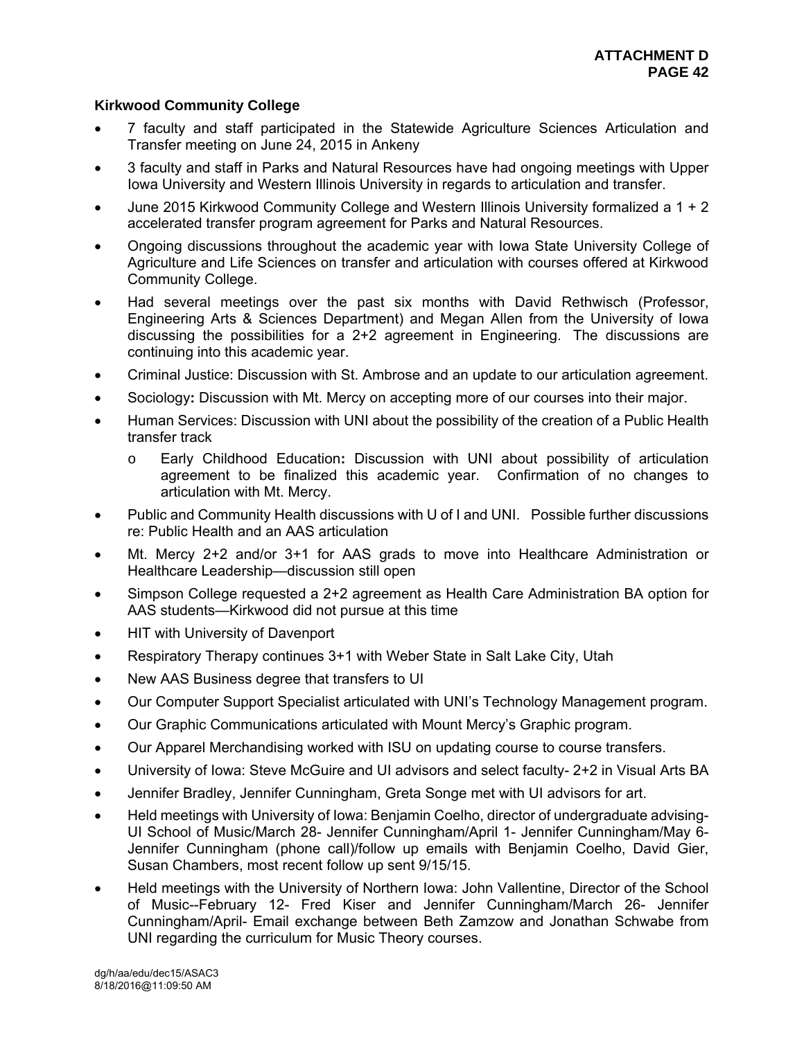**Kirkwood Community College**

- 7 faculty and staff participated in the Statewide Agriculture Sciences Articulation and Transfer meeting on June 24, 2015 in Ankeny
- 3 faculty and staff in Parks and Natural Resources have had ongoing meetings with Upper Iowa University and Western Illinois University in regards to articulation and transfer.
- June 2015 Kirkwood Community College and Western Illinois University formalized a 1 + 2 accelerated transfer program agreement for Parks and Natural Resources.
- Ongoing discussions throughout the academic year with Iowa State University College of Agriculture and Life Sciences on transfer and articulation with courses offered at Kirkwood Community College.
- Had several meetings over the past six months with David Rethwisch (Professor, Engineering Arts & Sciences Department) and Megan Allen from the University of Iowa discussing the possibilities for a 2+2 agreement in Engineering. The discussions are continuing into this academic year.
- Criminal Justice: Discussion with St. Ambrose and an update to our articulation agreement.
- Sociology**:** Discussion with Mt. Mercy on accepting more of our courses into their major.
- Human Services: Discussion with UNI about the possibility of the creation of a Public Health transfer track
  - Early Childhood Education**:** Discussion with UNI about possibility of articulation agreement to be finalized this academic year. Confirmation of no changes to articulation with Mt. Mercy.
- Public and Community Health discussions with U of I and UNI. Possible further discussions re: Public Health and an AAS articulation
- Mt. Mercy 2+2 and/or 3+1 for AAS grads to move into Healthcare Administration or Healthcare Leadership—discussion still open
- Simpson College requested a 2+2 agreement as Health Care Administration BA option for AAS students—Kirkwood did not pursue at this time
- HIT with University of Davenport
- Respiratory Therapy continues 3+1 with Weber State in Salt Lake City, Utah
- New AAS Business degree that transfers to UI
- Our Computer Support Specialist articulated with UNI's Technology Management program.
- Our Graphic Communications articulated with Mount Mercy's Graphic program.
- Our Apparel Merchandising worked with ISU on updating course to course transfers.
- University of Iowa: Steve McGuire and UI advisors and select faculty- 2+2 in Visual Arts BA
- Jennifer Bradley, Jennifer Cunningham, Greta Songe met with UI advisors for art.
- Held meetings with University of Iowa: Benjamin Coelho, director of undergraduate advising- UI School of Music/March 28- Jennifer Cunningham/April 1- Jennifer Cunningham/May 6- Jennifer Cunningham (phone call)/follow up emails with Benjamin Coelho, David Gier, Susan Chambers, most recent follow up sent 9/15/15.
- Held meetings with the University of Northern Iowa: John Vallentine, Director of the School of Music--February 12- Fred Kiser and Jennifer Cunningham/March 26- Jennifer Cunningham/April- Email exchange between Beth Zamzow and Jonathan Schwabe from UNI regarding the curriculum for Music Theory courses.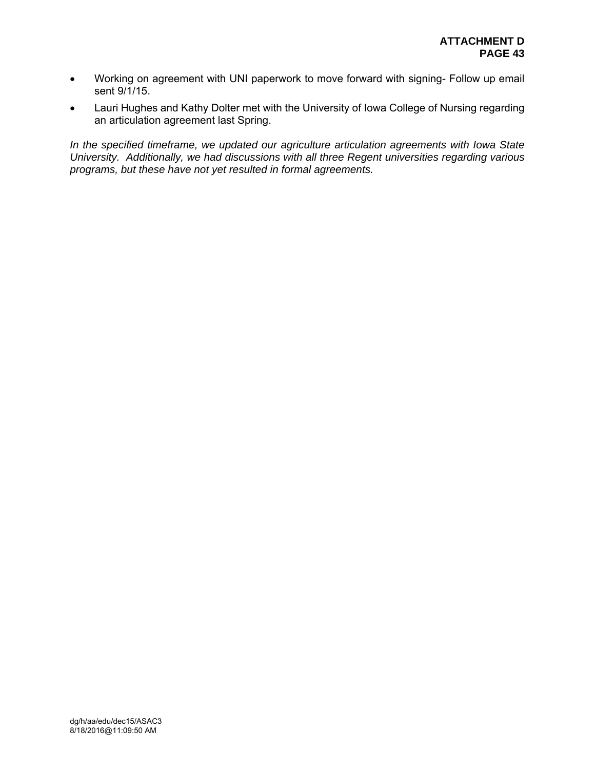- Working on agreement with UNI paperwork to move forward with signing- Follow up email sent 9/1/15.
- Lauri Hughes and Kathy Dolter met with the University of Iowa College of Nursing regarding an articulation agreement last Spring.

*In the specified timeframe, we updated our agriculture articulation agreements with Iowa State University. Additionally, we had discussions with all three Regent universities regarding various programs, but these have not yet resulted in formal agreements.*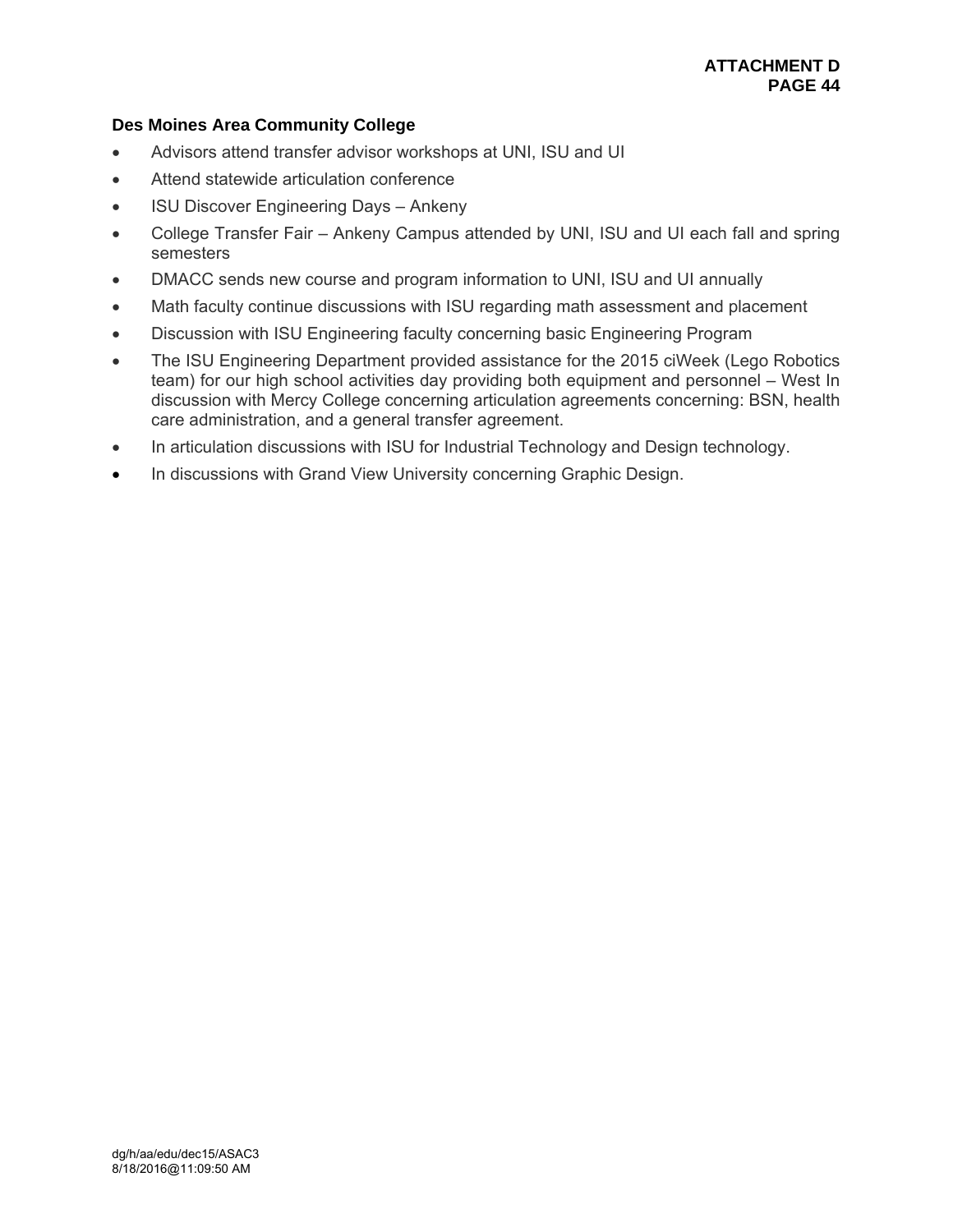### Des Moines Area Community College

- Advisors attend transfer advisor workshops at UNI, ISU and UI
- Attend statewide articulation conference
- ISU Discover Engineering Days – Ankeny
- College Transfer Fair – Ankeny Campus attended by UNI, ISU and UI each fall and spring semesters
- DMACC sends new course and program information to UNI, ISU and UI annually
- Math faculty continue discussions with ISU regarding math assessment and placement
- Discussion with ISU Engineering faculty concerning basic Engineering Program
- The ISU Engineering Department provided assistance for the 2015 ciWeek (Lego Robotics team) for our high school activities day providing both equipment and personnel – West In discussion with Mercy College concerning articulation agreements concerning: BSN, health care administration, and a general transfer agreement.
- In articulation discussions with ISU for Industrial Technology and Design technology.
- In discussions with Grand View University concerning Graphic Design.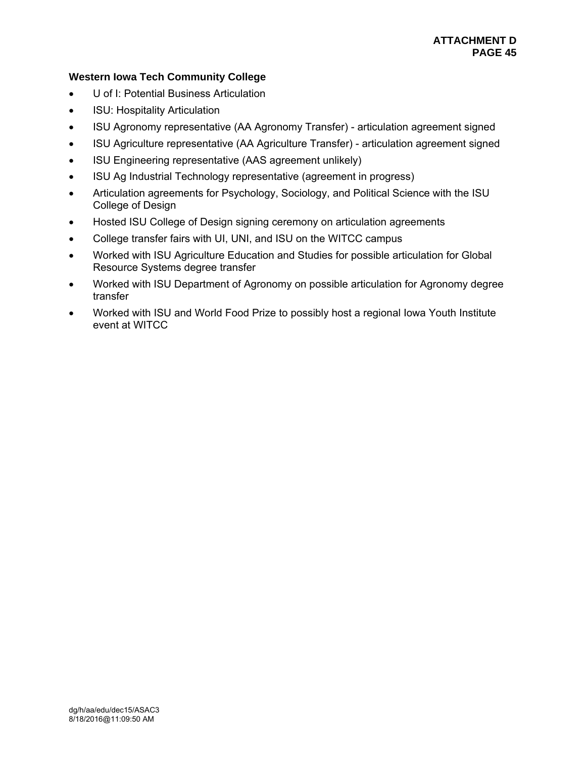**Western Iowa Tech Community College**

- U of I: Potential Business Articulation
- ISU: Hospitality Articulation
- ISU Agronomy representative (AA Agronomy Transfer) - articulation agreement signed
- ISU Agriculture representative (AA Agriculture Transfer) - articulation agreement signed
- ISU Engineering representative (AAS agreement unlikely)
- ISU Ag Industrial Technology representative (agreement in progress)
- Articulation agreements for Psychology, Sociology, and Political Science with the ISU College of Design
- Hosted ISU College of Design signing ceremony on articulation agreements
- College transfer fairs with UI, UNI, and ISU on the WITCC campus
- Worked with ISU Agriculture Education and Studies for possible articulation for Global Resource Systems degree transfer
- Worked with ISU Department of Agronomy on possible articulation for Agronomy degree transfer
- Worked with ISU and World Food Prize to possibly host a regional Iowa Youth Institute event at WITCC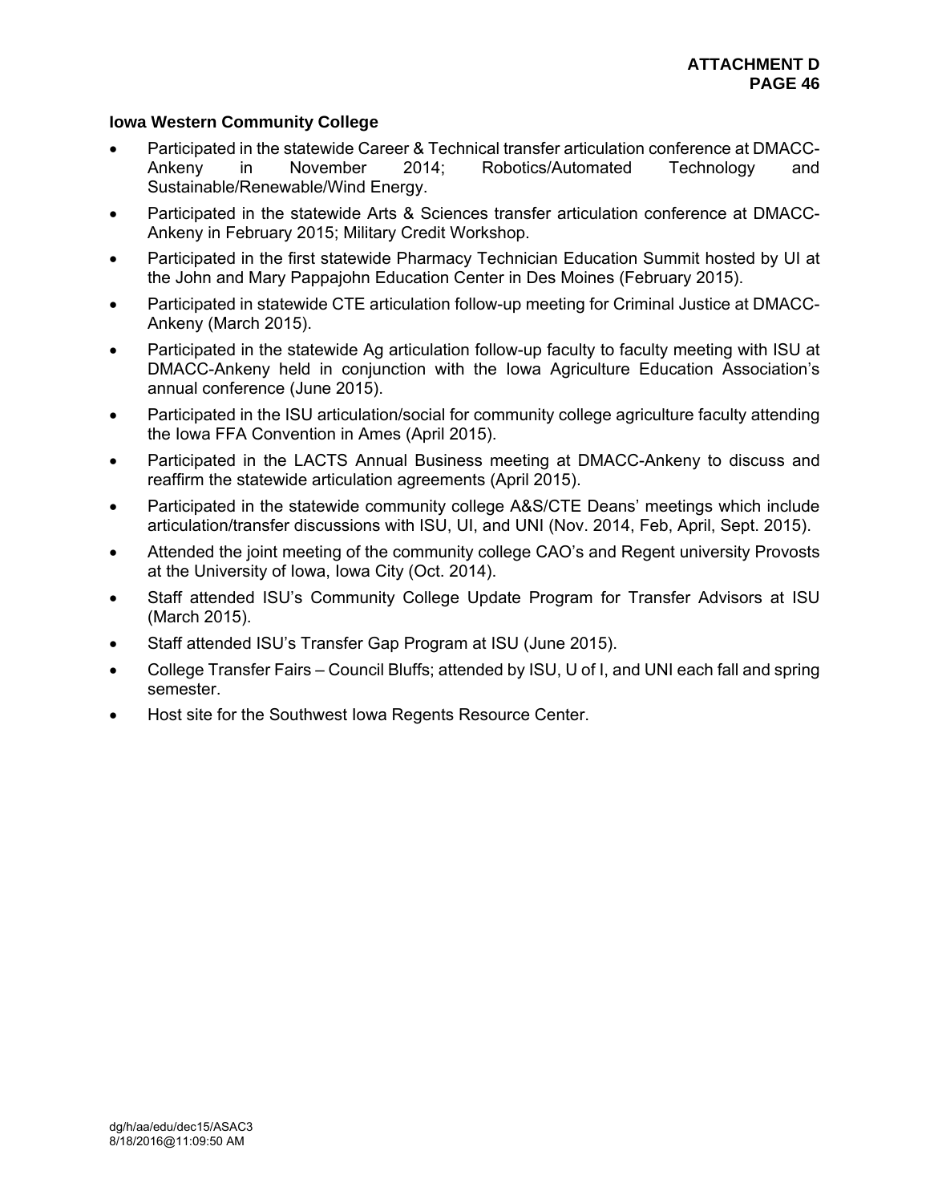**Iowa Western Community College**

- Participated in the statewide Career & Technical transfer articulation conference at DMACC-Ankeny in November 2014; Robotics/Automated Technology and Sustainable/Renewable/Wind Energy.
- Participated in the statewide Arts & Sciences transfer articulation conference at DMACC-Ankeny in February 2015; Military Credit Workshop.
- Participated in the first statewide Pharmacy Technician Education Summit hosted by UI at the John and Mary Pappajohn Education Center in Des Moines (February 2015).
- Participated in statewide CTE articulation follow-up meeting for Criminal Justice at DMACC-Ankeny (March 2015).
- Participated in the statewide Ag articulation follow-up faculty to faculty meeting with ISU at DMACC-Ankeny held in conjunction with the Iowa Agriculture Education Association's annual conference (June 2015).
- Participated in the ISU articulation/social for community college agriculture faculty attending the Iowa FFA Convention in Ames (April 2015).
- Participated in the LACTS Annual Business meeting at DMACC-Ankeny to discuss and reaffirm the statewide articulation agreements (April 2015).
- Participated in the statewide community college A&S/CTE Deans' meetings which include articulation/transfer discussions with ISU, UI, and UNI (Nov. 2014, Feb, April, Sept. 2015).
- Attended the joint meeting of the community college CAO's and Regent university Provosts at the University of Iowa, Iowa City (Oct. 2014).
- Staff attended ISU's Community College Update Program for Transfer Advisors at ISU (March 2015).
- Staff attended ISU's Transfer Gap Program at ISU (June 2015).
- College Transfer Fairs – Council Bluffs; attended by ISU, U of I, and UNI each fall and spring semester.
- Host site for the Southwest Iowa Regents Resource Center.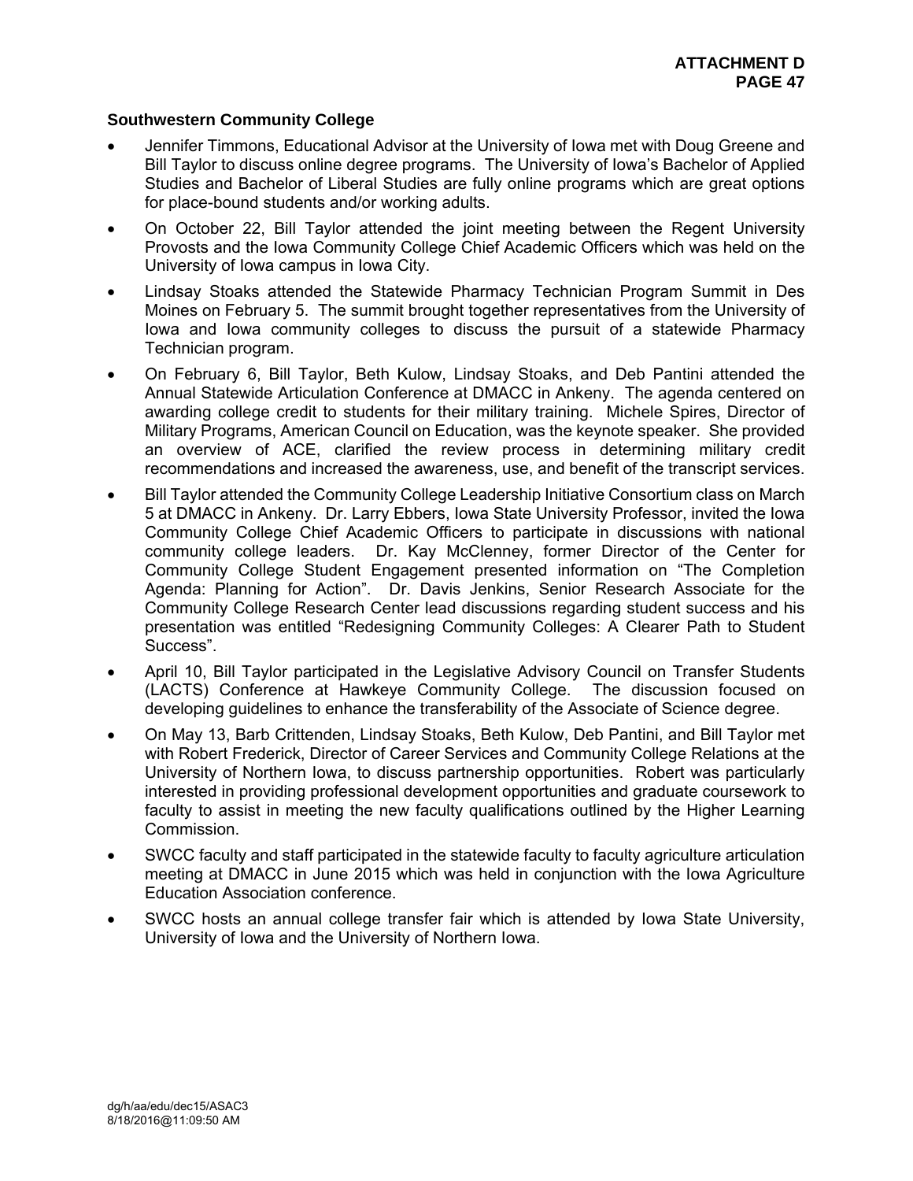**Southwestern Community College**

- Jennifer Timmons, Educational Advisor at the University of Iowa met with Doug Greene and Bill Taylor to discuss online degree programs. The University of Iowa's Bachelor of Applied Studies and Bachelor of Liberal Studies are fully online programs which are great options for place-bound students and/or working adults.
- On October 22, Bill Taylor attended the joint meeting between the Regent University Provosts and the Iowa Community College Chief Academic Officers which was held on the University of Iowa campus in Iowa City.
- Lindsay Stoaks attended the Statewide Pharmacy Technician Program Summit in Des Moines on February 5. The summit brought together representatives from the University of Iowa and Iowa community colleges to discuss the pursuit of a statewide Pharmacy Technician program.
- On February 6, Bill Taylor, Beth Kulow, Lindsay Stoaks, and Deb Pantini attended the Annual Statewide Articulation Conference at DMACC in Ankeny. The agenda centered on awarding college credit to students for their military training. Michele Spires, Director of Military Programs, American Council on Education, was the keynote speaker. She provided an overview of ACE, clarified the review process in determining military credit recommendations and increased the awareness, use, and benefit of the transcript services.
- Bill Taylor attended the Community College Leadership Initiative Consortium class on March 5 at DMACC in Ankeny. Dr. Larry Ebbers, Iowa State University Professor, invited the Iowa Community College Chief Academic Officers to participate in discussions with national community college leaders. Dr. Kay McClenney, former Director of the Center for Community College Student Engagement presented information on "The Completion Agenda: Planning for Action". Dr. Davis Jenkins, Senior Research Associate for the Community College Research Center lead discussions regarding student success and his presentation was entitled "Redesigning Community Colleges: A Clearer Path to Student Success".
- April 10, Bill Taylor participated in the Legislative Advisory Council on Transfer Students (LACTS) Conference at Hawkeye Community College. The discussion focused on developing guidelines to enhance the transferability of the Associate of Science degree.
- On May 13, Barb Crittenden, Lindsay Stoaks, Beth Kulow, Deb Pantini, and Bill Taylor met with Robert Frederick, Director of Career Services and Community College Relations at the University of Northern Iowa, to discuss partnership opportunities. Robert was particularly interested in providing professional development opportunities and graduate coursework to faculty to assist in meeting the new faculty qualifications outlined by the Higher Learning Commission.
- SWCC faculty and staff participated in the statewide faculty to faculty agriculture articulation meeting at DMACC in June 2015 which was held in conjunction with the Iowa Agriculture Education Association conference.
- SWCC hosts an annual college transfer fair which is attended by Iowa State University, University of Iowa and the University of Northern Iowa.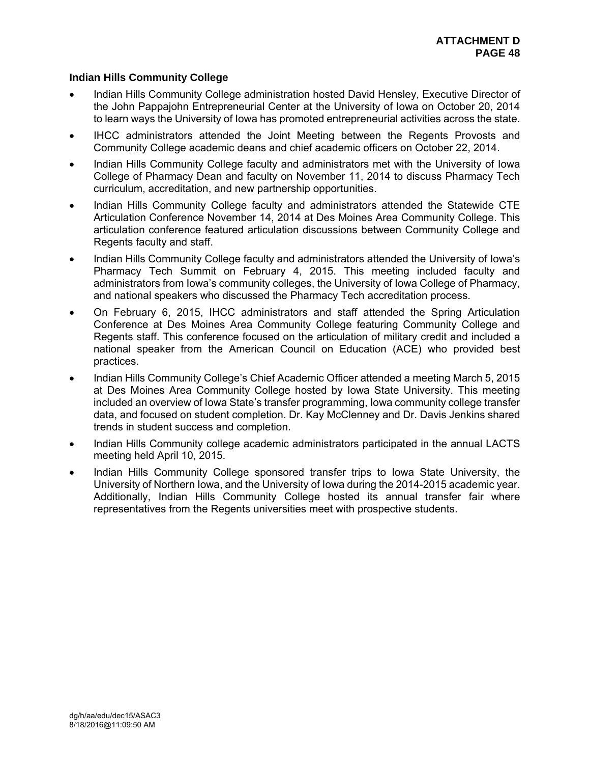**Indian Hills Community College**

- Indian Hills Community College administration hosted David Hensley, Executive Director of the John Pappajohn Entrepreneurial Center at the University of Iowa on October 20, 2014 to learn ways the University of Iowa has promoted entrepreneurial activities across the state.
- IHCC administrators attended the Joint Meeting between the Regents Provosts and Community College academic deans and chief academic officers on October 22, 2014.
- Indian Hills Community College faculty and administrators met with the University of Iowa College of Pharmacy Dean and faculty on November 11, 2014 to discuss Pharmacy Tech curriculum, accreditation, and new partnership opportunities.
- Indian Hills Community College faculty and administrators attended the Statewide CTE Articulation Conference November 14, 2014 at Des Moines Area Community College. This articulation conference featured articulation discussions between Community College and Regents faculty and staff.
- Indian Hills Community College faculty and administrators attended the University of Iowa's Pharmacy Tech Summit on February 4, 2015. This meeting included faculty and administrators from Iowa's community colleges, the University of Iowa College of Pharmacy, and national speakers who discussed the Pharmacy Tech accreditation process.
- On February 6, 2015, IHCC administrators and staff attended the Spring Articulation Conference at Des Moines Area Community College featuring Community College and Regents staff. This conference focused on the articulation of military credit and included a national speaker from the American Council on Education (ACE) who provided best practices.
- Indian Hills Community College's Chief Academic Officer attended a meeting March 5, 2015 at Des Moines Area Community College hosted by Iowa State University. This meeting included an overview of Iowa State's transfer programming, Iowa community college transfer data, and focused on student completion. Dr. Kay McClenney and Dr. Davis Jenkins shared trends in student success and completion.
- Indian Hills Community college academic administrators participated in the annual LACTS meeting held April 10, 2015.
- Indian Hills Community College sponsored transfer trips to Iowa State University, the University of Northern Iowa, and the University of Iowa during the 2014-2015 academic year. Additionally, Indian Hills Community College hosted its annual transfer fair where representatives from the Regents universities meet with prospective students.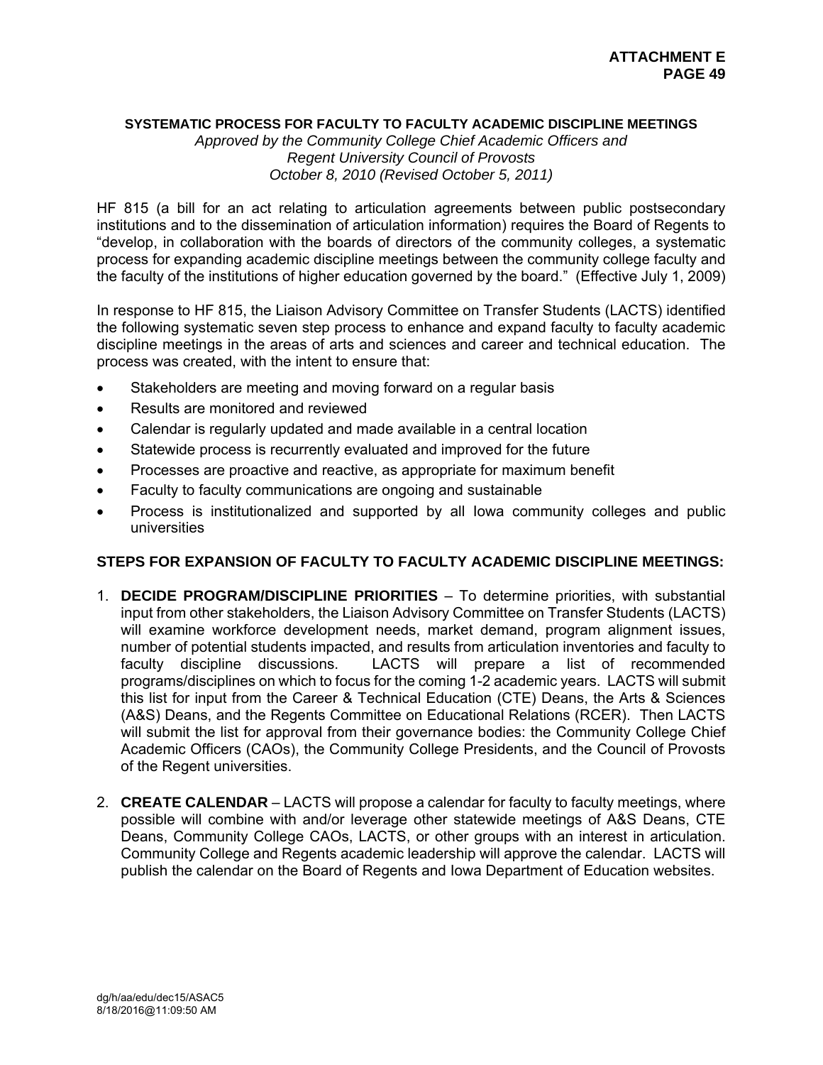**ATTACHMENT E**

## SYSTEMATIC PROCESS FOR FACULTY TO FACULTY ACADEMIC DISCIPLINE MEETINGS

*Approved by the Community College Chief Academic Officers and Regent University Council of Provosts October 8, 2010 (Revised October 5, 2011)*

HF 815 (a bill for an act relating to articulation agreements between public postsecondary institutions and to the dissemination of articulation information) requires the Board of Regents to "develop, in collaboration with the boards of directors of the community colleges, a systematic process for expanding academic discipline meetings between the community college faculty and the faculty of the institutions of higher education governed by the board." (Effective July 1, 2009)

In response to HF 815, the Liaison Advisory Committee on Transfer Students (LACTS) identified the following systematic seven step process to enhance and expand faculty to faculty academic discipline meetings in the areas of arts and sciences and career and technical education. The process was created, with the intent to ensure that:

- Stakeholders are meeting and moving forward on a regular basis
- Results are monitored and reviewed
- Calendar is regularly updated and made available in a central location
- Statewide process is recurrently evaluated and improved for the future
- Processes are proactive and reactive, as appropriate for maximum benefit
- Faculty to faculty communications are ongoing and sustainable
- Process is institutionalized and supported by all Iowa community colleges and public universities

### STEPS FOR EXPANSION OF FACULTY TO FACULTY ACADEMIC DISCIPLINE MEETINGS:

1. **DECIDE PROGRAM/DISCIPLINE PRIORITIES** – To determine priorities, with substantial input from other stakeholders, the Liaison Advisory Committee on Transfer Students (LACTS) will examine workforce development needs, market demand, program alignment issues, number of potential students impacted, and results from articulation inventories and faculty to faculty discipline discussions. LACTS will prepare a list of recommended programs/disciplines on which to focus for the coming 1-2 academic years. LACTS will submit this list for input from the Career & Technical Education (CTE) Deans, the Arts & Sciences (A&S) Deans, and the Regents Committee on Educational Relations (RCER). Then LACTS will submit the list for approval from their governance bodies: the Community College Chief Academic Officers (CAOs), the Community College Presidents, and the Council of Provosts of the Regent universities.

2. **CREATE CALENDAR** – LACTS will propose a calendar for faculty to faculty meetings, where possible will combine with and/or leverage other statewide meetings of A&S Deans, CTE Deans, Community College CAOs, LACTS, or other groups with an interest in articulation. Community College and Regents academic leadership will approve the calendar. LACTS will publish the calendar on the Board of Regents and Iowa Department of Education websites.

dg/h/aa/edu/dec15/ASAC5
8/18/2016@11:09:50 AM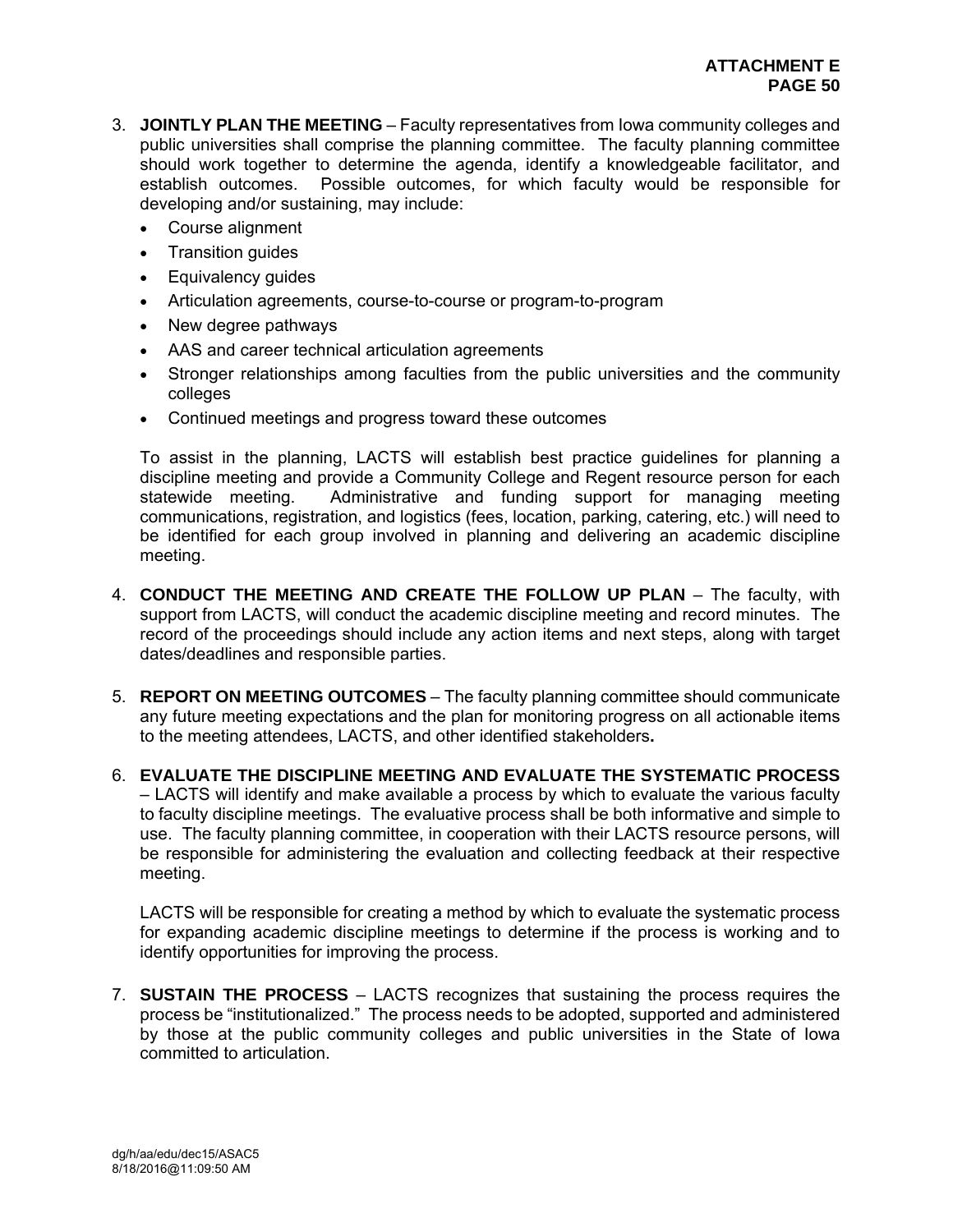3. **JOINTLY PLAN THE MEETING** – Faculty representatives from Iowa community colleges and public universities shall comprise the planning committee. The faculty planning committee should work together to determine the agenda, identify a knowledgeable facilitator, and establish outcomes. Possible outcomes, for which faculty would be responsible for developing and/or sustaining, may include:
   - Course alignment
   - Transition guides
   - Equivalency guides
   - Articulation agreements, course-to-course or program-to-program
   - New degree pathways
   - AAS and career technical articulation agreements
   - Stronger relationships among faculties from the public universities and the community colleges
   - Continued meetings and progress toward these outcomes

   To assist in the planning, LACTS will establish best practice guidelines for planning a discipline meeting and provide a Community College and Regent resource person for each statewide meeting. Administrative and funding support for managing meeting communications, registration, and logistics (fees, location, parking, catering, etc.) will need to be identified for each group involved in planning and delivering an academic discipline meeting.

4. **CONDUCT THE MEETING AND CREATE THE FOLLOW UP PLAN** – The faculty, with support from LACTS, will conduct the academic discipline meeting and record minutes. The record of the proceedings should include any action items and next steps, along with target dates/deadlines and responsible parties.

5. **REPORT ON MEETING OUTCOMES** – The faculty planning committee should communicate any future meeting expectations and the plan for monitoring progress on all actionable items to the meeting attendees, LACTS, and other identified stakeholders**.**

6. **EVALUATE THE DISCIPLINE MEETING AND EVALUATE THE SYSTEMATIC PROCESS** – LACTS will identify and make available a process by which to evaluate the various faculty to faculty discipline meetings. The evaluative process shall be both informative and simple to use. The faculty planning committee, in cooperation with their LACTS resource persons, will be responsible for administering the evaluation and collecting feedback at their respective meeting.

   LACTS will be responsible for creating a method by which to evaluate the systematic process for expanding academic discipline meetings to determine if the process is working and to identify opportunities for improving the process.

7. **SUSTAIN THE PROCESS** – LACTS recognizes that sustaining the process requires the process be "institutionalized." The process needs to be adopted, supported and administered by those at the public community colleges and public universities in the State of Iowa committed to articulation.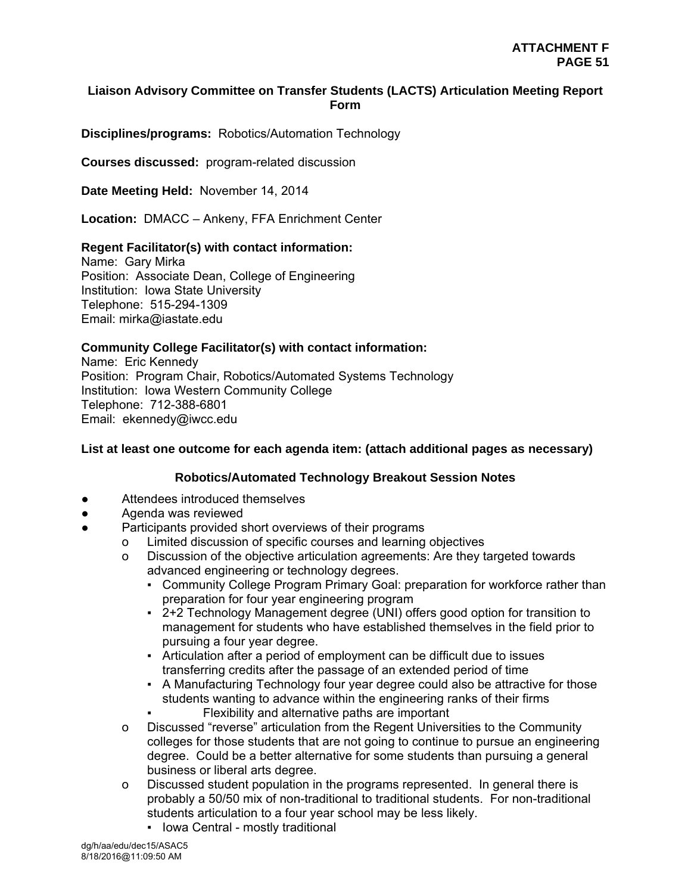**Liaison Advisory Committee on Transfer Students (LACTS) Articulation Meeting Report Form**

**Disciplines/programs:** Robotics/Automation Technology

**Courses discussed:** program-related discussion

**Date Meeting Held:** November 14, 2014

**Location:** DMACC – Ankeny, FFA Enrichment Center

**Regent Facilitator(s) with contact information:**
Name: Gary Mirka
Position: Associate Dean, College of Engineering
Institution: Iowa State University
Telephone: 515-294-1309
Email: mirka@iastate.edu

**Community College Facilitator(s) with contact information:**
Name: Eric Kennedy
Position: Program Chair, Robotics/Automated Systems Technology
Institution: Iowa Western Community College
Telephone: 712-388-6801
Email: ekennedy@iwcc.edu

**List at least one outcome for each agenda item: (attach additional pages as necessary)**

**Robotics/Automated Technology Breakout Session Notes**

- Attendees introduced themselves
- Agenda was reviewed
- Participants provided short overviews of their programs
  - Limited discussion of specific courses and learning objectives
  - Discussion of the objective articulation agreements: Are they targeted towards advanced engineering or technology degrees.
    - Community College Program Primary Goal: preparation for workforce rather than preparation for four year engineering program
    - 2+2 Technology Management degree (UNI) offers good option for transition to management for students who have established themselves in the field prior to pursuing a four year degree.
    - Articulation after a period of employment can be difficult due to issues transferring credits after the passage of an extended period of time
    - A Manufacturing Technology four year degree could also be attractive for those students wanting to advance within the engineering ranks of their firms
    - Flexibility and alternative paths are important
  - Discussed "reverse" articulation from the Regent Universities to the Community colleges for those students that are not going to continue to pursue an engineering degree. Could be a better alternative for some students than pursuing a general business or liberal arts degree.
  - Discussed student population in the programs represented. In general there is probably a 50/50 mix of non-traditional to traditional students. For non-traditional students articulation to a four year school may be less likely.
    - Iowa Central - mostly traditional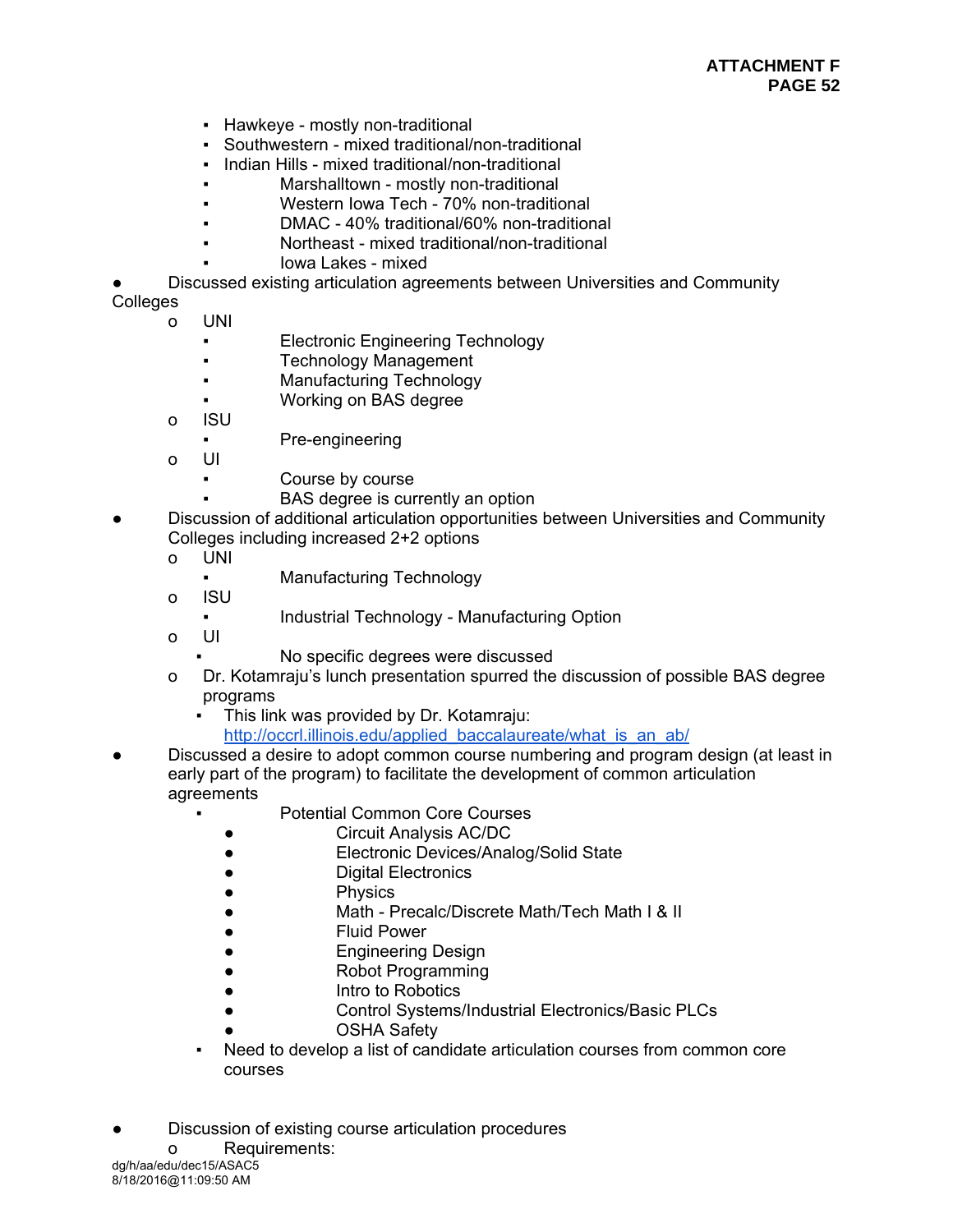- Hawkeye - mostly non-traditional
- Southwestern - mixed traditional/non-traditional
- Indian Hills - mixed traditional/non-traditional
- Marshalltown - mostly non-traditional
- Western Iowa Tech - 70% non-traditional
- DMAC - 40% traditional/60% non-traditional
- Northeast - mixed traditional/non-traditional
- Iowa Lakes - mixed

- Discussed existing articulation agreements between Universities and Community Colleges
  - UNI
    - Electronic Engineering Technology
    - Technology Management
    - Manufacturing Technology
    - Working on BAS degree
  - ISU
    - Pre-engineering
  - UI
    - Course by course
    - BAS degree is currently an option
- Discussion of additional articulation opportunities between Universities and Community Colleges including increased 2+2 options
  - UNI
    - Manufacturing Technology
  - ISU
    - Industrial Technology - Manufacturing Option
  - UI
    - No specific degrees were discussed
  - Dr. Kotamraju's lunch presentation spurred the discussion of possible BAS degree programs
    - This link was provided by Dr. Kotamraju: http://occrl.illinois.edu/applied_baccalaureate/what_is_an_ab/
- Discussed a desire to adopt common course numbering and program design (at least in early part of the program) to facilitate the development of common articulation agreements
  - Potential Common Core Courses
    - Circuit Analysis AC/DC
    - Electronic Devices/Analog/Solid State
    - Digital Electronics
    - Physics
    - Math - Precalc/Discrete Math/Tech Math I & II
    - Fluid Power
    - Engineering Design
    - Robot Programming
    - Intro to Robotics
    - Control Systems/Industrial Electronics/Basic PLCs
    - OSHA Safety
  - Need to develop a list of candidate articulation courses from common core courses

- Discussion of existing course articulation procedures
  - Requirements: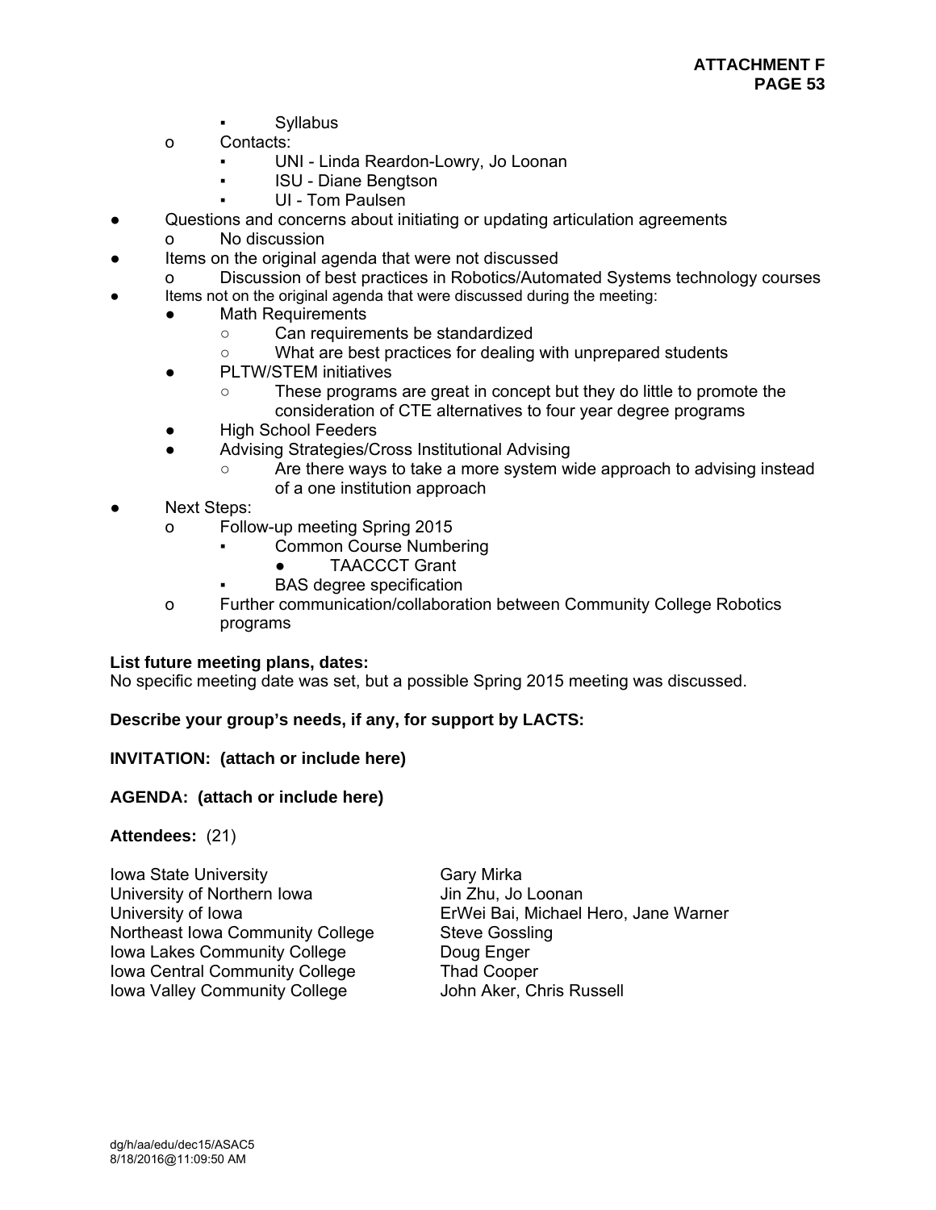- Syllabus
- Contacts:
  - UNI - Linda Reardon-Lowry, Jo Loonan
  - ISU - Diane Bengtson
  - UI - Tom Paulsen
- Questions and concerns about initiating or updating articulation agreements
  - No discussion
- Items on the original agenda that were not discussed
  - Discussion of best practices in Robotics/Automated Systems technology courses
- Items not on the original agenda that were discussed during the meeting:
  - Math Requirements
    - Can requirements be standardized
    - What are best practices for dealing with unprepared students
  - PLTW/STEM initiatives
    - These programs are great in concept but they do little to promote the consideration of CTE alternatives to four year degree programs
  - High School Feeders
  - Advising Strategies/Cross Institutional Advising
    - Are there ways to take a more system wide approach to advising instead of a one institution approach
- Next Steps:
  - Follow-up meeting Spring 2015
    - Common Course Numbering
      - TAACCCT Grant
    - BAS degree specification
  - Further communication/collaboration between Community College Robotics programs

**List future meeting plans, dates:**
No specific meeting date was set, but a possible Spring 2015 meeting was discussed.

**Describe your group's needs, if any, for support by LACTS:**

**INVITATION: (attach or include here)**

**AGENDA: (attach or include here)**

**Attendees:** (21)

| | |
|---|---|
| Iowa State University | Gary Mirka |
| University of Northern Iowa | Jin Zhu, Jo Loonan |
| University of Iowa | ErWei Bai, Michael Hero, Jane Warner |
| Northeast Iowa Community College | Steve Gossling |
| Iowa Lakes Community College | Doug Enger |
| Iowa Central Community College | Thad Cooper |
| Iowa Valley Community College | John Aker, Chris Russell |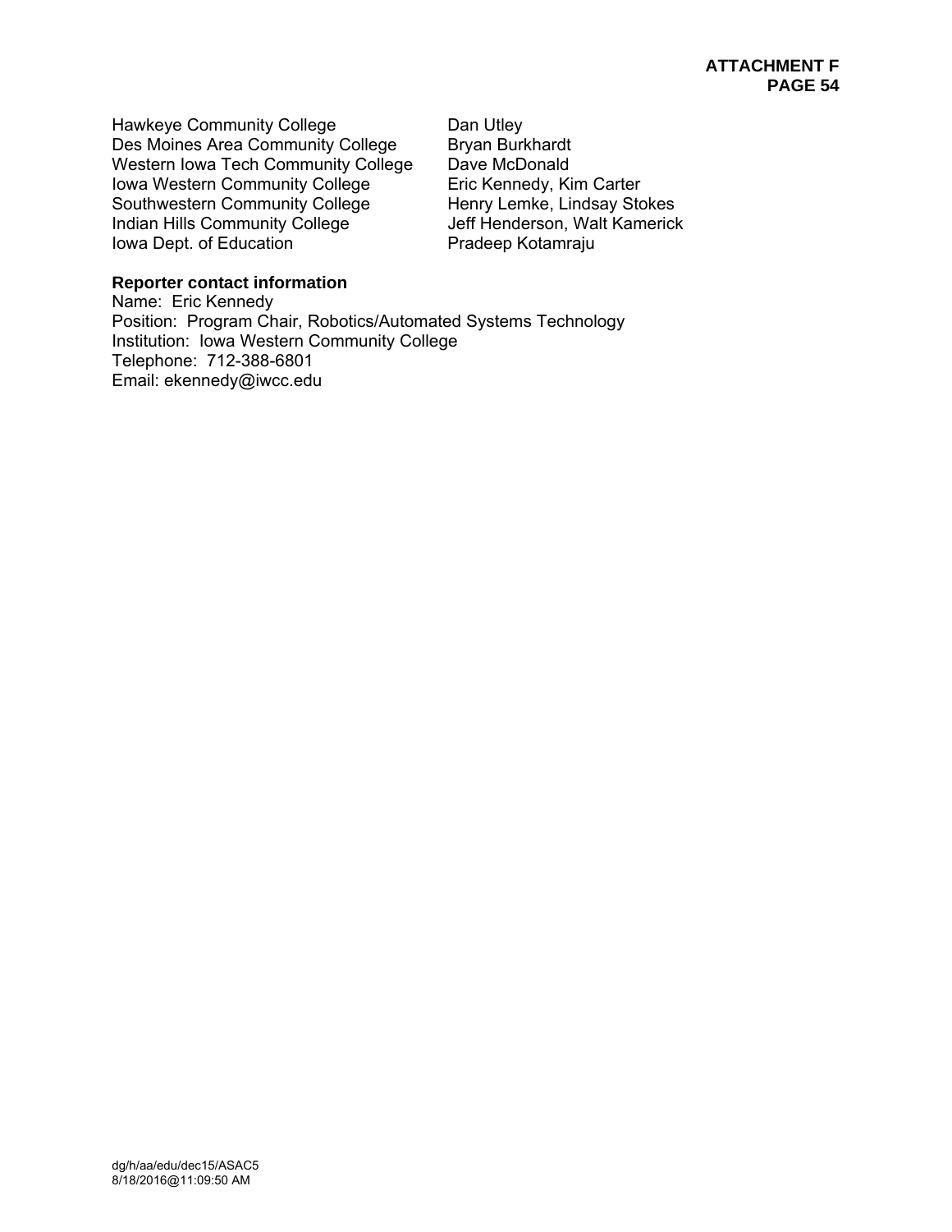| | |
|---|---|
| Hawkeye Community College | Dan Utley |
| Des Moines Area Community College | Bryan Burkhardt |
| Western Iowa Tech Community College | Dave McDonald |
| Iowa Western Community College | Eric Kennedy, Kim Carter |
| Southwestern Community College | Henry Lemke, Lindsay Stokes |
| Indian Hills Community College | Jeff Henderson, Walt Kamerick |
| Iowa Dept. of Education | Pradeep Kotamraju |

**Reporter contact information**

Name: Eric Kennedy
Position: Program Chair, Robotics/Automated Systems Technology
Institution: Iowa Western Community College
Telephone: 712-388-6801
Email: ekennedy@iwcc.edu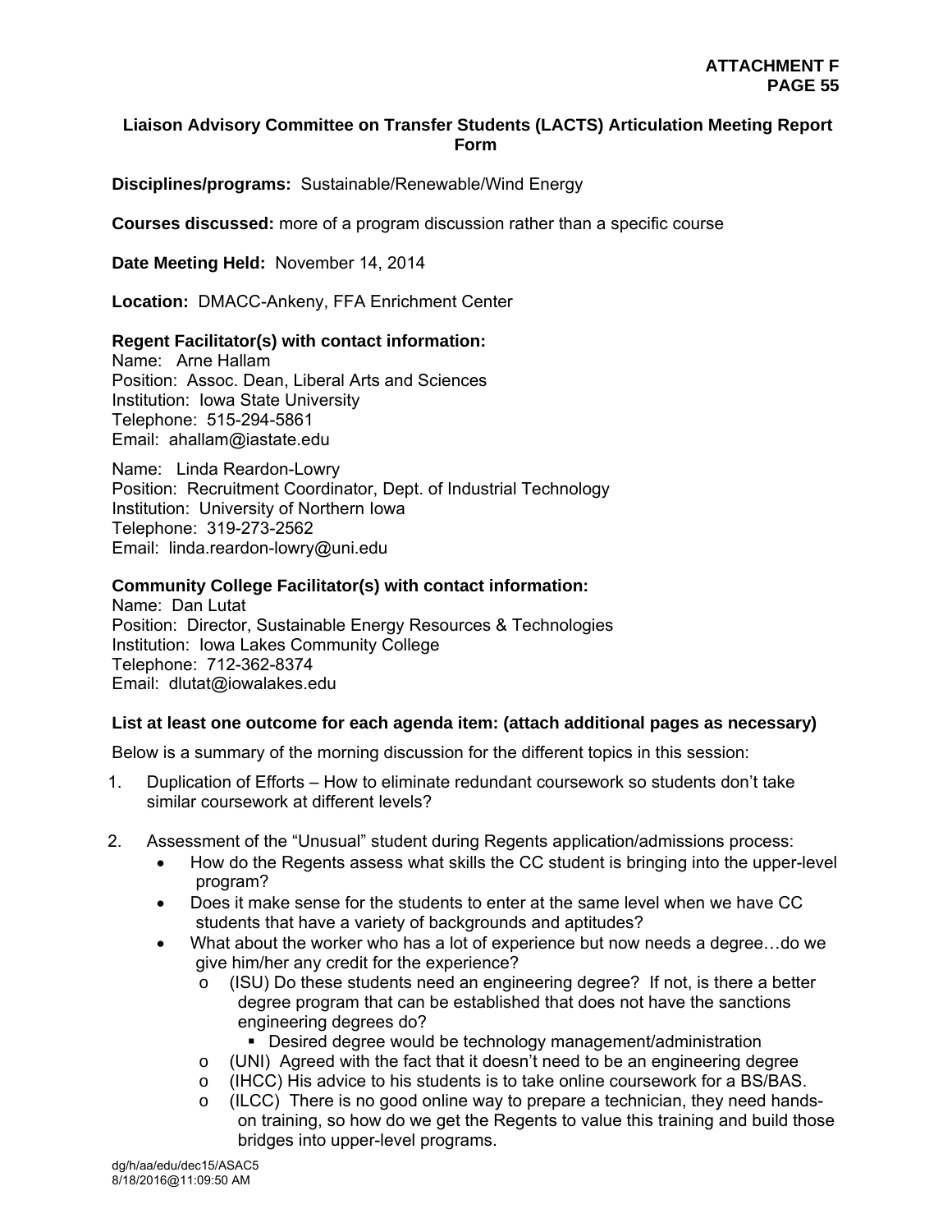## Liaison Advisory Committee on Transfer Students (LACTS) Articulation Meeting Report Form

**Disciplines/programs:** Sustainable/Renewable/Wind Energy

**Courses discussed:** more of a program discussion rather than a specific course

**Date Meeting Held:** November 14, 2014

**Location:** DMACC-Ankeny, FFA Enrichment Center

**Regent Facilitator(s) with contact information:**
Name: Arne Hallam
Position: Assoc. Dean, Liberal Arts and Sciences
Institution: Iowa State University
Telephone: 515-294-5861
Email: ahallam@iastate.edu

Name: Linda Reardon-Lowry
Position: Recruitment Coordinator, Dept. of Industrial Technology
Institution: University of Northern Iowa
Telephone: 319-273-2562
Email: linda.reardon-lowry@uni.edu

**Community College Facilitator(s) with contact information:**
Name: Dan Lutat
Position: Director, Sustainable Energy Resources & Technologies
Institution: Iowa Lakes Community College
Telephone: 712-362-8374
Email: dlutat@iowalakes.edu

**List at least one outcome for each agenda item: (attach additional pages as necessary)**

Below is a summary of the morning discussion for the different topics in this session:

1. Duplication of Efforts – How to eliminate redundant coursework so students don't take similar coursework at different levels?

2. Assessment of the "Unusual" student during Regents application/admissions process:
   - How do the Regents assess what skills the CC student is bringing into the upper-level program?
   - Does it make sense for the students to enter at the same level when we have CC students that have a variety of backgrounds and aptitudes?
   - What about the worker who has a lot of experience but now needs a degree…do we give him/her any credit for the experience?
     - (ISU) Do these students need an engineering degree? If not, is there a better degree program that can be established that does not have the sanctions engineering degrees do?
       - Desired degree would be technology management/administration
     - (UNI) Agreed with the fact that it doesn't need to be an engineering degree
     - (IHCC) His advice to his students is to take online coursework for a BS/BAS.
     - (ILCC) There is no good online way to prepare a technician, they need hands-on training, so how do we get the Regents to value this training and build those bridges into upper-level programs.

dg/h/aa/edu/dec15/ASAC5
8/18/2016@11:09:50 AM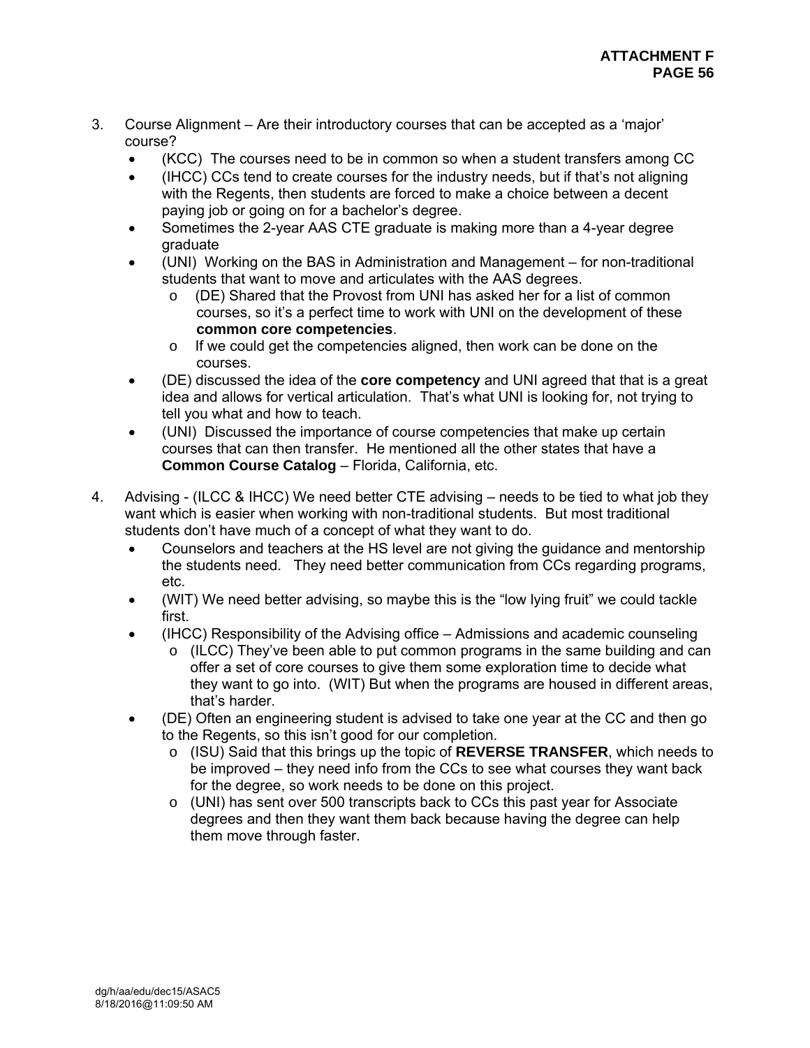3. Course Alignment – Are their introductory courses that can be accepted as a 'major' course?
   - (KCC) The courses need to be in common so when a student transfers among CC
   - (IHCC) CCs tend to create courses for the industry needs, but if that's not aligning with the Regents, then students are forced to make a choice between a decent paying job or going on for a bachelor's degree.
   - Sometimes the 2-year AAS CTE graduate is making more than a 4-year degree graduate
   - (UNI) Working on the BAS in Administration and Management – for non-traditional students that want to move and articulates with the AAS degrees.
     - (DE) Shared that the Provost from UNI has asked her for a list of common courses, so it's a perfect time to work with UNI on the development of these **common core competencies**.
     - If we could get the competencies aligned, then work can be done on the courses.
   - (DE) discussed the idea of the **core competency** and UNI agreed that that is a great idea and allows for vertical articulation. That's what UNI is looking for, not trying to tell you what and how to teach.
   - (UNI) Discussed the importance of course competencies that make up certain courses that can then transfer. He mentioned all the other states that have a **Common Course Catalog** – Florida, California, etc.

4. Advising - (ILCC & IHCC) We need better CTE advising – needs to be tied to what job they want which is easier when working with non-traditional students. But most traditional students don't have much of a concept of what they want to do.
   - Counselors and teachers at the HS level are not giving the guidance and mentorship the students need. They need better communication from CCs regarding programs, etc.
   - (WIT) We need better advising, so maybe this is the "low lying fruit" we could tackle first.
   - (IHCC) Responsibility of the Advising office – Admissions and academic counseling
     - (ILCC) They've been able to put common programs in the same building and can offer a set of core courses to give them some exploration time to decide what they want to go into. (WIT) But when the programs are housed in different areas, that's harder.
   - (DE) Often an engineering student is advised to take one year at the CC and then go to the Regents, so this isn't good for our completion.
     - (ISU) Said that this brings up the topic of **REVERSE TRANSFER**, which needs to be improved – they need info from the CCs to see what courses they want back for the degree, so work needs to be done on this project.
     - (UNI) has sent over 500 transcripts back to CCs this past year for Associate degrees and then they want them back because having the degree can help them move through faster.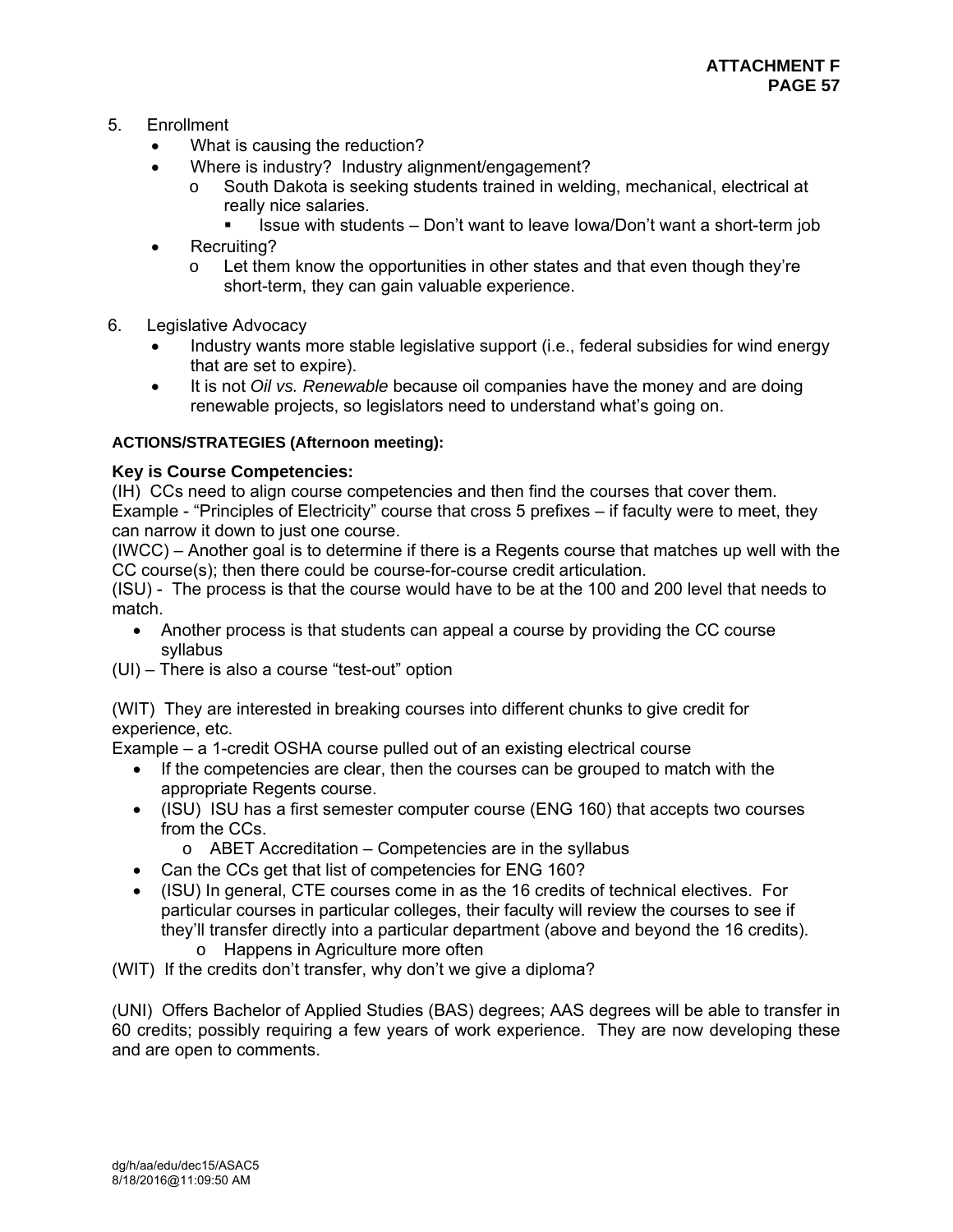5. Enrollment
   - What is causing the reduction?
   - Where is industry? Industry alignment/engagement?
     - South Dakota is seeking students trained in welding, mechanical, electrical at really nice salaries.
       - Issue with students – Don't want to leave Iowa/Don't want a short-term job
   - Recruiting?
     - Let them know the opportunities in other states and that even though they're short-term, they can gain valuable experience.

6. Legislative Advocacy
   - Industry wants more stable legislative support (i.e., federal subsidies for wind energy that are set to expire).
   - It is not *Oil vs. Renewable* because oil companies have the money and are doing renewable projects, so legislators need to understand what's going on.

**ACTIONS/STRATEGIES (Afternoon meeting):**

**Key is Course Competencies:**

(IH) CCs need to align course competencies and then find the courses that cover them. Example - "Principles of Electricity" course that cross 5 prefixes – if faculty were to meet, they can narrow it down to just one course.

(IWCC) – Another goal is to determine if there is a Regents course that matches up well with the CC course(s); then there could be course-for-course credit articulation.

(ISU) - The process is that the course would have to be at the 100 and 200 level that needs to match.

- Another process is that students can appeal a course by providing the CC course syllabus

(UI) – There is also a course "test-out" option

(WIT) They are interested in breaking courses into different chunks to give credit for experience, etc.

Example – a 1-credit OSHA course pulled out of an existing electrical course

- If the competencies are clear, then the courses can be grouped to match with the appropriate Regents course.
- (ISU) ISU has a first semester computer course (ENG 160) that accepts two courses from the CCs.
  - ABET Accreditation – Competencies are in the syllabus
- Can the CCs get that list of competencies for ENG 160?
- (ISU) In general, CTE courses come in as the 16 credits of technical electives. For particular courses in particular colleges, their faculty will review the courses to see if they'll transfer directly into a particular department (above and beyond the 16 credits).
  - Happens in Agriculture more often

(WIT) If the credits don't transfer, why don't we give a diploma?

(UNI) Offers Bachelor of Applied Studies (BAS) degrees; AAS degrees will be able to transfer in 60 credits; possibly requiring a few years of work experience. They are now developing these and are open to comments.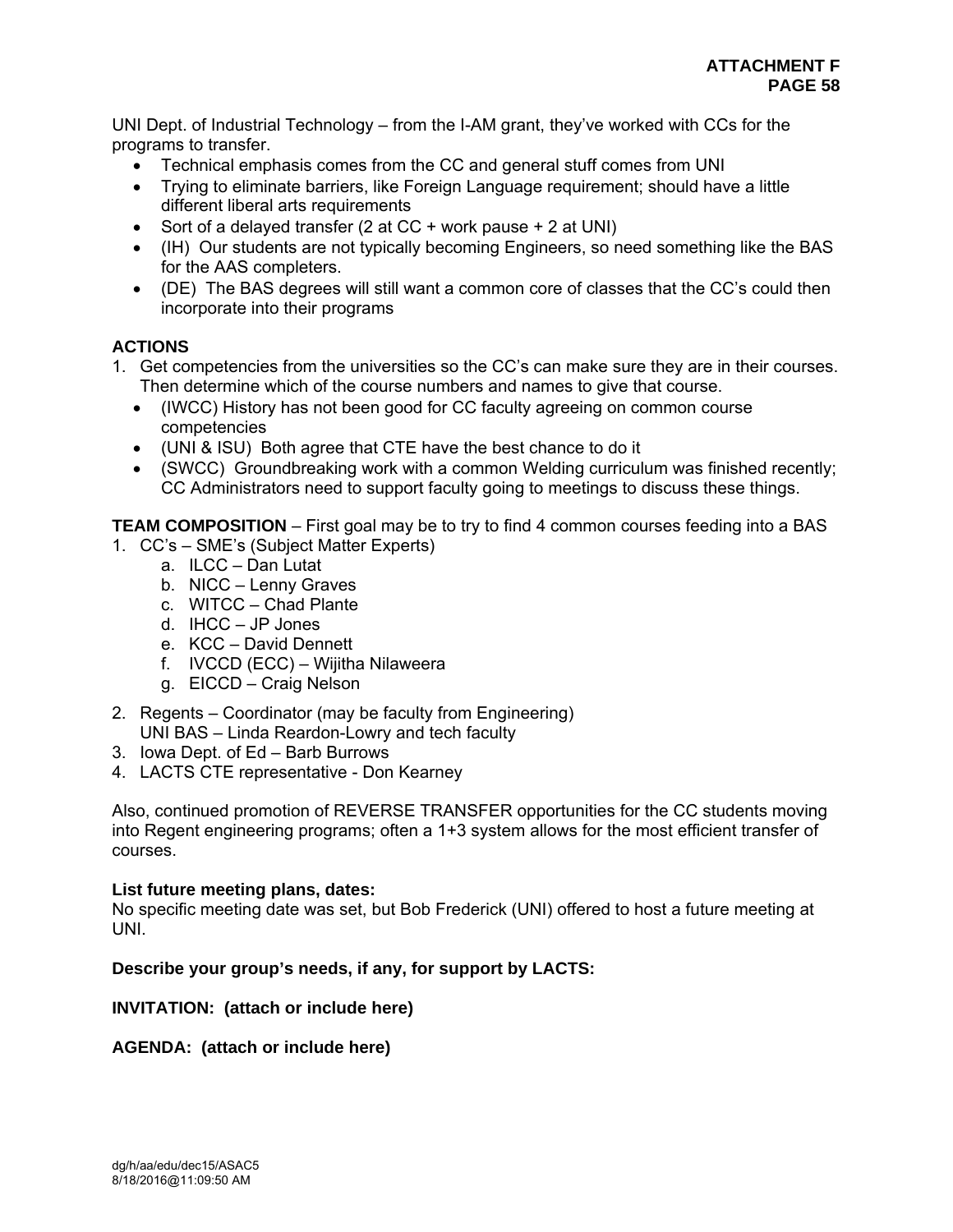UNI Dept. of Industrial Technology – from the I-AM grant, they've worked with CCs for the programs to transfer.

- Technical emphasis comes from the CC and general stuff comes from UNI
- Trying to eliminate barriers, like Foreign Language requirement; should have a little different liberal arts requirements
- Sort of a delayed transfer (2 at CC + work pause + 2 at UNI)
- (IH) Our students are not typically becoming Engineers, so need something like the BAS for the AAS completers.
- (DE) The BAS degrees will still want a common core of classes that the CC's could then incorporate into their programs

**ACTIONS**

1. Get competencies from the universities so the CC's can make sure they are in their courses. Then determine which of the course numbers and names to give that course.
   - (IWCC) History has not been good for CC faculty agreeing on common course competencies
   - (UNI & ISU) Both agree that CTE have the best chance to do it
   - (SWCC) Groundbreaking work with a common Welding curriculum was finished recently; CC Administrators need to support faculty going to meetings to discuss these things.

**TEAM COMPOSITION** – First goal may be to try to find 4 common courses feeding into a BAS

1. CC's – SME's (Subject Matter Experts)
   a. ILCC – Dan Lutat
   b. NICC – Lenny Graves
   c. WITCC – Chad Plante
   d. IHCC – JP Jones
   e. KCC – David Dennett
   f. IVCCD (ECC) – Wijitha Nilaweera
   g. EICCD – Craig Nelson
2. Regents – Coordinator (may be faculty from Engineering)
   UNI BAS – Linda Reardon-Lowry and tech faculty
3. Iowa Dept. of Ed – Barb Burrows
4. LACTS CTE representative - Don Kearney

Also, continued promotion of REVERSE TRANSFER opportunities for the CC students moving into Regent engineering programs; often a 1+3 system allows for the most efficient transfer of courses.

**List future meeting plans, dates:**

No specific meeting date was set, but Bob Frederick (UNI) offered to host a future meeting at UNI.

**Describe your group's needs, if any, for support by LACTS:**

**INVITATION: (attach or include here)**

**AGENDA: (attach or include here)**

dg/h/aa/edu/dec15/ASAC5
8/18/2016@11:09:50 AM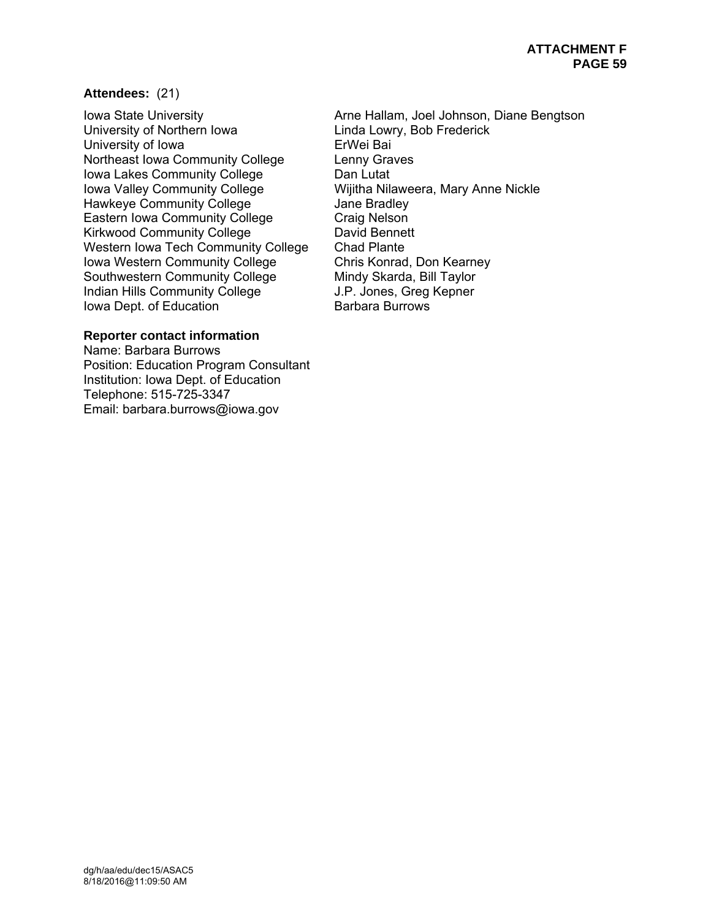**Attendees:** (21)

| | |
|---|---|
| Iowa State University | Arne Hallam, Joel Johnson, Diane Bengtson |
| University of Northern Iowa | Linda Lowry, Bob Frederick |
| University of Iowa | ErWei Bai |
| Northeast Iowa Community College | Lenny Graves |
| Iowa Lakes Community College | Dan Lutat |
| Iowa Valley Community College | Wijitha Nilaweera, Mary Anne Nickle |
| Hawkeye Community College | Jane Bradley |
| Eastern Iowa Community College | Craig Nelson |
| Kirkwood Community College | David Bennett |
| Western Iowa Tech Community College | Chad Plante |
| Iowa Western Community College | Chris Konrad, Don Kearney |
| Southwestern Community College | Mindy Skarda, Bill Taylor |
| Indian Hills Community College | J.P. Jones, Greg Kepner |
| Iowa Dept. of Education | Barbara Burrows |

**Reporter contact information**

Name: Barbara Burrows
Position: Education Program Consultant
Institution: Iowa Dept. of Education
Telephone: 515-725-3347
Email: barbara.burrows@iowa.gov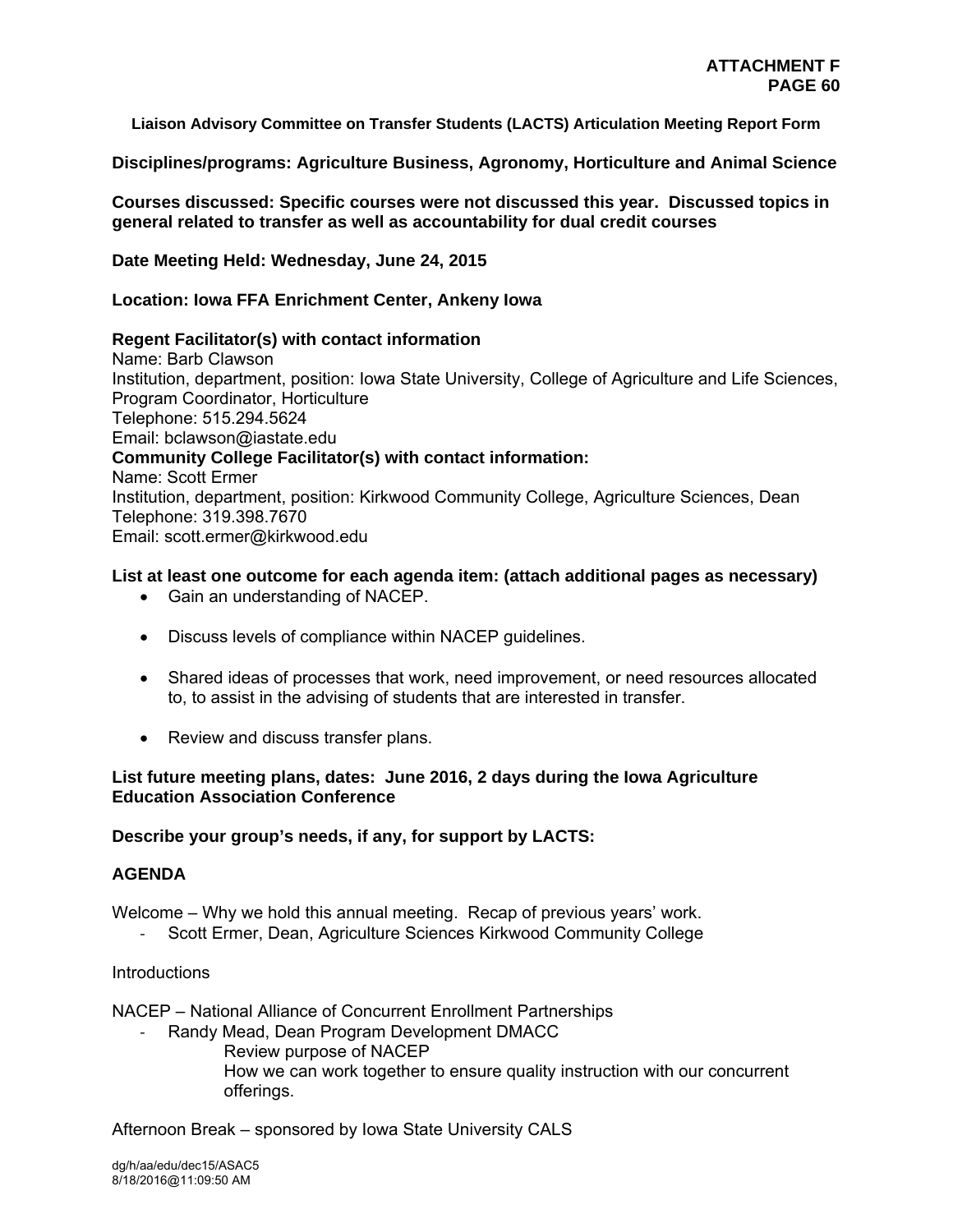**Liaison Advisory Committee on Transfer Students (LACTS) Articulation Meeting Report Form**

**Disciplines/programs: Agriculture Business, Agronomy, Horticulture and Animal Science**

**Courses discussed: Specific courses were not discussed this year. Discussed topics in general related to transfer as well as accountability for dual credit courses**

**Date Meeting Held: Wednesday, June 24, 2015**

**Location: Iowa FFA Enrichment Center, Ankeny Iowa**

**Regent Facilitator(s) with contact information**
Name: Barb Clawson
Institution, department, position: Iowa State University, College of Agriculture and Life Sciences, Program Coordinator, Horticulture
Telephone: 515.294.5624
Email: bclawson@iastate.edu
**Community College Facilitator(s) with contact information:**
Name: Scott Ermer
Institution, department, position: Kirkwood Community College, Agriculture Sciences, Dean
Telephone: 319.398.7670
Email: scott.ermer@kirkwood.edu

**List at least one outcome for each agenda item: (attach additional pages as necessary)**

- Gain an understanding of NACEP.
- Discuss levels of compliance within NACEP guidelines.
- Shared ideas of processes that work, need improvement, or need resources allocated to, to assist in the advising of students that are interested in transfer.
- Review and discuss transfer plans.

**List future meeting plans, dates: June 2016, 2 days during the Iowa Agriculture Education Association Conference**

**Describe your group's needs, if any, for support by LACTS:**

**AGENDA**

Welcome – Why we hold this annual meeting. Recap of previous years' work.
- Scott Ermer, Dean, Agriculture Sciences Kirkwood Community College

Introductions

NACEP – National Alliance of Concurrent Enrollment Partnerships
- Randy Mead, Dean Program Development DMACC
  Review purpose of NACEP
  How we can work together to ensure quality instruction with our concurrent offerings.

Afternoon Break – sponsored by Iowa State University CALS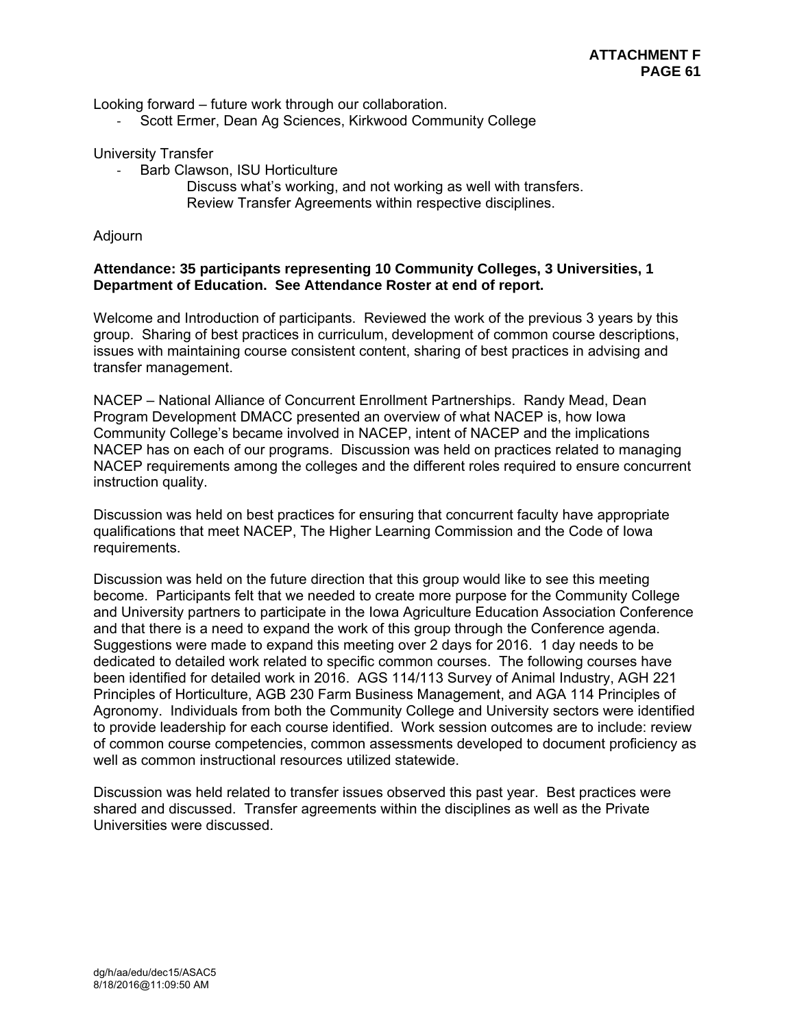Looking forward – future work through our collaboration.

- Scott Ermer, Dean Ag Sciences, Kirkwood Community College

University Transfer

- Barb Clawson, ISU Horticulture
  - Discuss what's working, and not working as well with transfers.
  - Review Transfer Agreements within respective disciplines.

Adjourn

**Attendance: 35 participants representing 10 Community Colleges, 3 Universities, 1 Department of Education. See Attendance Roster at end of report.**

Welcome and Introduction of participants. Reviewed the work of the previous 3 years by this group. Sharing of best practices in curriculum, development of common course descriptions, issues with maintaining course consistent content, sharing of best practices in advising and transfer management.

NACEP – National Alliance of Concurrent Enrollment Partnerships. Randy Mead, Dean Program Development DMACC presented an overview of what NACEP is, how Iowa Community College's became involved in NACEP, intent of NACEP and the implications NACEP has on each of our programs. Discussion was held on practices related to managing NACEP requirements among the colleges and the different roles required to ensure concurrent instruction quality.

Discussion was held on best practices for ensuring that concurrent faculty have appropriate qualifications that meet NACEP, The Higher Learning Commission and the Code of Iowa requirements.

Discussion was held on the future direction that this group would like to see this meeting become. Participants felt that we needed to create more purpose for the Community College and University partners to participate in the Iowa Agriculture Education Association Conference and that there is a need to expand the work of this group through the Conference agenda. Suggestions were made to expand this meeting over 2 days for 2016. 1 day needs to be dedicated to detailed work related to specific common courses. The following courses have been identified for detailed work in 2016. AGS 114/113 Survey of Animal Industry, AGH 221 Principles of Horticulture, AGB 230 Farm Business Management, and AGA 114 Principles of Agronomy. Individuals from both the Community College and University sectors were identified to provide leadership for each course identified. Work session outcomes are to include: review of common course competencies, common assessments developed to document proficiency as well as common instructional resources utilized statewide.

Discussion was held related to transfer issues observed this past year. Best practices were shared and discussed. Transfer agreements within the disciplines as well as the Private Universities were discussed.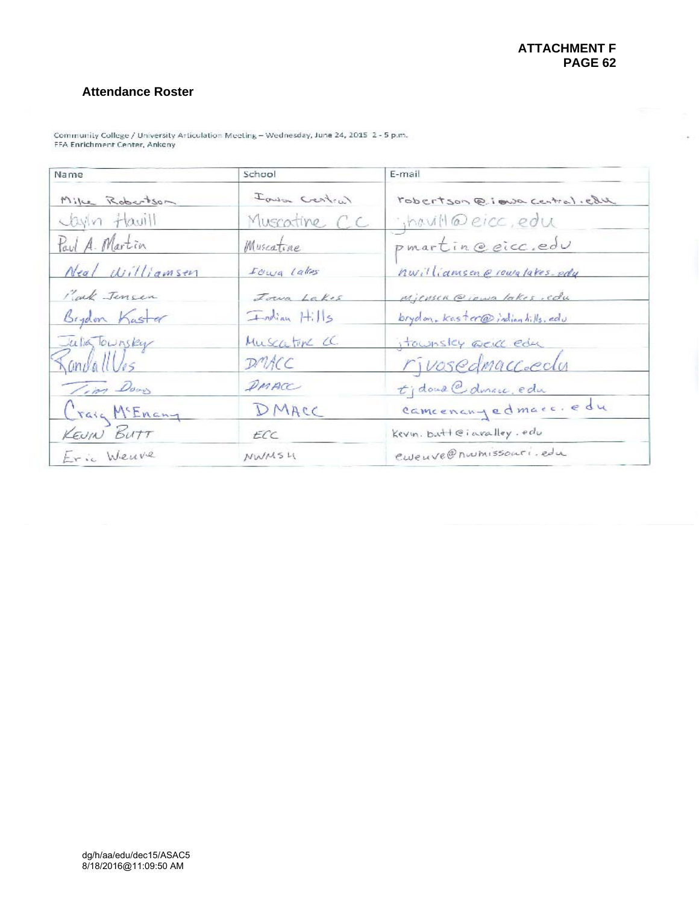**ATTACHMENT F**

## Attendance Roster

Community College / University Articulation Meeting – Wednesday, June 24, 2015 2 - 5 p.m.
FFA Enrichment Center, Ankeny

| Name | School | E-mail |
|---|---|---|
| Mike Robertson | Iowa Central | robertson@iowacentral.edu |
| Jayln Havill | Muscatine CC | jhavill@eicc.edu |
| Paul A. Martin | Muscatine | pmartin@eicc.edu |
| Neal Williamsen | Iowa Lakes | nwilliamsen@iowalakes.edu |
| Mark Jensen | Iowa Lakes | mjensen@iowalakes.edu |
| Brydon Kaster | Indian Hills | brydon.kaster@indianhills.edu |
| Julia Townsley | Muscatine CC | jtownsley@eicc.edu |
| Randall Vos | DMACC | rjvos@dmacc.edu |
| Tim Doud | DMACC | tjdoud@dmacc.edu |
| Craig McEnany | DMACC | camcenany@dmacc.edu |
| KEVIN BUTT | ECC | Kevin.butt@iavalley.edu |
| Eric Weuve | NWMSU | eweuve@nwmissouri.edu |

dg/h/aa/edu/dec15/ASAC5
8/18/2016@11:09:50 AM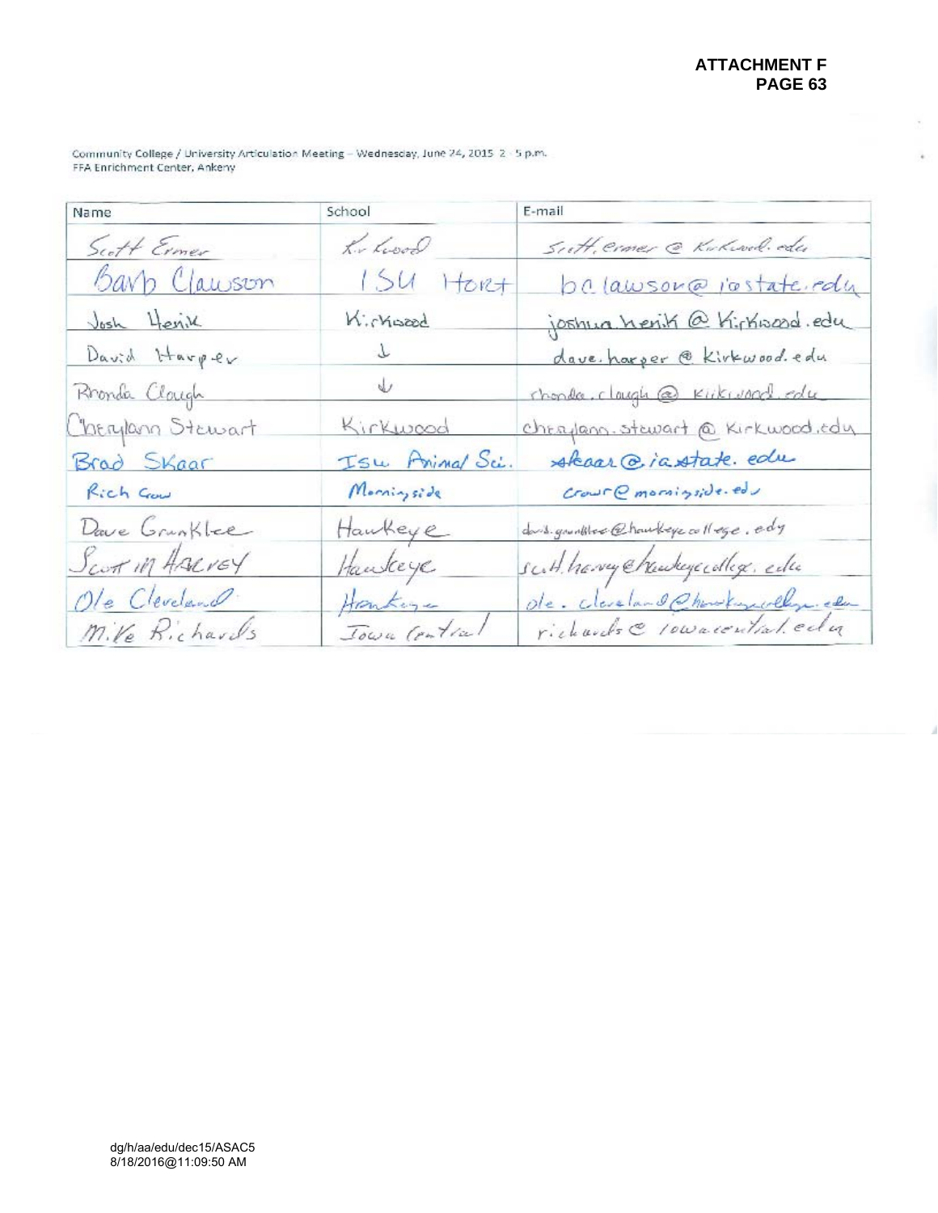**ATTACHMENT F**
**PAGE 63**

Community College / University Articulation Meeting – Wednesday, June 24, 2015 2 - 5 p.m.
FFA Enrichment Center, Ankeny

| Name | School | E-mail |
|---|---|---|
| Scott Ermer | Kirkwood | scott.ermer@kirkwood.edu |
| Barb Clawson | ISU Hort | bclawson@iastate.edu |
| Josh Henik | Kirkwood | joshua.henik@kirkwood.edu |
| David Harper | ↓ | dave.harper@kirkwood.edu |
| Rhonda Clough | ↓ | rhonda.clough@kirkwood.edu |
| Cherylann Stewart | Kirkwood | cheryllann.stewart@kirkwood.edu |
| Brad Skaar | ISU Animal Sci. | skaar@iastate.edu |
| Rich Crow | Morningside | crowr@morningside.edu |
| Dave Grunklee | Hawkeye | david.grunklee@hawkeyecollege.edu |
| Scott M Harvey | Hawkeye | scott.harvey@hawkeyecollege.edu |
| Ole Cleveland | Hawkeye | ole.cleveland@hawkeyecollege.edu |
| Mike Richards | Iowa Central | richards@iowacentral.edu |

dg/h/aa/edu/dec15/ASAC5
8/18/2016@11:09:50 AM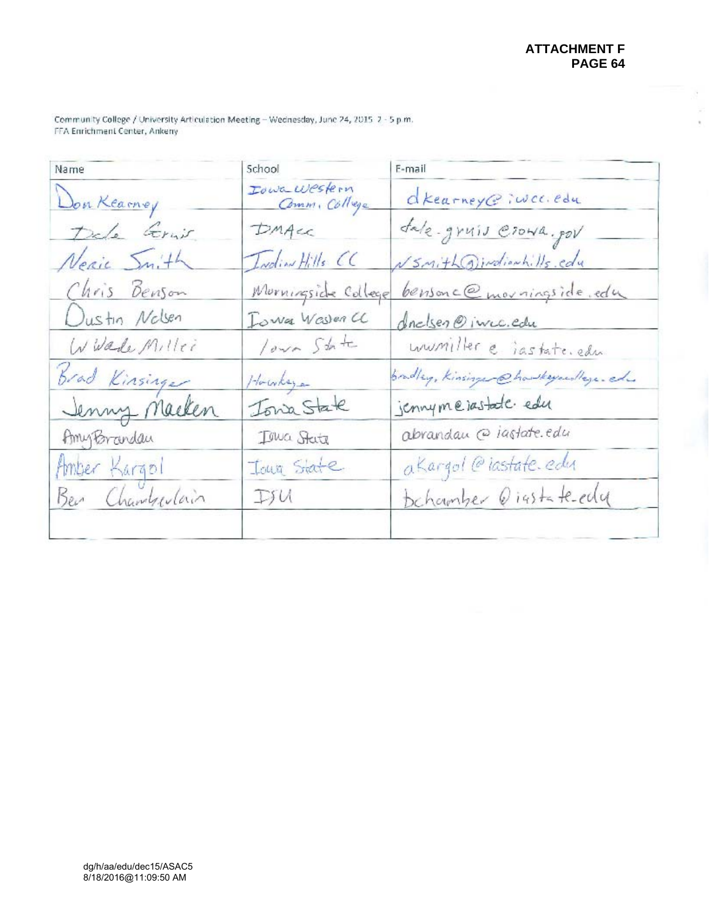**ATTACHMENT F**

Community College / University Articulation Meeting – Wednesday, June 24, 2015 2 - 5 p.m.
FFA Enrichment Center, Ankeny

| Name | School | E-mail |
|---|---|---|
| Don Kearney | Iowa Western Comm. College | dkearney@iwcc.edu |
| Dale Gruis | DMACC | dale.gruis@iowa.gov |
| Neric Smith | Indian Hills CC | nsmith@indianhills.edu |
| Chris Benson | Morningside College | bensonc@morningside.edu |
| Dustin Nelsen | Iowa Western CC | dnelsen@iwcc.edu |
| W Wade Miller | Iowa State | wwmiller@iastate.edu |
| Brad Kinsinger | Hawkeye | bradley.kinsinger@hawkeyecollege.edu |
| Jenny Macken | Iowa State | jennym@iastate.edu |
| Amy Brandau | Iowa State | abrandau@iastate.edu |
| Amber Kargol | Iowa State | akargol@iastate.edu |
| Ben Chamberlain | ISU | bchamber@iastate.edu |
| | | |

dg/h/aa/edu/dec15/ASAC5
8/18/2016@11:09:50 AM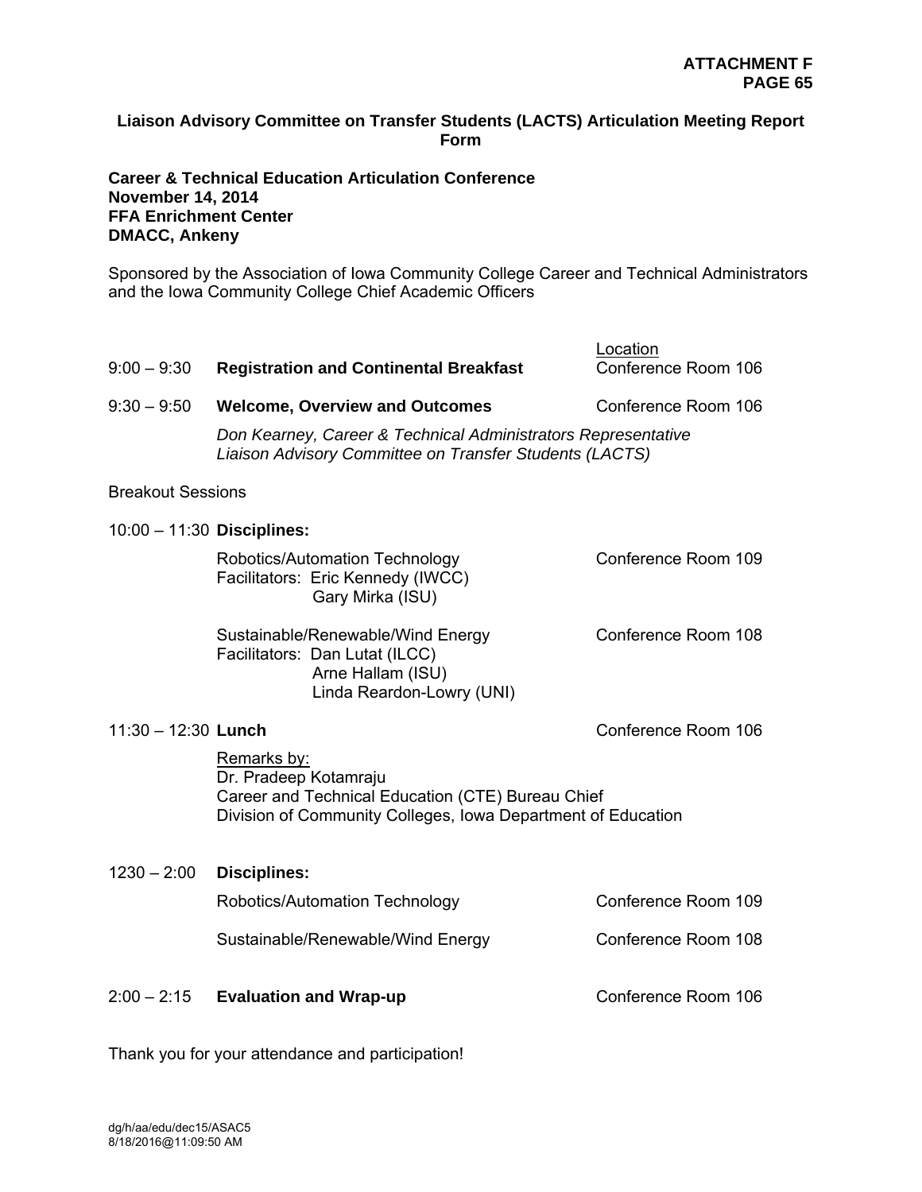**ATTACHMENT F**
**PAGE 65**

## Liaison Advisory Committee on Transfer Students (LACTS) Articulation Meeting Report Form

**Career & Technical Education Articulation Conference**
**November 14, 2014**
**FFA Enrichment Center**
**DMACC, Ankeny**

Sponsored by the Association of Iowa Community College Career and Technical Administrators and the Iowa Community College Chief Academic Officers

| | | Location |
|---|---|---|
| 9:00 – 9:30 | **Registration and Continental Breakfast** | Conference Room 106 |
| 9:30 – 9:50 | **Welcome, Overview and Outcomes**<br>*Don Kearney, Career & Technical Administrators Representative Liaison Advisory Committee on Transfer Students (LACTS)* | Conference Room 106 |

Breakout Sessions

| | | |
|---|---|---|
| 10:00 – 11:30 | **Disciplines:** | |
| | Robotics/Automation Technology<br>Facilitators: Eric Kennedy (IWCC)<br>Gary Mirka (ISU) | Conference Room 109 |
| | Sustainable/Renewable/Wind Energy<br>Facilitators: Dan Lutat (ILCC)<br>Arne Hallam (ISU)<br>Linda Reardon-Lowry (UNI) | Conference Room 108 |
| 11:30 – 12:30 | **Lunch**<br>Remarks by:<br>Dr. Pradeep Kotamraju<br>Career and Technical Education (CTE) Bureau Chief<br>Division of Community Colleges, Iowa Department of Education | Conference Room 106 |
| 1230 – 2:00 | **Disciplines:** | |
| | Robotics/Automation Technology | Conference Room 109 |
| | Sustainable/Renewable/Wind Energy | Conference Room 108 |
| 2:00 – 2:15 | **Evaluation and Wrap-up** | Conference Room 106 |

Thank you for your attendance and participation!

dg/h/aa/edu/dec15/ASAC5
8/18/2016@11:09:50 AM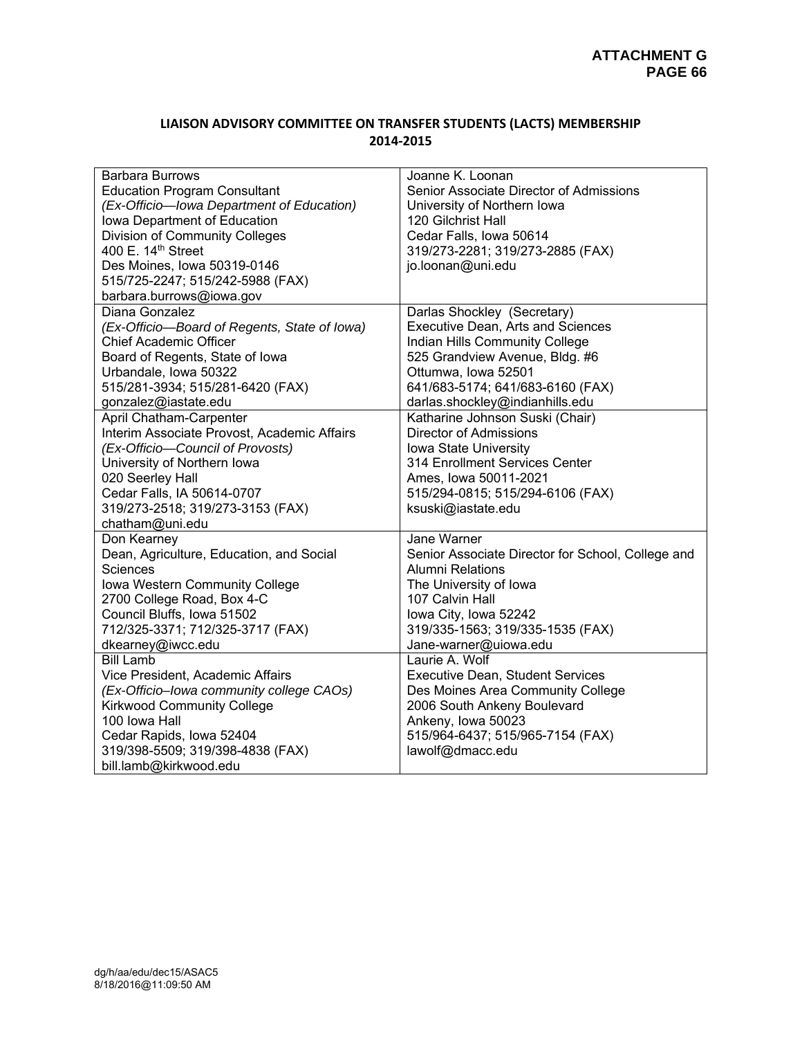**ATTACHMENT G**
**PAGE 66**

## LIAISON ADVISORY COMMITTEE ON TRANSFER STUDENTS (LACTS) MEMBERSHIP 2014-2015

| | |
|---|---|
| Barbara Burrows<br>Education Program Consultant<br>*(Ex-Officio—Iowa Department of Education)*<br>Iowa Department of Education<br>Division of Community Colleges<br>400 E. 14th Street<br>Des Moines, Iowa 50319-0146<br>515/725-2247; 515/242-5988 (FAX)<br>barbara.burrows@iowa.gov | Joanne K. Loonan<br>Senior Associate Director of Admissions<br>University of Northern Iowa<br>120 Gilchrist Hall<br>Cedar Falls, Iowa 50614<br>319/273-2281; 319/273-2885 (FAX)<br>jo.loonan@uni.edu |
| Diana Gonzalez<br>*(Ex-Officio—Board of Regents, State of Iowa)*<br>Chief Academic Officer<br>Board of Regents, State of Iowa<br>Urbandale, Iowa 50322<br>515/281-3934; 515/281-6420 (FAX)<br>gonzalez@iastate.edu | Darlas Shockley (Secretary)<br>Executive Dean, Arts and Sciences<br>Indian Hills Community College<br>525 Grandview Avenue, Bldg. #6<br>Ottumwa, Iowa 52501<br>641/683-5174; 641/683-6160 (FAX)<br>darlas.shockley@indianhills.edu |
| April Chatham-Carpenter<br>Interim Associate Provost, Academic Affairs<br>*(Ex-Officio—Council of Provosts)*<br>University of Northern Iowa<br>020 Seerley Hall<br>Cedar Falls, IA 50614-0707<br>319/273-2518; 319/273-3153 (FAX)<br>chatham@uni.edu | Katharine Johnson Suski (Chair)<br>Director of Admissions<br>Iowa State University<br>314 Enrollment Services Center<br>Ames, Iowa 50011-2021<br>515/294-0815; 515/294-6106 (FAX)<br>ksuski@iastate.edu |
| Don Kearney<br>Dean, Agriculture, Education, and Social Sciences<br>Iowa Western Community College<br>2700 College Road, Box 4-C<br>Council Bluffs, Iowa 51502<br>712/325-3371; 712/325-3717 (FAX)<br>dkearney@iwcc.edu | Jane Warner<br>Senior Associate Director for School, College and Alumni Relations<br>The University of Iowa<br>107 Calvin Hall<br>Iowa City, Iowa 52242<br>319/335-1563; 319/335-1535 (FAX)<br>Jane-warner@uiowa.edu |
| Bill Lamb<br>Vice President, Academic Affairs<br>*(Ex-Officio–Iowa community college CAOs)*<br>Kirkwood Community College<br>100 Iowa Hall<br>Cedar Rapids, Iowa 52404<br>319/398-5509; 319/398-4838 (FAX)<br>bill.lamb@kirkwood.edu | Laurie A. Wolf<br>Executive Dean, Student Services<br>Des Moines Area Community College<br>2006 South Ankeny Boulevard<br>Ankeny, Iowa 50023<br>515/964-6437; 515/965-7154 (FAX)<br>lawolf@dmacc.edu |

dg/h/aa/edu/dec15/ASAC5
8/18/2016@11:09:50 AM